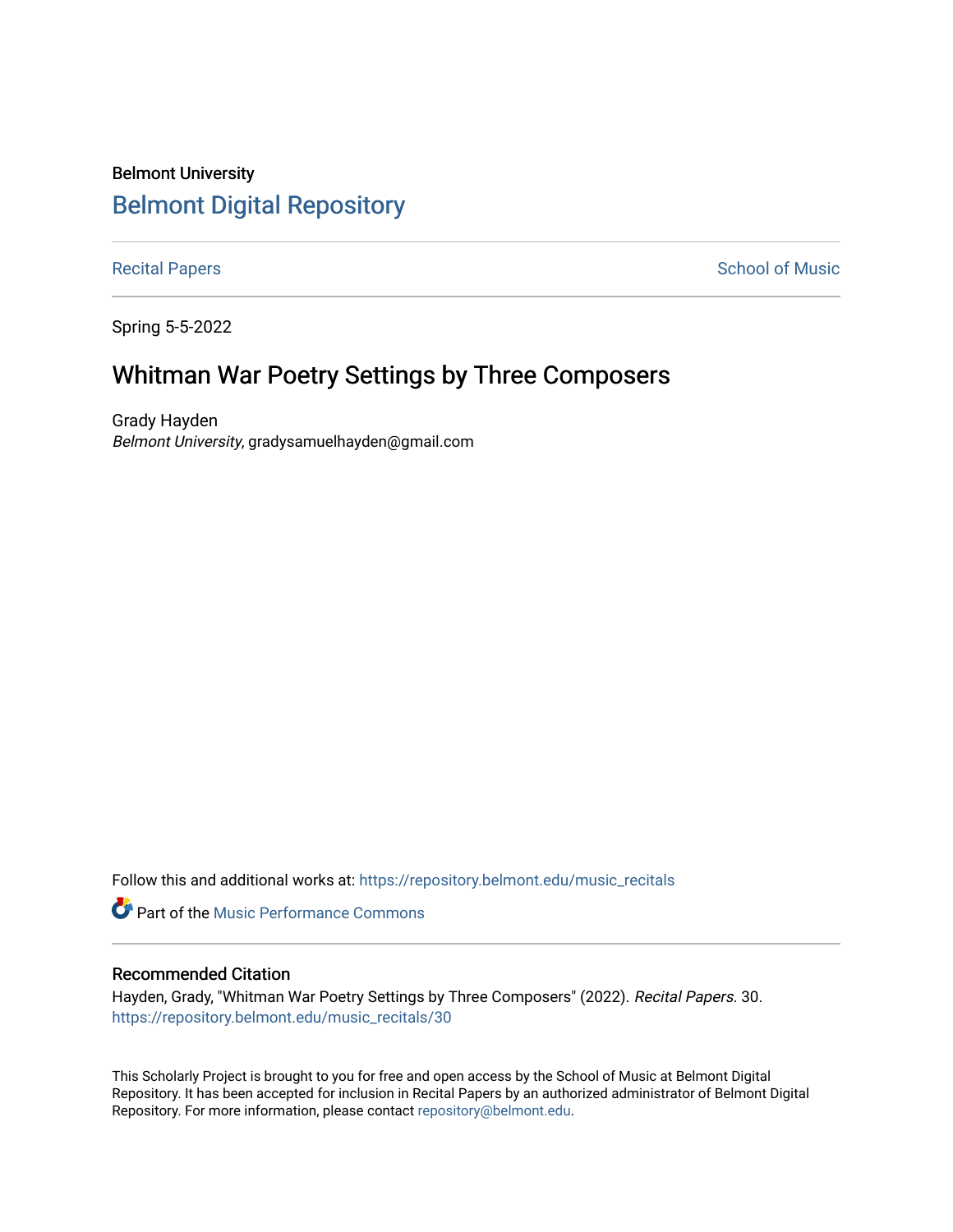Belmont University

## Belmont Digital Repository

Recital Papers School of Music

Spring 5-5-2022

# Whitman War Poetry Settings by Three Composers

Grady Hayden
*Belmont University*, gradysamuelhayden@gmail.com

Follow this and additional works at: https://repository.belmont.edu/music_recitals

Part of the Music Performance Commons

### Recommended Citation

Hayden, Grady, "Whitman War Poetry Settings by Three Composers" (2022). *Recital Papers*. 30.
https://repository.belmont.edu/music_recitals/30

This Scholarly Project is brought to you for free and open access by the School of Music at Belmont Digital Repository. It has been accepted for inclusion in Recital Papers by an authorized administrator of Belmont Digital Repository. For more information, please contact repository@belmont.edu.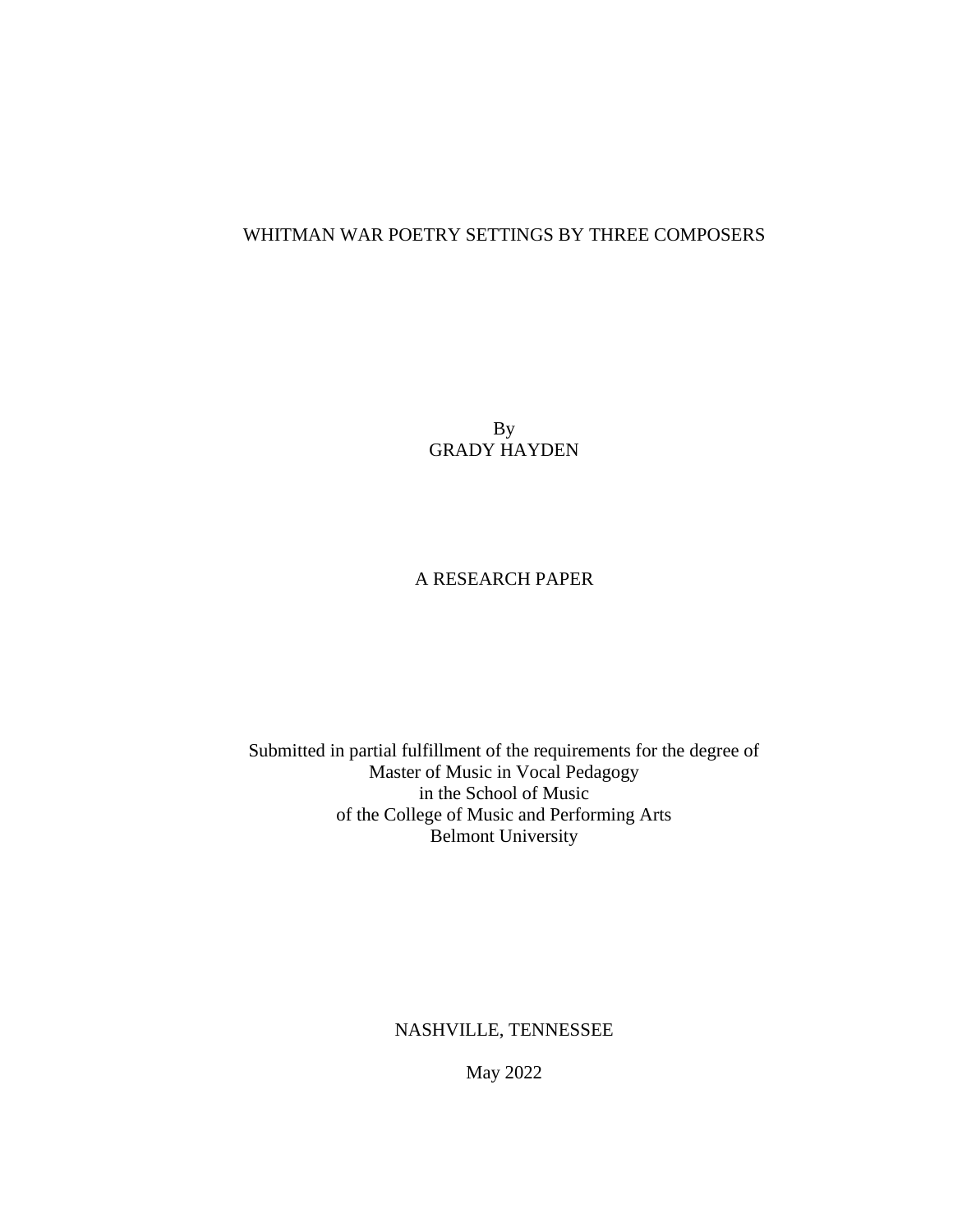# WHITMAN WAR POETRY SETTINGS BY THREE COMPOSERS

By
GRADY HAYDEN

A RESEARCH PAPER

Submitted in partial fulfillment of the requirements for the degree of
Master of Music in Vocal Pedagogy
in the School of Music
of the College of Music and Performing Arts
Belmont University

NASHVILLE, TENNESSEE

May 2022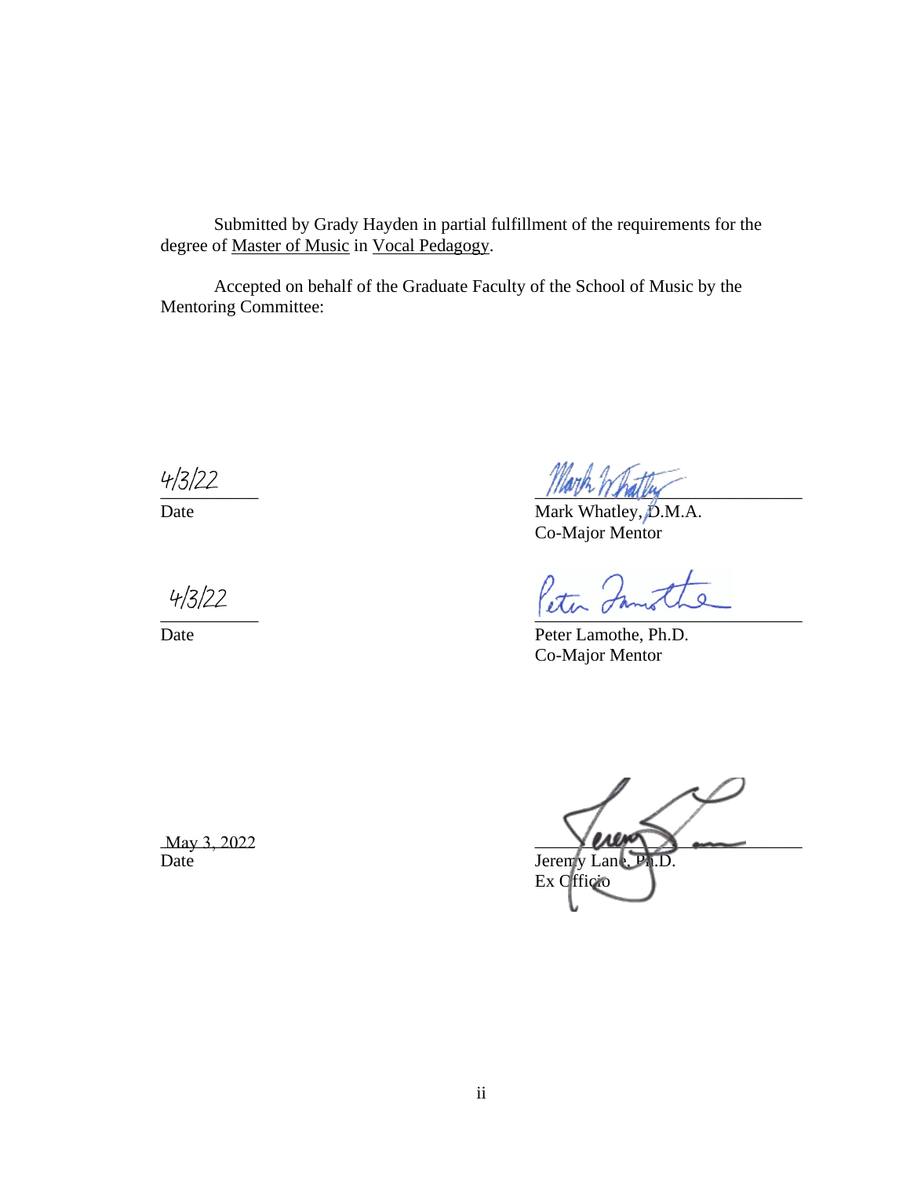Submitted by Grady Hayden in partial fulfillment of the requirements for the degree of Master of Music in Vocal Pedagogy.

Accepted on behalf of the Graduate Faculty of the School of Music by the Mentoring Committee:

4/3/22
Date

Mark Whatley, D.M.A.
Co-Major Mentor

4/3/22
Date

Peter Lamothe, Ph.D.
Co-Major Mentor

May 3, 2022
Date

Jeremy Lane, Ph.D.
Ex Officio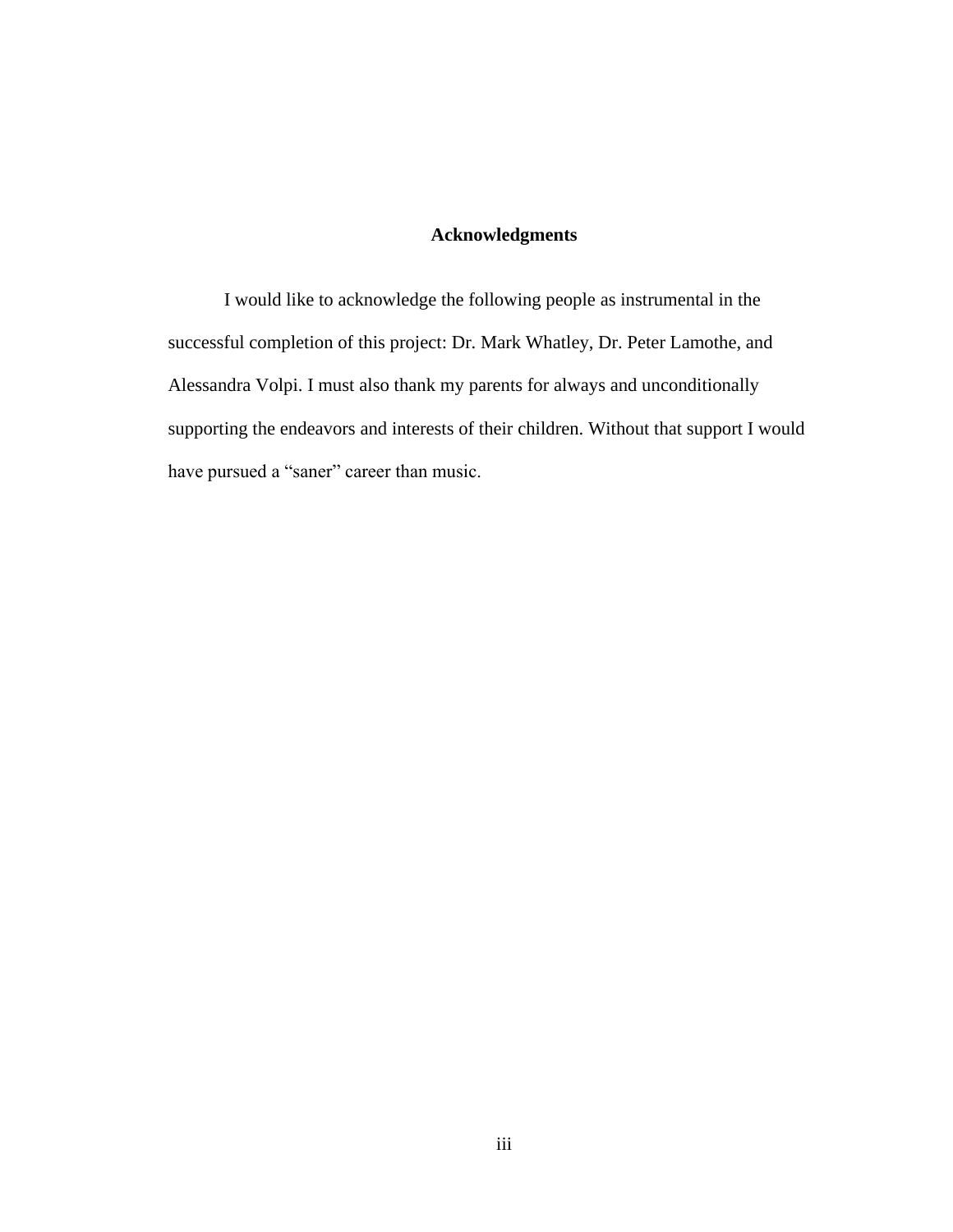## Acknowledgments

I would like to acknowledge the following people as instrumental in the successful completion of this project: Dr. Mark Whatley, Dr. Peter Lamothe, and Alessandra Volpi. I must also thank my parents for always and unconditionally supporting the endeavors and interests of their children. Without that support I would have pursued a "saner" career than music.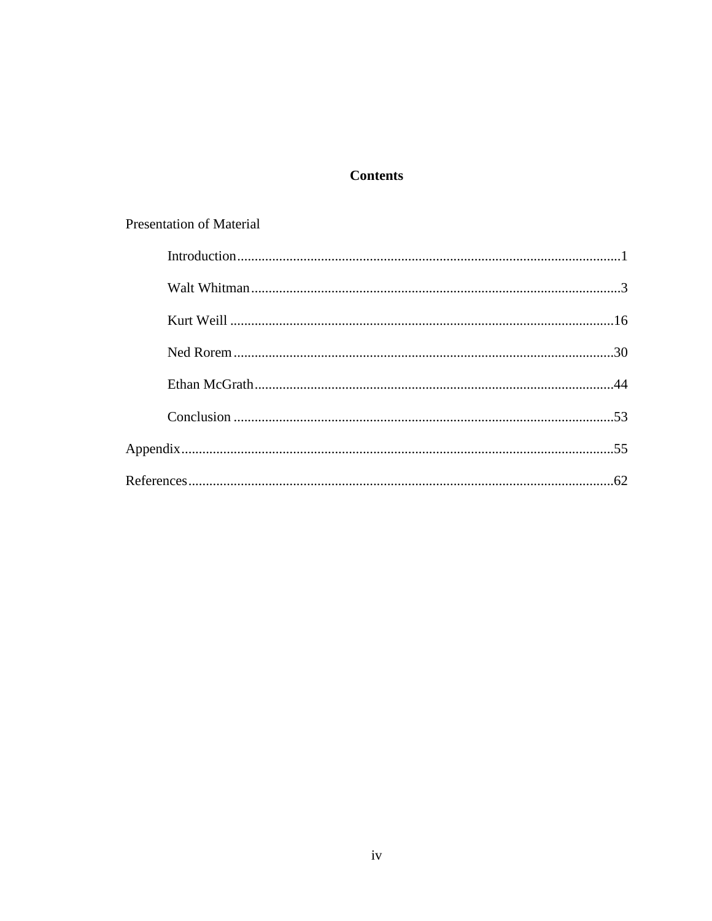# Contents

Presentation of Material

- Introduction ... 1
- Walt Whitman ... 3
- Kurt Weill ... 16
- Ned Rorem ... 30
- Ethan McGrath ... 44
- Conclusion ... 53

Appendix ... 55

References ... 62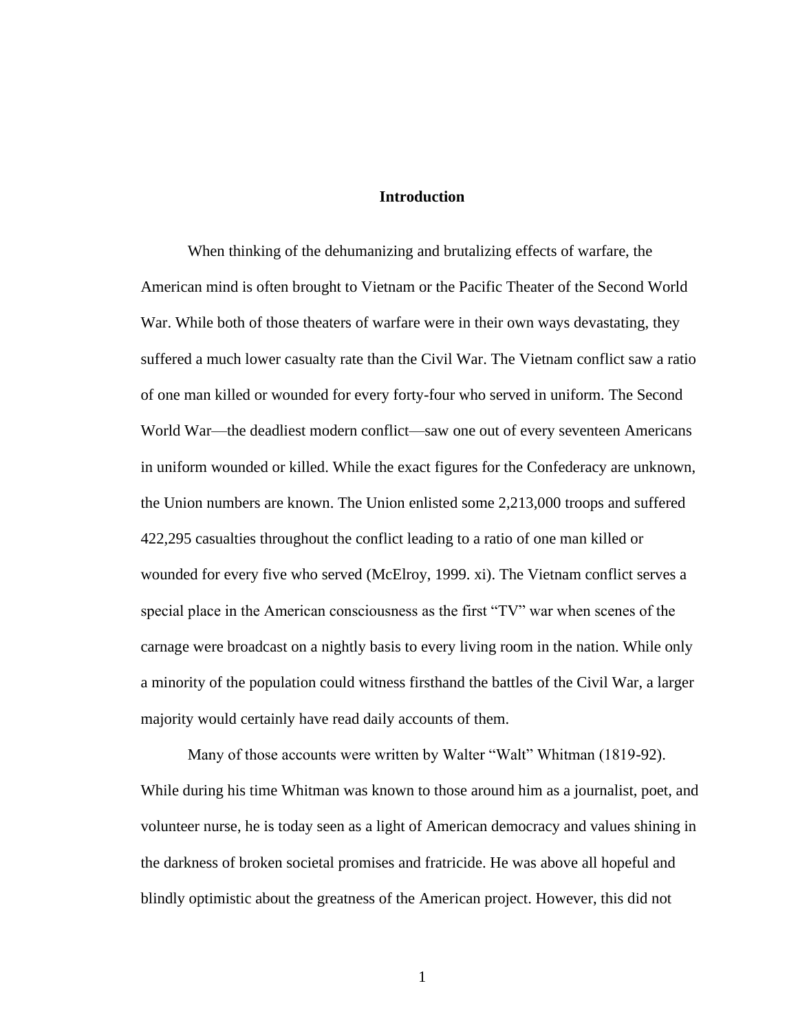# Introduction

When thinking of the dehumanizing and brutalizing effects of warfare, the American mind is often brought to Vietnam or the Pacific Theater of the Second World War. While both of those theaters of warfare were in their own ways devastating, they suffered a much lower casualty rate than the Civil War. The Vietnam conflict saw a ratio of one man killed or wounded for every forty-four who served in uniform. The Second World War—the deadliest modern conflict—saw one out of every seventeen Americans in uniform wounded or killed. While the exact figures for the Confederacy are unknown, the Union numbers are known. The Union enlisted some 2,213,000 troops and suffered 422,295 casualties throughout the conflict leading to a ratio of one man killed or wounded for every five who served (McElroy, 1999. xi). The Vietnam conflict serves a special place in the American consciousness as the first "TV" war when scenes of the carnage were broadcast on a nightly basis to every living room in the nation. While only a minority of the population could witness firsthand the battles of the Civil War, a larger majority would certainly have read daily accounts of them.

Many of those accounts were written by Walter "Walt" Whitman (1819-92). While during his time Whitman was known to those around him as a journalist, poet, and volunteer nurse, he is today seen as a light of American democracy and values shining in the darkness of broken societal promises and fratricide. He was above all hopeful and blindly optimistic about the greatness of the American project. However, this did not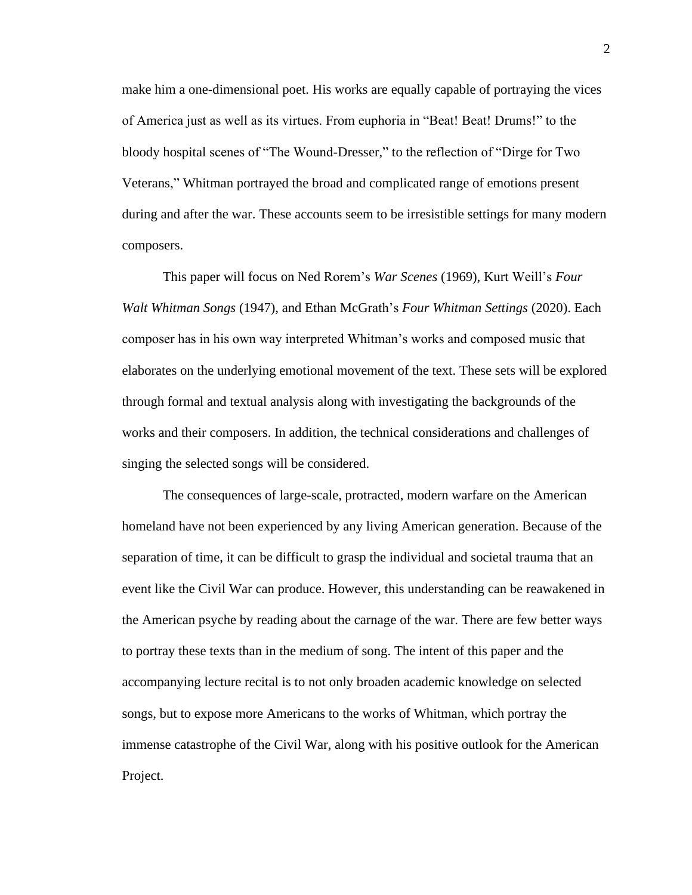make him a one-dimensional poet. His works are equally capable of portraying the vices of America just as well as its virtues. From euphoria in “Beat! Beat! Drums!” to the bloody hospital scenes of “The Wound-Dresser,” to the reflection of “Dirge for Two Veterans,” Whitman portrayed the broad and complicated range of emotions present during and after the war. These accounts seem to be irresistible settings for many modern composers.

This paper will focus on Ned Rorem’s *War Scenes* (1969), Kurt Weill’s *Four Walt Whitman Songs* (1947), and Ethan McGrath’s *Four Whitman Settings* (2020). Each composer has in his own way interpreted Whitman’s works and composed music that elaborates on the underlying emotional movement of the text. These sets will be explored through formal and textual analysis along with investigating the backgrounds of the works and their composers. In addition, the technical considerations and challenges of singing the selected songs will be considered.

The consequences of large-scale, protracted, modern warfare on the American homeland have not been experienced by any living American generation. Because of the separation of time, it can be difficult to grasp the individual and societal trauma that an event like the Civil War can produce. However, this understanding can be reawakened in the American psyche by reading about the carnage of the war. There are few better ways to portray these texts than in the medium of song. The intent of this paper and the accompanying lecture recital is to not only broaden academic knowledge on selected songs, but to expose more Americans to the works of Whitman, which portray the immense catastrophe of the Civil War, along with his positive outlook for the American Project.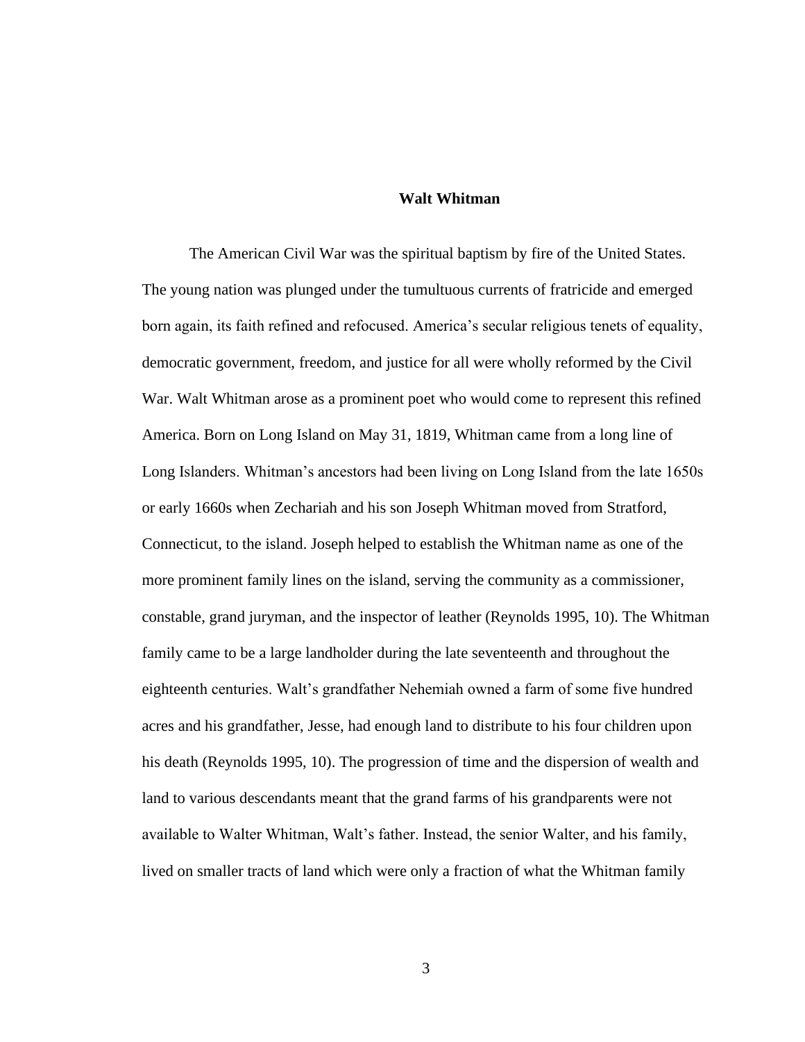## Walt Whitman

The American Civil War was the spiritual baptism by fire of the United States. The young nation was plunged under the tumultuous currents of fratricide and emerged born again, its faith refined and refocused. America's secular religious tenets of equality, democratic government, freedom, and justice for all were wholly reformed by the Civil War. Walt Whitman arose as a prominent poet who would come to represent this refined America. Born on Long Island on May 31, 1819, Whitman came from a long line of Long Islanders. Whitman's ancestors had been living on Long Island from the late 1650s or early 1660s when Zechariah and his son Joseph Whitman moved from Stratford, Connecticut, to the island. Joseph helped to establish the Whitman name as one of the more prominent family lines on the island, serving the community as a commissioner, constable, grand juryman, and the inspector of leather (Reynolds 1995, 10). The Whitman family came to be a large landholder during the late seventeenth and throughout the eighteenth centuries. Walt's grandfather Nehemiah owned a farm of some five hundred acres and his grandfather, Jesse, had enough land to distribute to his four children upon his death (Reynolds 1995, 10). The progression of time and the dispersion of wealth and land to various descendants meant that the grand farms of his grandparents were not available to Walter Whitman, Walt's father. Instead, the senior Walter, and his family, lived on smaller tracts of land which were only a fraction of what the Whitman family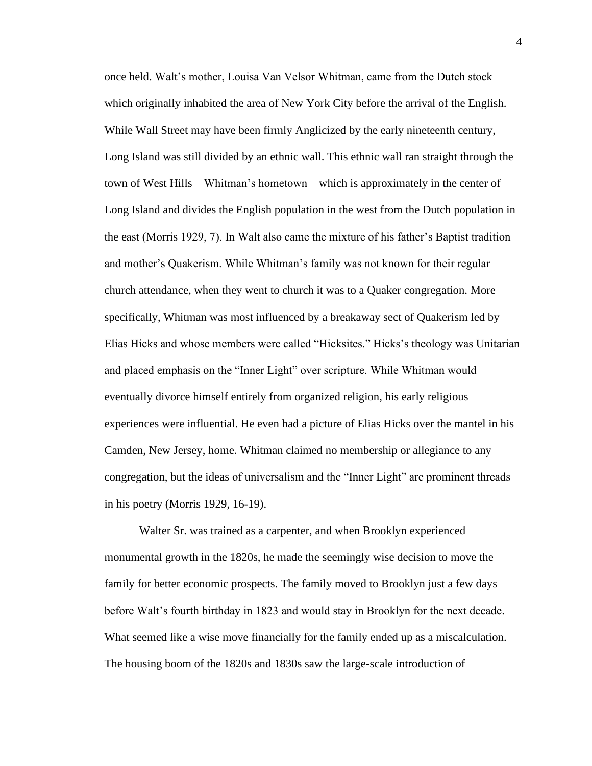once held. Walt's mother, Louisa Van Velsor Whitman, came from the Dutch stock which originally inhabited the area of New York City before the arrival of the English. While Wall Street may have been firmly Anglicized by the early nineteenth century, Long Island was still divided by an ethnic wall. This ethnic wall ran straight through the town of West Hills—Whitman's hometown—which is approximately in the center of Long Island and divides the English population in the west from the Dutch population in the east (Morris 1929, 7). In Walt also came the mixture of his father's Baptist tradition and mother's Quakerism. While Whitman's family was not known for their regular church attendance, when they went to church it was to a Quaker congregation. More specifically, Whitman was most influenced by a breakaway sect of Quakerism led by Elias Hicks and whose members were called "Hicksites." Hicks's theology was Unitarian and placed emphasis on the "Inner Light" over scripture. While Whitman would eventually divorce himself entirely from organized religion, his early religious experiences were influential. He even had a picture of Elias Hicks over the mantel in his Camden, New Jersey, home. Whitman claimed no membership or allegiance to any congregation, but the ideas of universalism and the "Inner Light" are prominent threads in his poetry (Morris 1929, 16-19).

Walter Sr. was trained as a carpenter, and when Brooklyn experienced monumental growth in the 1820s, he made the seemingly wise decision to move the family for better economic prospects. The family moved to Brooklyn just a few days before Walt's fourth birthday in 1823 and would stay in Brooklyn for the next decade. What seemed like a wise move financially for the family ended up as a miscalculation. The housing boom of the 1820s and 1830s saw the large-scale introduction of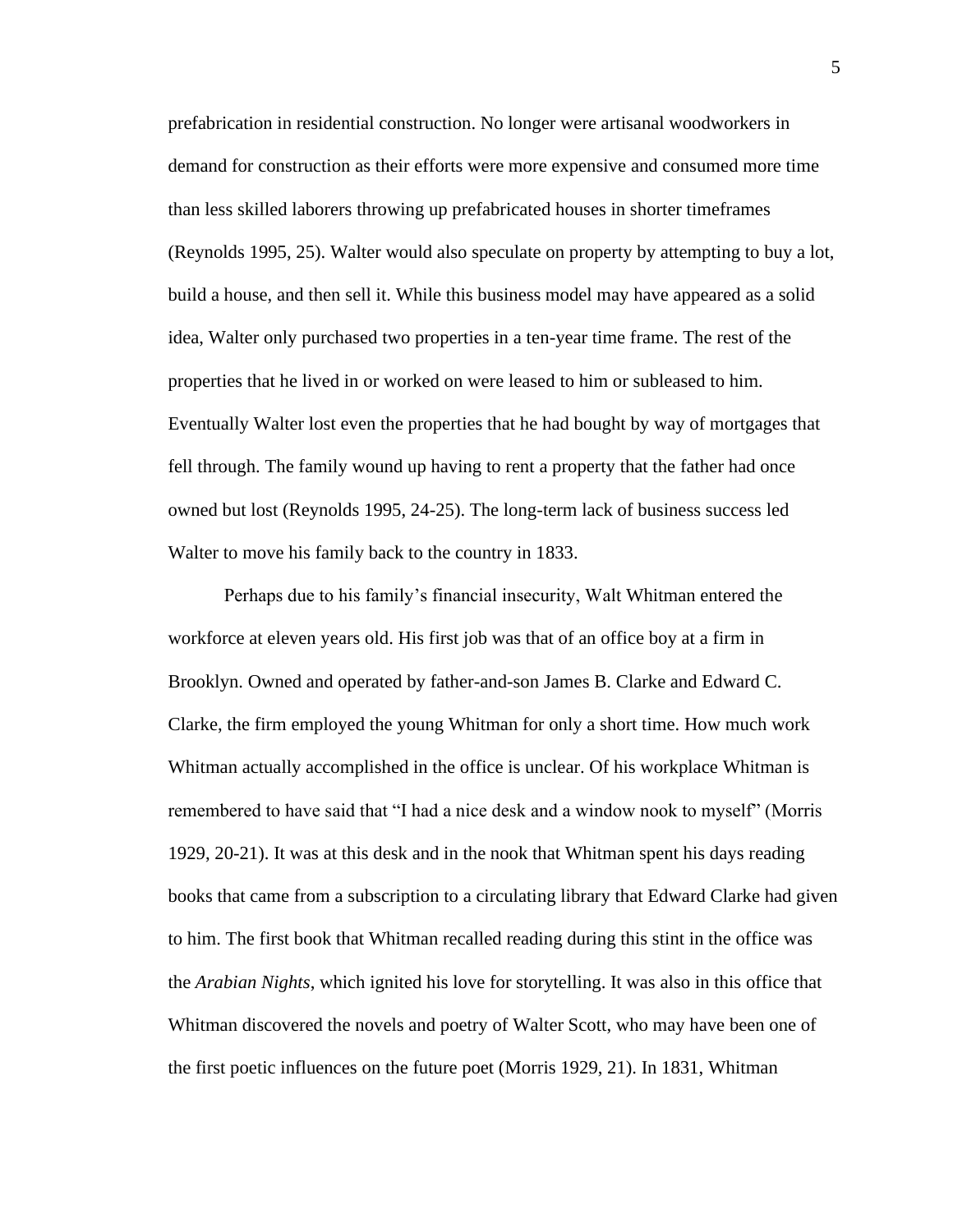prefabrication in residential construction. No longer were artisanal woodworkers in demand for construction as their efforts were more expensive and consumed more time than less skilled laborers throwing up prefabricated houses in shorter timeframes (Reynolds 1995, 25). Walter would also speculate on property by attempting to buy a lot, build a house, and then sell it. While this business model may have appeared as a solid idea, Walter only purchased two properties in a ten-year time frame. The rest of the properties that he lived in or worked on were leased to him or subleased to him. Eventually Walter lost even the properties that he had bought by way of mortgages that fell through. The family wound up having to rent a property that the father had once owned but lost (Reynolds 1995, 24-25). The long-term lack of business success led Walter to move his family back to the country in 1833.

Perhaps due to his family's financial insecurity, Walt Whitman entered the workforce at eleven years old. His first job was that of an office boy at a firm in Brooklyn. Owned and operated by father-and-son James B. Clarke and Edward C. Clarke, the firm employed the young Whitman for only a short time. How much work Whitman actually accomplished in the office is unclear. Of his workplace Whitman is remembered to have said that "I had a nice desk and a window nook to myself" (Morris 1929, 20-21). It was at this desk and in the nook that Whitman spent his days reading books that came from a subscription to a circulating library that Edward Clarke had given to him. The first book that Whitman recalled reading during this stint in the office was the *Arabian Nights*, which ignited his love for storytelling. It was also in this office that Whitman discovered the novels and poetry of Walter Scott, who may have been one of the first poetic influences on the future poet (Morris 1929, 21). In 1831, Whitman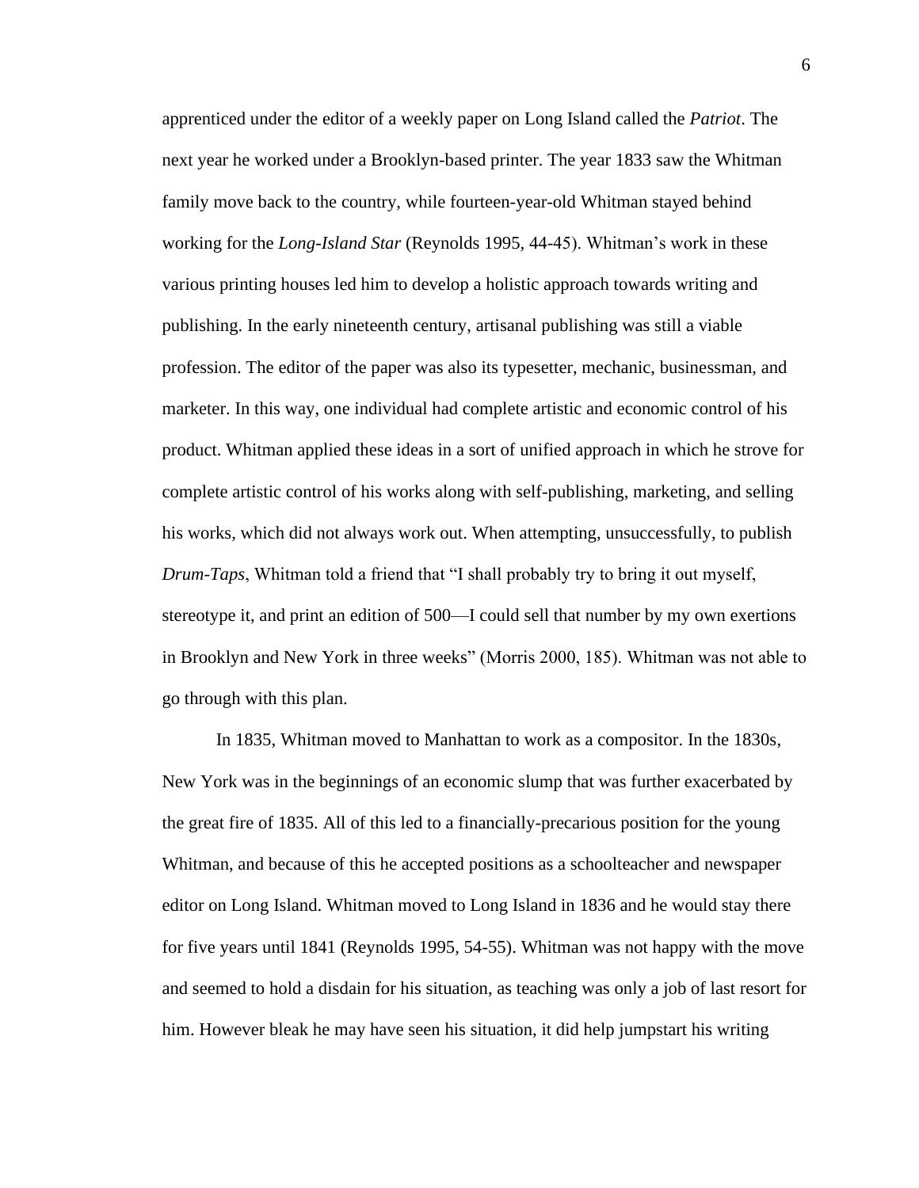apprenticed under the editor of a weekly paper on Long Island called the *Patriot*. The next year he worked under a Brooklyn-based printer. The year 1833 saw the Whitman family move back to the country, while fourteen-year-old Whitman stayed behind working for the *Long-Island Star* (Reynolds 1995, 44-45). Whitman's work in these various printing houses led him to develop a holistic approach towards writing and publishing. In the early nineteenth century, artisanal publishing was still a viable profession. The editor of the paper was also its typesetter, mechanic, businessman, and marketer. In this way, one individual had complete artistic and economic control of his product. Whitman applied these ideas in a sort of unified approach in which he strove for complete artistic control of his works along with self-publishing, marketing, and selling his works, which did not always work out. When attempting, unsuccessfully, to publish *Drum-Taps*, Whitman told a friend that "I shall probably try to bring it out myself, stereotype it, and print an edition of 500—I could sell that number by my own exertions in Brooklyn and New York in three weeks" (Morris 2000, 185). Whitman was not able to go through with this plan.

In 1835, Whitman moved to Manhattan to work as a compositor. In the 1830s, New York was in the beginnings of an economic slump that was further exacerbated by the great fire of 1835. All of this led to a financially-precarious position for the young Whitman, and because of this he accepted positions as a schoolteacher and newspaper editor on Long Island. Whitman moved to Long Island in 1836 and he would stay there for five years until 1841 (Reynolds 1995, 54-55). Whitman was not happy with the move and seemed to hold a disdain for his situation, as teaching was only a job of last resort for him. However bleak he may have seen his situation, it did help jumpstart his writing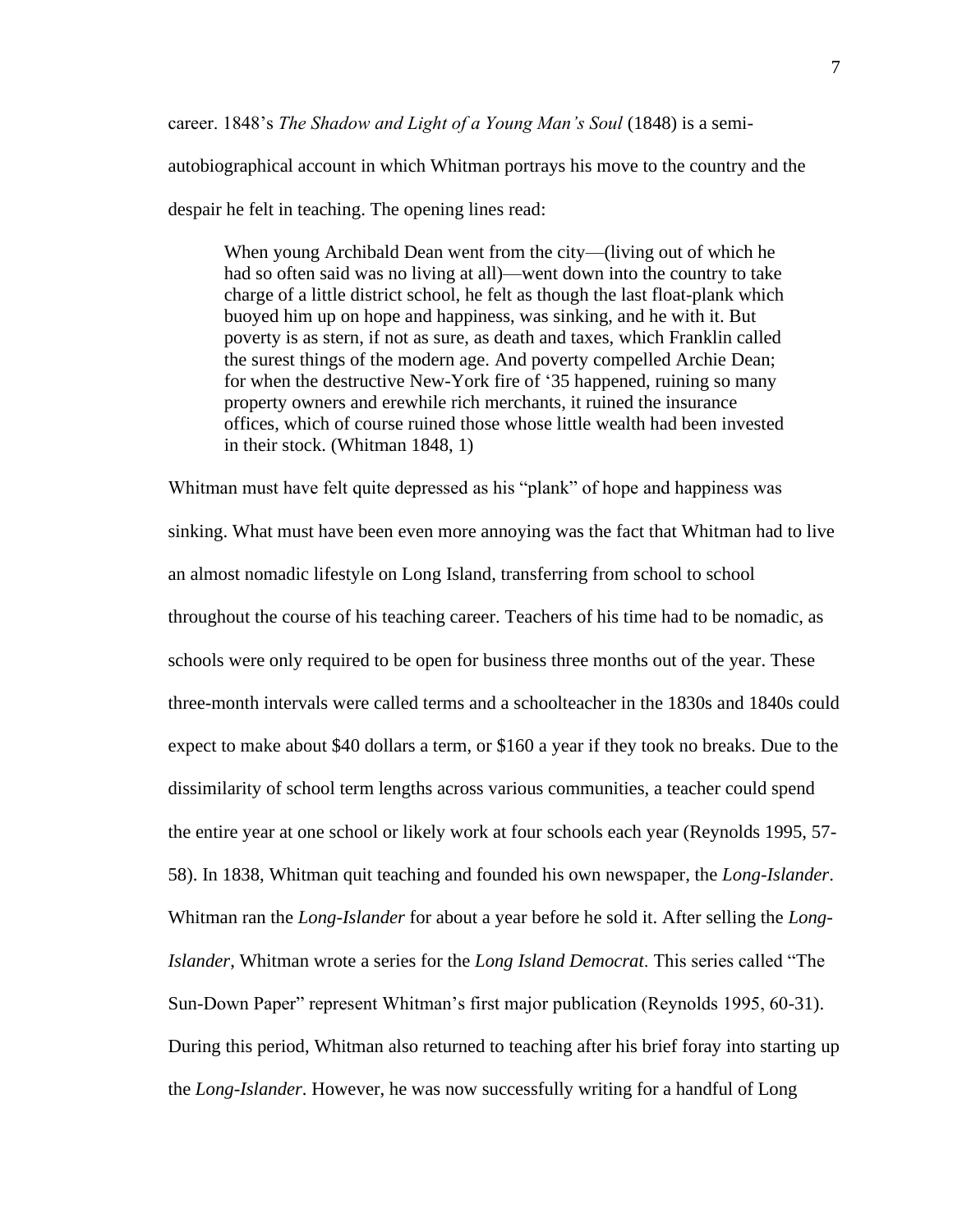career. 1848's *The Shadow and Light of a Young Man's Soul* (1848) is a semi-autobiographical account in which Whitman portrays his move to the country and the despair he felt in teaching. The opening lines read:

> When young Archibald Dean went from the city—(living out of which he had so often said was no living at all)—went down into the country to take charge of a little district school, he felt as though the last float-plank which buoyed him up on hope and happiness, was sinking, and he with it. But poverty is as stern, if not as sure, as death and taxes, which Franklin called the surest things of the modern age. And poverty compelled Archie Dean; for when the destructive New-York fire of '35 happened, ruining so many property owners and erewhile rich merchants, it ruined the insurance offices, which of course ruined those whose little wealth had been invested in their stock. (Whitman 1848, 1)

Whitman must have felt quite depressed as his "plank" of hope and happiness was sinking. What must have been even more annoying was the fact that Whitman had to live an almost nomadic lifestyle on Long Island, transferring from school to school throughout the course of his teaching career. Teachers of his time had to be nomadic, as schools were only required to be open for business three months out of the year. These three-month intervals were called terms and a schoolteacher in the 1830s and 1840s could expect to make about $40 dollars a term, or $160 a year if they took no breaks. Due to the dissimilarity of school term lengths across various communities, a teacher could spend the entire year at one school or likely work at four schools each year (Reynolds 1995, 57-58). In 1838, Whitman quit teaching and founded his own newspaper, the *Long-Islander*. Whitman ran the *Long-Islander* for about a year before he sold it. After selling the *Long-Islander*, Whitman wrote a series for the *Long Island Democrat*. This series called "The Sun-Down Paper" represent Whitman's first major publication (Reynolds 1995, 60-31). During this period, Whitman also returned to teaching after his brief foray into starting up the *Long-Islander*. However, he was now successfully writing for a handful of Long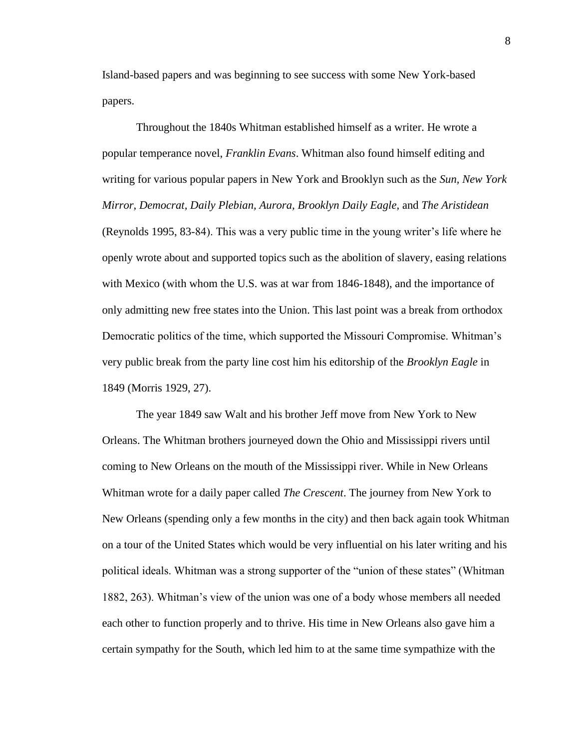Island-based papers and was beginning to see success with some New York-based papers.

Throughout the 1840s Whitman established himself as a writer. He wrote a popular temperance novel, *Franklin Evans*. Whitman also found himself editing and writing for various popular papers in New York and Brooklyn such as the *Sun, New York Mirror, Democrat, Daily Plebian, Aurora, Brooklyn Daily Eagle,* and *The Aristidean* (Reynolds 1995, 83-84). This was a very public time in the young writer's life where he openly wrote about and supported topics such as the abolition of slavery, easing relations with Mexico (with whom the U.S. was at war from 1846-1848), and the importance of only admitting new free states into the Union. This last point was a break from orthodox Democratic politics of the time, which supported the Missouri Compromise. Whitman's very public break from the party line cost him his editorship of the *Brooklyn Eagle* in 1849 (Morris 1929, 27).

The year 1849 saw Walt and his brother Jeff move from New York to New Orleans. The Whitman brothers journeyed down the Ohio and Mississippi rivers until coming to New Orleans on the mouth of the Mississippi river. While in New Orleans Whitman wrote for a daily paper called *The Crescent*. The journey from New York to New Orleans (spending only a few months in the city) and then back again took Whitman on a tour of the United States which would be very influential on his later writing and his political ideals. Whitman was a strong supporter of the "union of these states" (Whitman 1882, 263). Whitman's view of the union was one of a body whose members all needed each other to function properly and to thrive. His time in New Orleans also gave him a certain sympathy for the South, which led him to at the same time sympathize with the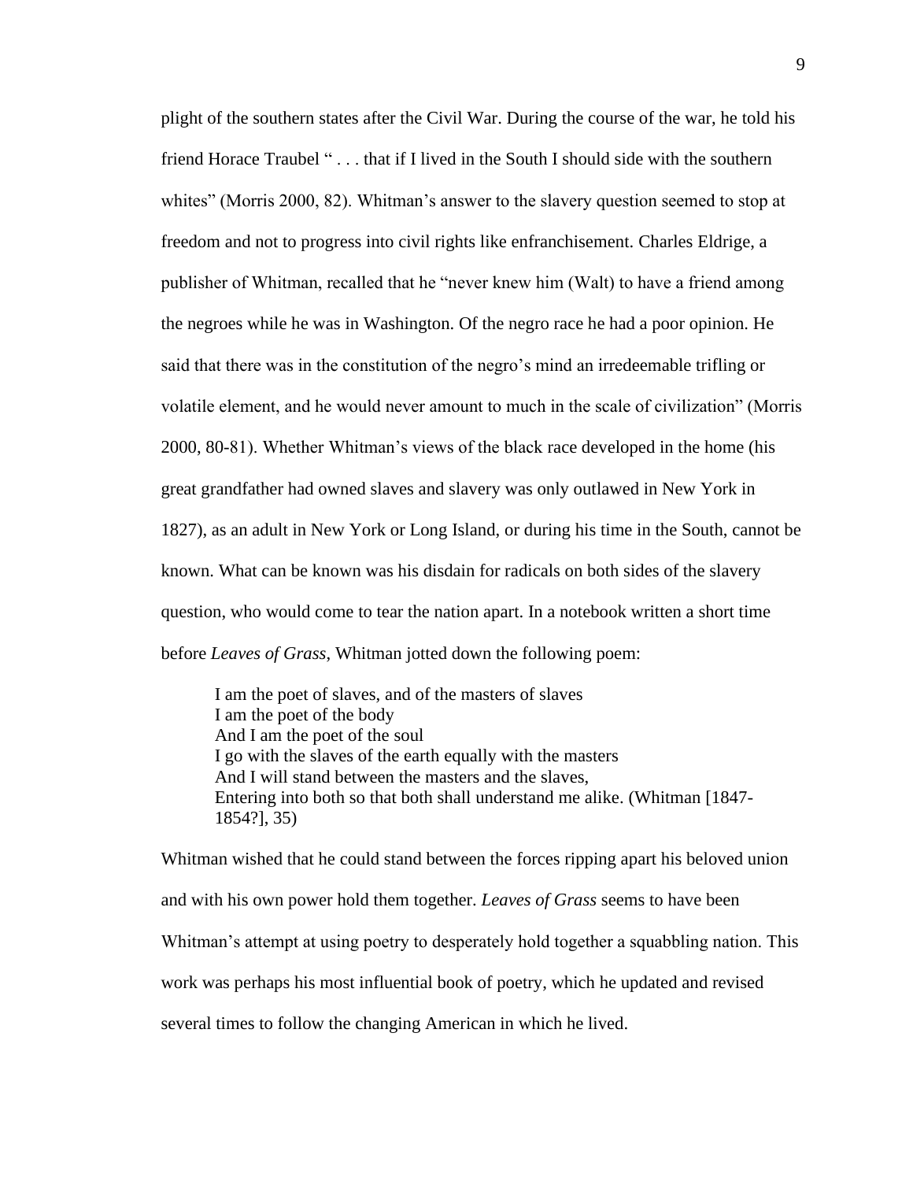plight of the southern states after the Civil War. During the course of the war, he told his friend Horace Traubel " . . . that if I lived in the South I should side with the southern whites" (Morris 2000, 82). Whitman's answer to the slavery question seemed to stop at freedom and not to progress into civil rights like enfranchisement. Charles Eldrige, a publisher of Whitman, recalled that he "never knew him (Walt) to have a friend among the negroes while he was in Washington. Of the negro race he had a poor opinion. He said that there was in the constitution of the negro's mind an irredeemable trifling or volatile element, and he would never amount to much in the scale of civilization" (Morris 2000, 80-81). Whether Whitman's views of the black race developed in the home (his great grandfather had owned slaves and slavery was only outlawed in New York in 1827), as an adult in New York or Long Island, or during his time in the South, cannot be known. What can be known was his disdain for radicals on both sides of the slavery question, who would come to tear the nation apart. In a notebook written a short time before *Leaves of Grass*, Whitman jotted down the following poem:

> I am the poet of slaves, and of the masters of slaves
> I am the poet of the body
> And I am the poet of the soul
> I go with the slaves of the earth equally with the masters
> And I will stand between the masters and the slaves,
> Entering into both so that both shall understand me alike. (Whitman [1847-1854?], 35)

Whitman wished that he could stand between the forces ripping apart his beloved union and with his own power hold them together. *Leaves of Grass* seems to have been Whitman's attempt at using poetry to desperately hold together a squabbling nation. This work was perhaps his most influential book of poetry, which he updated and revised several times to follow the changing American in which he lived.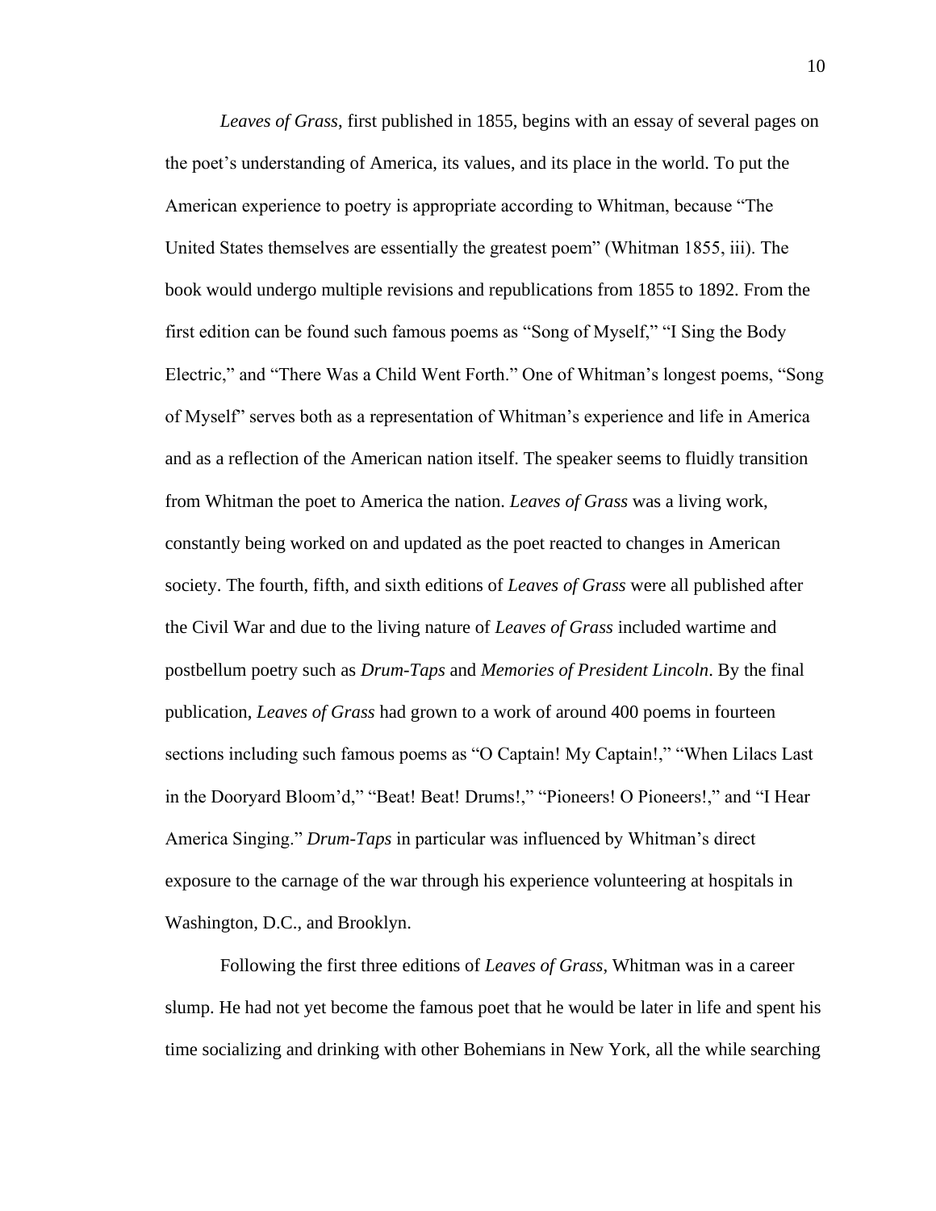*Leaves of Grass*, first published in 1855, begins with an essay of several pages on the poet's understanding of America, its values, and its place in the world. To put the American experience to poetry is appropriate according to Whitman, because "The United States themselves are essentially the greatest poem" (Whitman 1855, iii). The book would undergo multiple revisions and republications from 1855 to 1892. From the first edition can be found such famous poems as "Song of Myself," "I Sing the Body Electric," and "There Was a Child Went Forth." One of Whitman's longest poems, "Song of Myself" serves both as a representation of Whitman's experience and life in America and as a reflection of the American nation itself. The speaker seems to fluidly transition from Whitman the poet to America the nation. *Leaves of Grass* was a living work, constantly being worked on and updated as the poet reacted to changes in American society. The fourth, fifth, and sixth editions of *Leaves of Grass* were all published after the Civil War and due to the living nature of *Leaves of Grass* included wartime and postbellum poetry such as *Drum-Taps* and *Memories of President Lincoln*. By the final publication, *Leaves of Grass* had grown to a work of around 400 poems in fourteen sections including such famous poems as "O Captain! My Captain!," "When Lilacs Last in the Dooryard Bloom'd," "Beat! Beat! Drums!," "Pioneers! O Pioneers!," and "I Hear America Singing." *Drum-Taps* in particular was influenced by Whitman's direct exposure to the carnage of the war through his experience volunteering at hospitals in Washington, D.C., and Brooklyn.

Following the first three editions of *Leaves of Grass*, Whitman was in a career slump. He had not yet become the famous poet that he would be later in life and spent his time socializing and drinking with other Bohemians in New York, all the while searching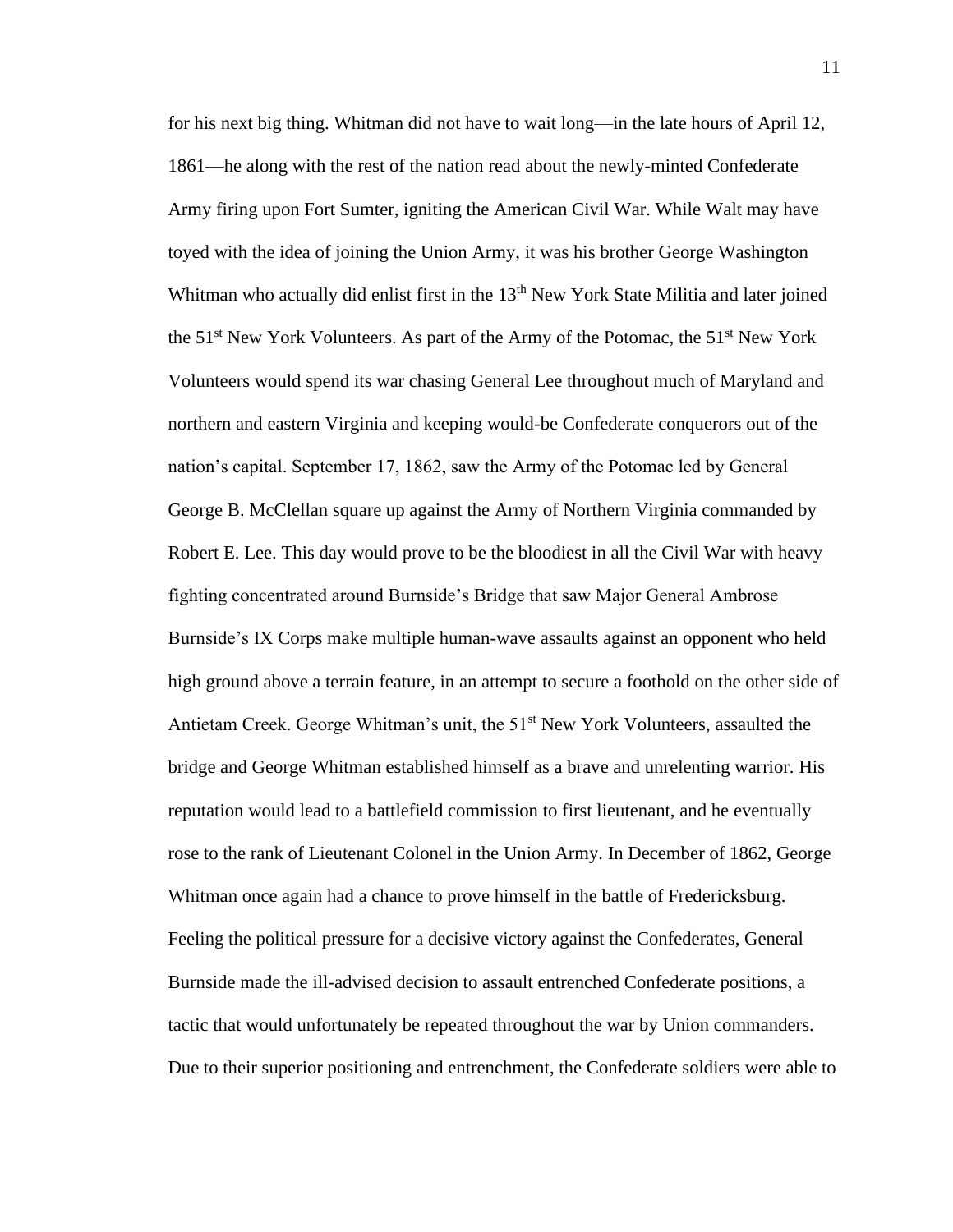for his next big thing. Whitman did not have to wait long—in the late hours of April 12, 1861—he along with the rest of the nation read about the newly-minted Confederate Army firing upon Fort Sumter, igniting the American Civil War. While Walt may have toyed with the idea of joining the Union Army, it was his brother George Washington Whitman who actually did enlist first in the 13th New York State Militia and later joined the 51st New York Volunteers. As part of the Army of the Potomac, the 51st New York Volunteers would spend its war chasing General Lee throughout much of Maryland and northern and eastern Virginia and keeping would-be Confederate conquerors out of the nation's capital. September 17, 1862, saw the Army of the Potomac led by General George B. McClellan square up against the Army of Northern Virginia commanded by Robert E. Lee. This day would prove to be the bloodiest in all the Civil War with heavy fighting concentrated around Burnside's Bridge that saw Major General Ambrose Burnside's IX Corps make multiple human-wave assaults against an opponent who held high ground above a terrain feature, in an attempt to secure a foothold on the other side of Antietam Creek. George Whitman's unit, the 51st New York Volunteers, assaulted the bridge and George Whitman established himself as a brave and unrelenting warrior. His reputation would lead to a battlefield commission to first lieutenant, and he eventually rose to the rank of Lieutenant Colonel in the Union Army. In December of 1862, George Whitman once again had a chance to prove himself in the battle of Fredericksburg. Feeling the political pressure for a decisive victory against the Confederates, General Burnside made the ill-advised decision to assault entrenched Confederate positions, a tactic that would unfortunately be repeated throughout the war by Union commanders. Due to their superior positioning and entrenchment, the Confederate soldiers were able to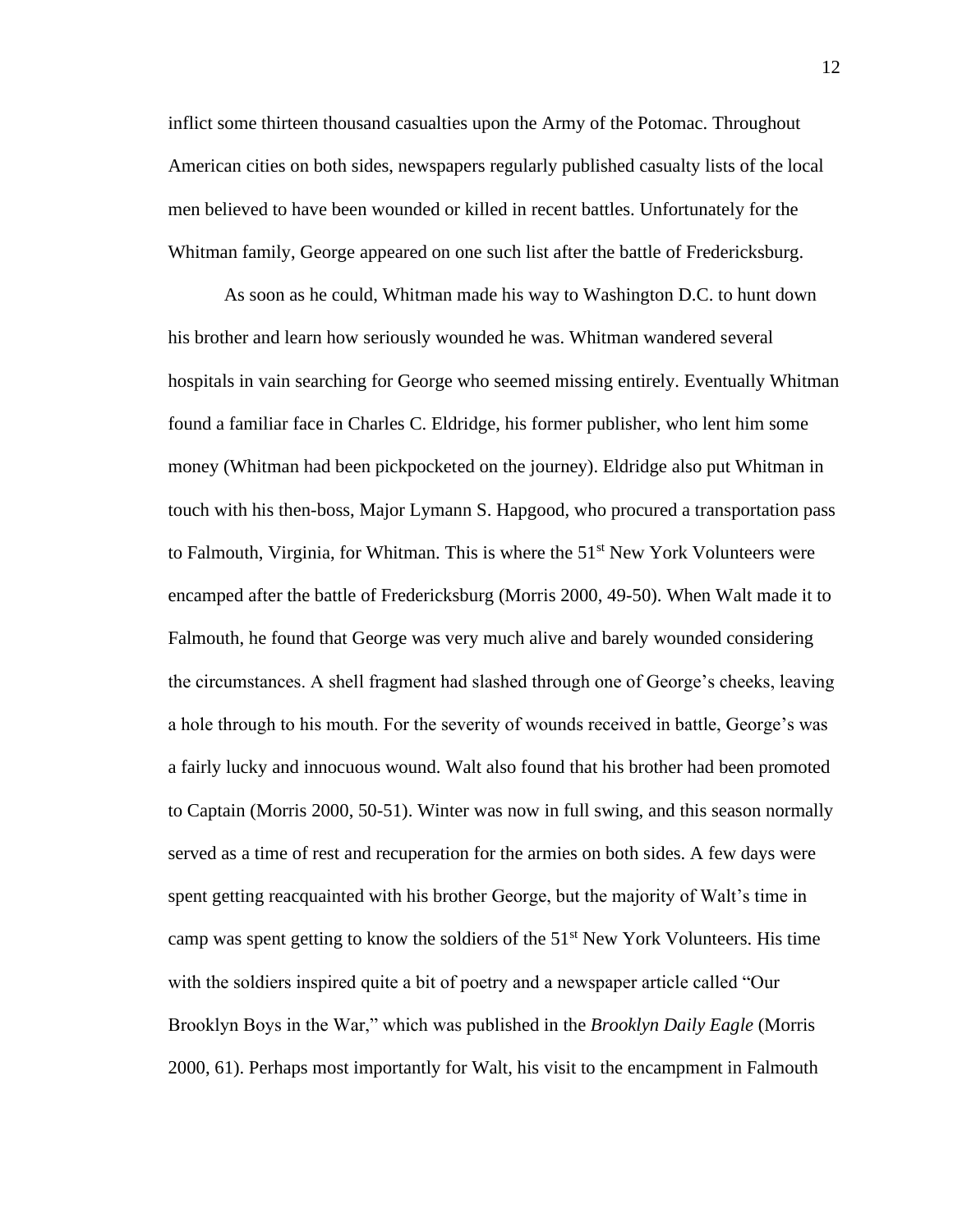inflict some thirteen thousand casualties upon the Army of the Potomac. Throughout American cities on both sides, newspapers regularly published casualty lists of the local men believed to have been wounded or killed in recent battles. Unfortunately for the Whitman family, George appeared on one such list after the battle of Fredericksburg.

As soon as he could, Whitman made his way to Washington D.C. to hunt down his brother and learn how seriously wounded he was. Whitman wandered several hospitals in vain searching for George who seemed missing entirely. Eventually Whitman found a familiar face in Charles C. Eldridge, his former publisher, who lent him some money (Whitman had been pickpocketed on the journey). Eldridge also put Whitman in touch with his then-boss, Major Lymann S. Hapgood, who procured a transportation pass to Falmouth, Virginia, for Whitman. This is where the 51st New York Volunteers were encamped after the battle of Fredericksburg (Morris 2000, 49-50). When Walt made it to Falmouth, he found that George was very much alive and barely wounded considering the circumstances. A shell fragment had slashed through one of George's cheeks, leaving a hole through to his mouth. For the severity of wounds received in battle, George's was a fairly lucky and innocuous wound. Walt also found that his brother had been promoted to Captain (Morris 2000, 50-51). Winter was now in full swing, and this season normally served as a time of rest and recuperation for the armies on both sides. A few days were spent getting reacquainted with his brother George, but the majority of Walt's time in camp was spent getting to know the soldiers of the 51st New York Volunteers. His time with the soldiers inspired quite a bit of poetry and a newspaper article called "Our Brooklyn Boys in the War," which was published in the *Brooklyn Daily Eagle* (Morris 2000, 61). Perhaps most importantly for Walt, his visit to the encampment in Falmouth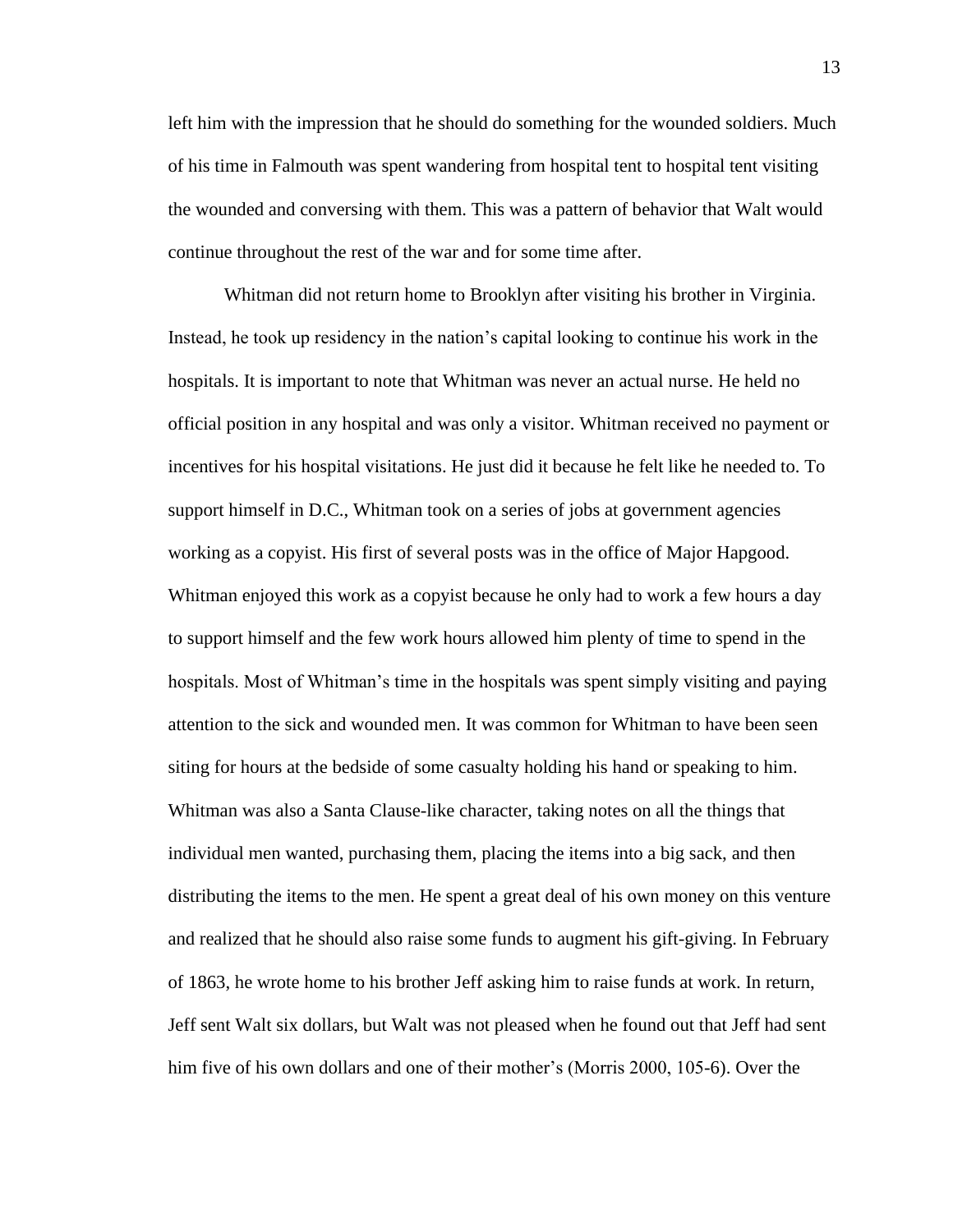left him with the impression that he should do something for the wounded soldiers. Much of his time in Falmouth was spent wandering from hospital tent to hospital tent visiting the wounded and conversing with them. This was a pattern of behavior that Walt would continue throughout the rest of the war and for some time after.

Whitman did not return home to Brooklyn after visiting his brother in Virginia. Instead, he took up residency in the nation's capital looking to continue his work in the hospitals. It is important to note that Whitman was never an actual nurse. He held no official position in any hospital and was only a visitor. Whitman received no payment or incentives for his hospital visitations. He just did it because he felt like he needed to. To support himself in D.C., Whitman took on a series of jobs at government agencies working as a copyist. His first of several posts was in the office of Major Hapgood. Whitman enjoyed this work as a copyist because he only had to work a few hours a day to support himself and the few work hours allowed him plenty of time to spend in the hospitals. Most of Whitman's time in the hospitals was spent simply visiting and paying attention to the sick and wounded men. It was common for Whitman to have been seen siting for hours at the bedside of some casualty holding his hand or speaking to him. Whitman was also a Santa Clause-like character, taking notes on all the things that individual men wanted, purchasing them, placing the items into a big sack, and then distributing the items to the men. He spent a great deal of his own money on this venture and realized that he should also raise some funds to augment his gift-giving. In February of 1863, he wrote home to his brother Jeff asking him to raise funds at work. In return, Jeff sent Walt six dollars, but Walt was not pleased when he found out that Jeff had sent him five of his own dollars and one of their mother's (Morris 2000, 105-6). Over the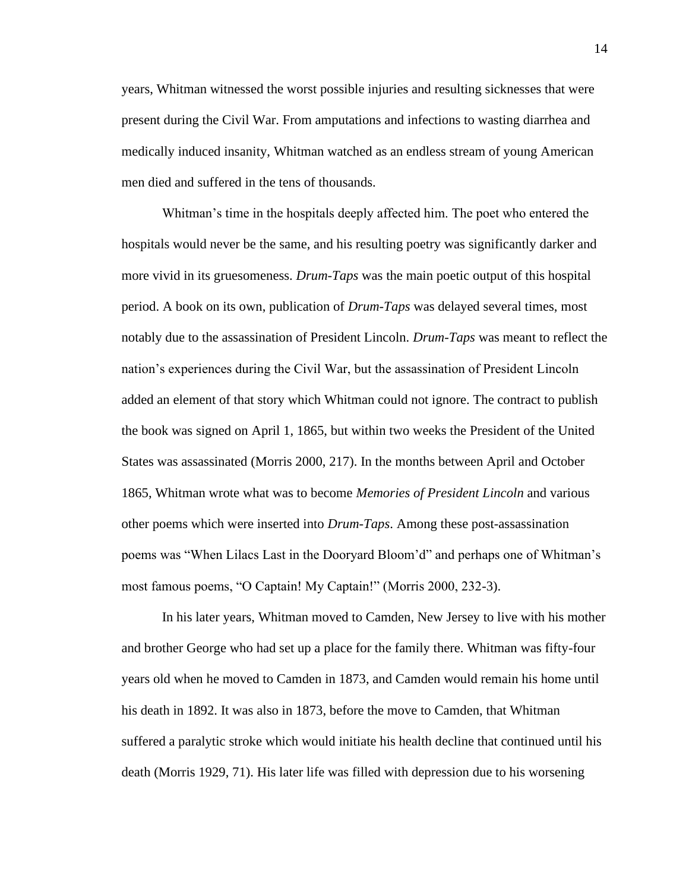years, Whitman witnessed the worst possible injuries and resulting sicknesses that were present during the Civil War. From amputations and infections to wasting diarrhea and medically induced insanity, Whitman watched as an endless stream of young American men died and suffered in the tens of thousands.

Whitman's time in the hospitals deeply affected him. The poet who entered the hospitals would never be the same, and his resulting poetry was significantly darker and more vivid in its gruesomeness. *Drum-Taps* was the main poetic output of this hospital period. A book on its own, publication of *Drum-Taps* was delayed several times, most notably due to the assassination of President Lincoln. *Drum-Taps* was meant to reflect the nation's experiences during the Civil War, but the assassination of President Lincoln added an element of that story which Whitman could not ignore. The contract to publish the book was signed on April 1, 1865, but within two weeks the President of the United States was assassinated (Morris 2000, 217). In the months between April and October 1865, Whitman wrote what was to become *Memories of President Lincoln* and various other poems which were inserted into *Drum-Taps*. Among these post-assassination poems was "When Lilacs Last in the Dooryard Bloom'd" and perhaps one of Whitman's most famous poems, "O Captain! My Captain!" (Morris 2000, 232-3).

In his later years, Whitman moved to Camden, New Jersey to live with his mother and brother George who had set up a place for the family there. Whitman was fifty-four years old when he moved to Camden in 1873, and Camden would remain his home until his death in 1892. It was also in 1873, before the move to Camden, that Whitman suffered a paralytic stroke which would initiate his health decline that continued until his death (Morris 1929, 71). His later life was filled with depression due to his worsening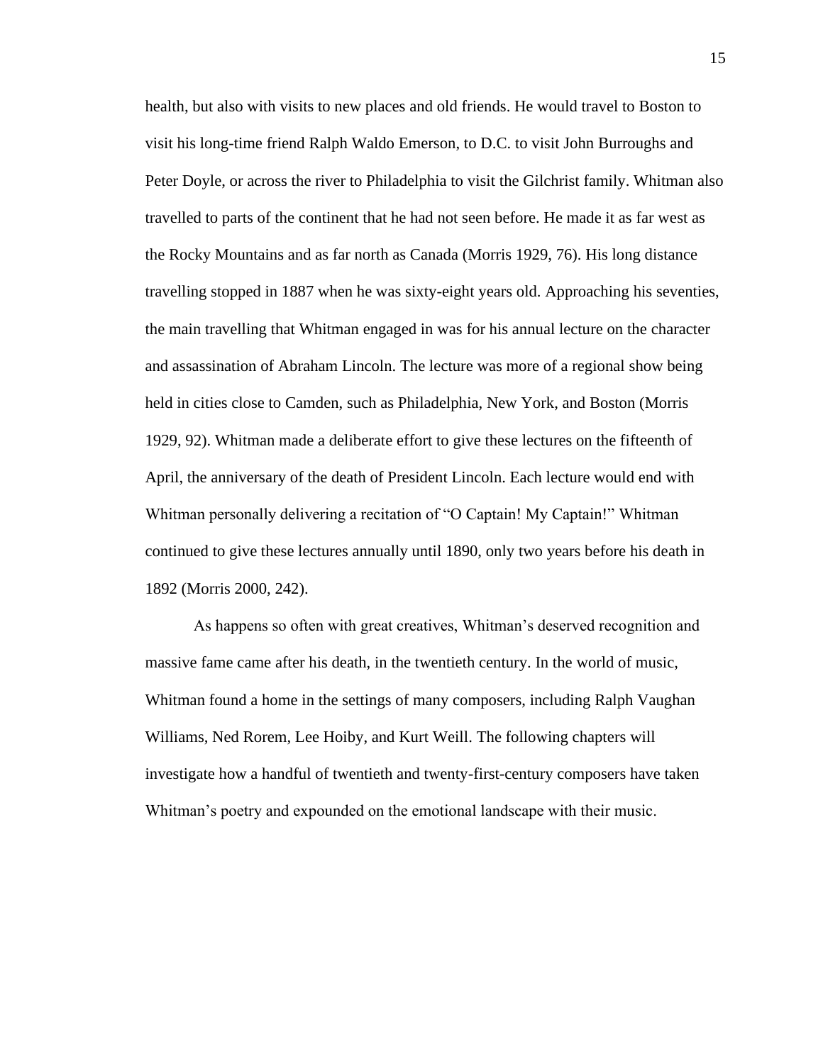health, but also with visits to new places and old friends. He would travel to Boston to visit his long-time friend Ralph Waldo Emerson, to D.C. to visit John Burroughs and Peter Doyle, or across the river to Philadelphia to visit the Gilchrist family. Whitman also travelled to parts of the continent that he had not seen before. He made it as far west as the Rocky Mountains and as far north as Canada (Morris 1929, 76). His long distance travelling stopped in 1887 when he was sixty-eight years old. Approaching his seventies, the main travelling that Whitman engaged in was for his annual lecture on the character and assassination of Abraham Lincoln. The lecture was more of a regional show being held in cities close to Camden, such as Philadelphia, New York, and Boston (Morris 1929, 92). Whitman made a deliberate effort to give these lectures on the fifteenth of April, the anniversary of the death of President Lincoln. Each lecture would end with Whitman personally delivering a recitation of "O Captain! My Captain!" Whitman continued to give these lectures annually until 1890, only two years before his death in 1892 (Morris 2000, 242).

As happens so often with great creatives, Whitman's deserved recognition and massive fame came after his death, in the twentieth century. In the world of music, Whitman found a home in the settings of many composers, including Ralph Vaughan Williams, Ned Rorem, Lee Hoiby, and Kurt Weill. The following chapters will investigate how a handful of twentieth and twenty-first-century composers have taken Whitman's poetry and expounded on the emotional landscape with their music.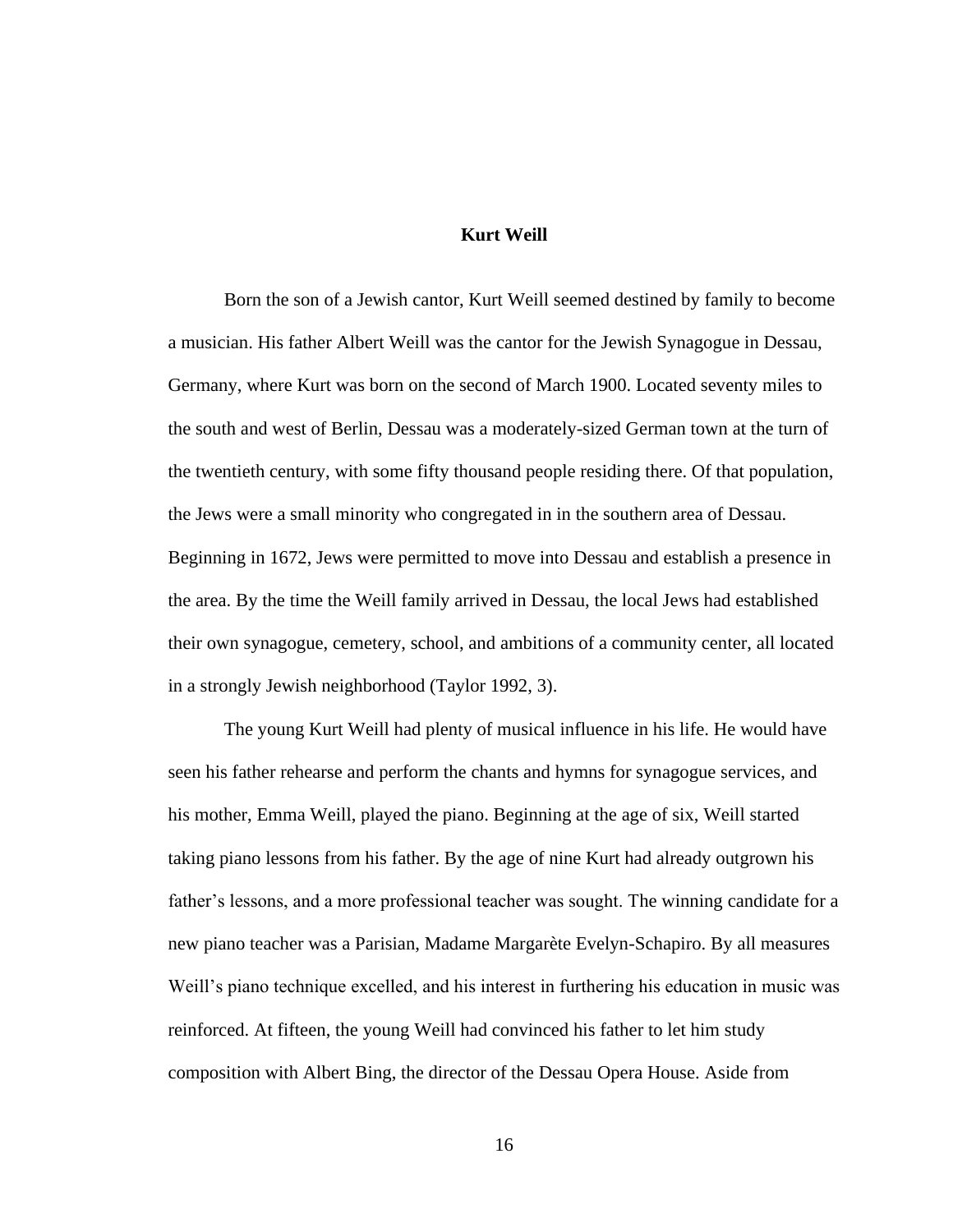## Kurt Weill

Born the son of a Jewish cantor, Kurt Weill seemed destined by family to become a musician. His father Albert Weill was the cantor for the Jewish Synagogue in Dessau, Germany, where Kurt was born on the second of March 1900. Located seventy miles to the south and west of Berlin, Dessau was a moderately-sized German town at the turn of the twentieth century, with some fifty thousand people residing there. Of that population, the Jews were a small minority who congregated in in the southern area of Dessau. Beginning in 1672, Jews were permitted to move into Dessau and establish a presence in the area. By the time the Weill family arrived in Dessau, the local Jews had established their own synagogue, cemetery, school, and ambitions of a community center, all located in a strongly Jewish neighborhood (Taylor 1992, 3).

The young Kurt Weill had plenty of musical influence in his life. He would have seen his father rehearse and perform the chants and hymns for synagogue services, and his mother, Emma Weill, played the piano. Beginning at the age of six, Weill started taking piano lessons from his father. By the age of nine Kurt had already outgrown his father's lessons, and a more professional teacher was sought. The winning candidate for a new piano teacher was a Parisian, Madame Margarète Evelyn-Schapiro. By all measures Weill's piano technique excelled, and his interest in furthering his education in music was reinforced. At fifteen, the young Weill had convinced his father to let him study composition with Albert Bing, the director of the Dessau Opera House. Aside from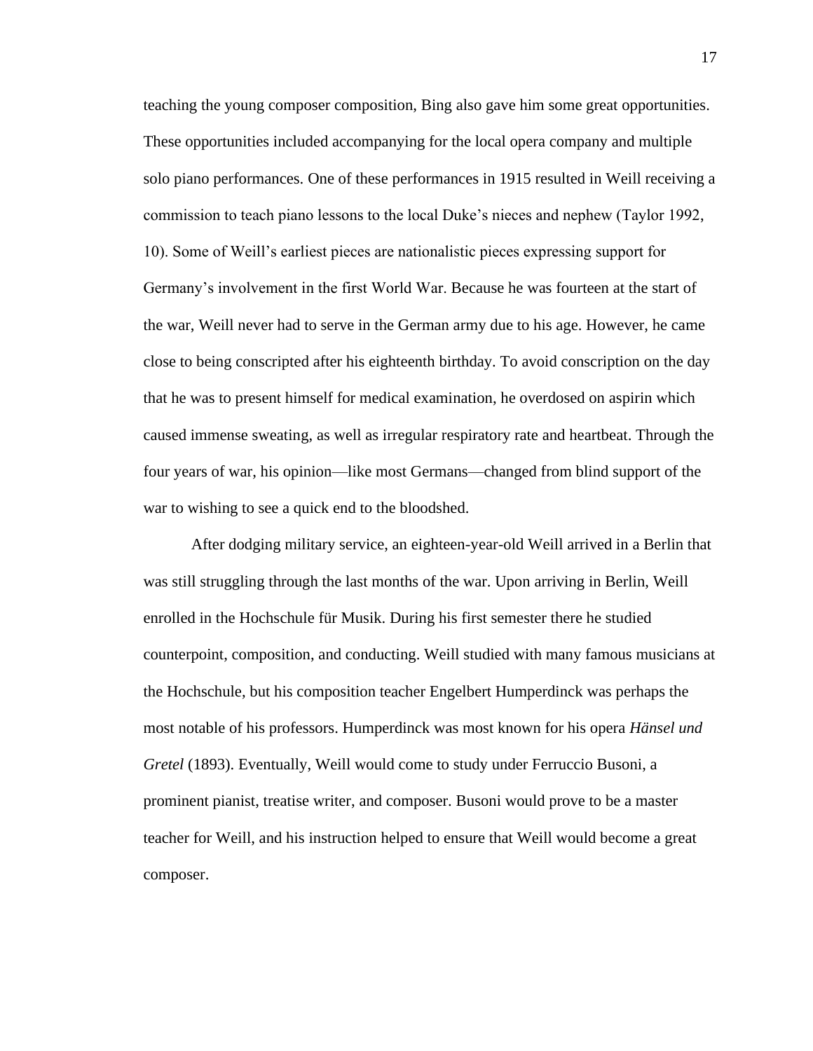teaching the young composer composition, Bing also gave him some great opportunities. These opportunities included accompanying for the local opera company and multiple solo piano performances. One of these performances in 1915 resulted in Weill receiving a commission to teach piano lessons to the local Duke's nieces and nephew (Taylor 1992, 10). Some of Weill's earliest pieces are nationalistic pieces expressing support for Germany's involvement in the first World War. Because he was fourteen at the start of the war, Weill never had to serve in the German army due to his age. However, he came close to being conscripted after his eighteenth birthday. To avoid conscription on the day that he was to present himself for medical examination, he overdosed on aspirin which caused immense sweating, as well as irregular respiratory rate and heartbeat. Through the four years of war, his opinion—like most Germans—changed from blind support of the war to wishing to see a quick end to the bloodshed.

After dodging military service, an eighteen-year-old Weill arrived in a Berlin that was still struggling through the last months of the war. Upon arriving in Berlin, Weill enrolled in the Hochschule für Musik. During his first semester there he studied counterpoint, composition, and conducting. Weill studied with many famous musicians at the Hochschule, but his composition teacher Engelbert Humperdinck was perhaps the most notable of his professors. Humperdinck was most known for his opera *Hänsel und Gretel* (1893). Eventually, Weill would come to study under Ferruccio Busoni, a prominent pianist, treatise writer, and composer. Busoni would prove to be a master teacher for Weill, and his instruction helped to ensure that Weill would become a great composer.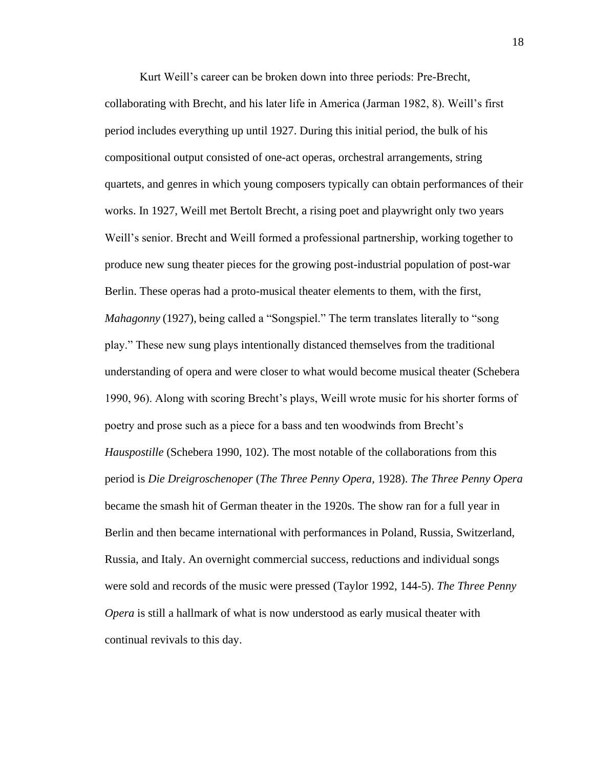Kurt Weill's career can be broken down into three periods: Pre-Brecht, collaborating with Brecht, and his later life in America (Jarman 1982, 8). Weill's first period includes everything up until 1927. During this initial period, the bulk of his compositional output consisted of one-act operas, orchestral arrangements, string quartets, and genres in which young composers typically can obtain performances of their works. In 1927, Weill met Bertolt Brecht, a rising poet and playwright only two years Weill's senior. Brecht and Weill formed a professional partnership, working together to produce new sung theater pieces for the growing post-industrial population of post-war Berlin. These operas had a proto-musical theater elements to them, with the first, *Mahagonny* (1927), being called a "Songspiel." The term translates literally to "song play." These new sung plays intentionally distanced themselves from the traditional understanding of opera and were closer to what would become musical theater (Schebera 1990, 96). Along with scoring Brecht's plays, Weill wrote music for his shorter forms of poetry and prose such as a piece for a bass and ten woodwinds from Brecht's *Hauspostille* (Schebera 1990, 102). The most notable of the collaborations from this period is *Die Dreigroschenoper* (*The Three Penny Opera,* 1928). *The Three Penny Opera* became the smash hit of German theater in the 1920s. The show ran for a full year in Berlin and then became international with performances in Poland, Russia, Switzerland, Russia, and Italy. An overnight commercial success, reductions and individual songs were sold and records of the music were pressed (Taylor 1992, 144-5). *The Three Penny Opera* is still a hallmark of what is now understood as early musical theater with continual revivals to this day.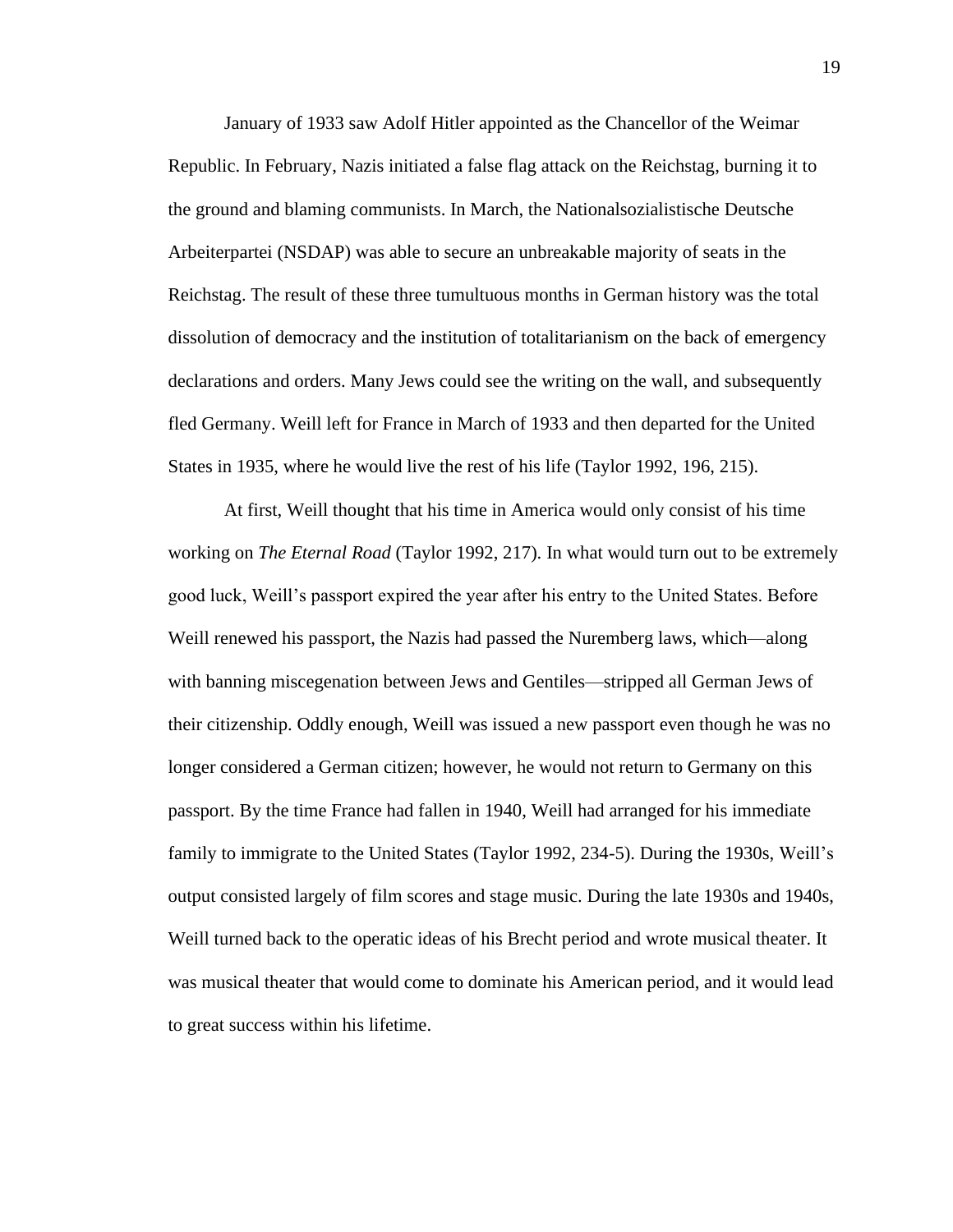January of 1933 saw Adolf Hitler appointed as the Chancellor of the Weimar Republic. In February, Nazis initiated a false flag attack on the Reichstag, burning it to the ground and blaming communists. In March, the Nationalsozialistische Deutsche Arbeiterpartei (NSDAP) was able to secure an unbreakable majority of seats in the Reichstag. The result of these three tumultuous months in German history was the total dissolution of democracy and the institution of totalitarianism on the back of emergency declarations and orders. Many Jews could see the writing on the wall, and subsequently fled Germany. Weill left for France in March of 1933 and then departed for the United States in 1935, where he would live the rest of his life (Taylor 1992, 196, 215).

At first, Weill thought that his time in America would only consist of his time working on *The Eternal Road* (Taylor 1992, 217). In what would turn out to be extremely good luck, Weill's passport expired the year after his entry to the United States. Before Weill renewed his passport, the Nazis had passed the Nuremberg laws, which—along with banning miscegenation between Jews and Gentiles—stripped all German Jews of their citizenship. Oddly enough, Weill was issued a new passport even though he was no longer considered a German citizen; however, he would not return to Germany on this passport. By the time France had fallen in 1940, Weill had arranged for his immediate family to immigrate to the United States (Taylor 1992, 234-5). During the 1930s, Weill's output consisted largely of film scores and stage music. During the late 1930s and 1940s, Weill turned back to the operatic ideas of his Brecht period and wrote musical theater. It was musical theater that would come to dominate his American period, and it would lead to great success within his lifetime.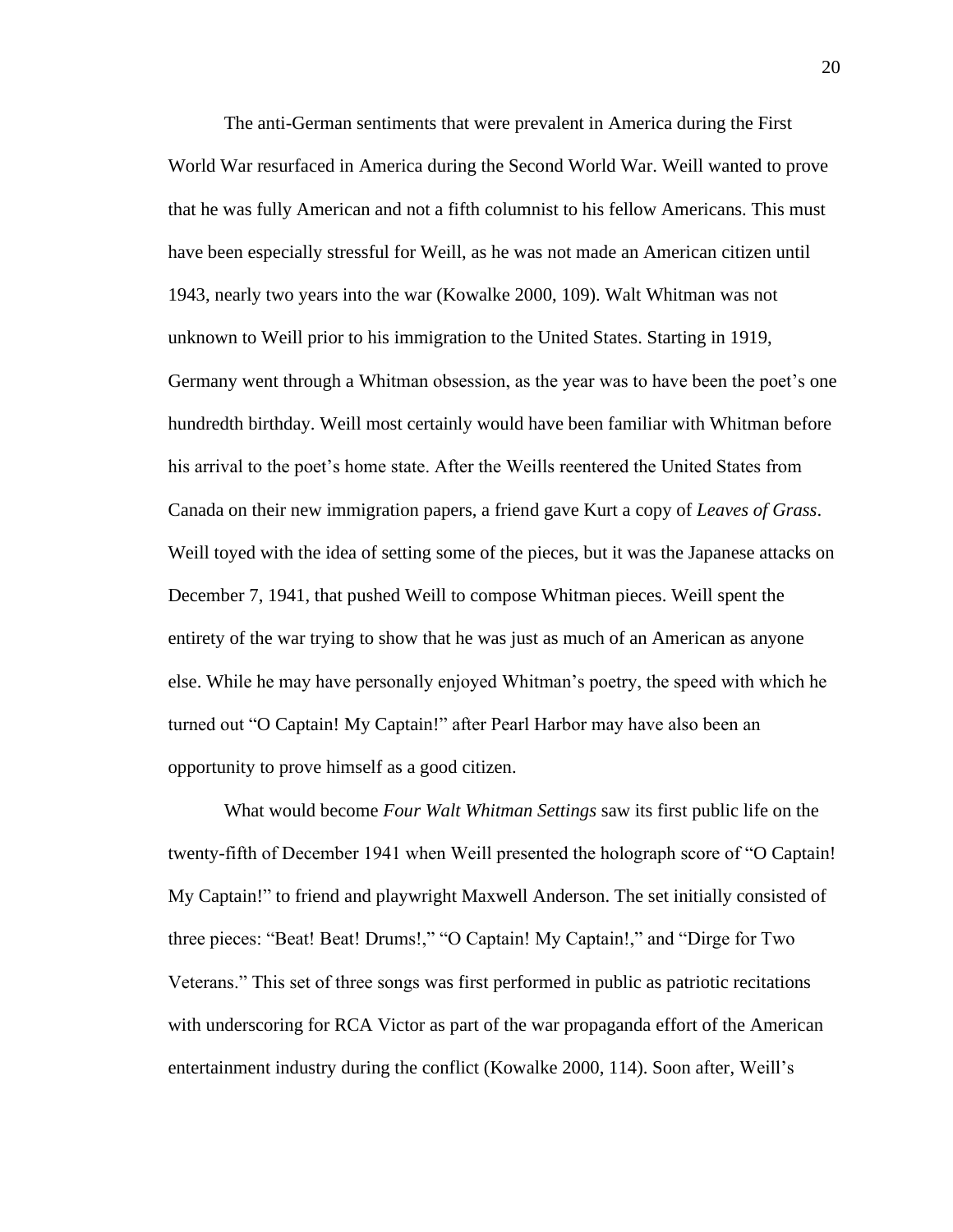The anti-German sentiments that were prevalent in America during the First World War resurfaced in America during the Second World War. Weill wanted to prove that he was fully American and not a fifth columnist to his fellow Americans. This must have been especially stressful for Weill, as he was not made an American citizen until 1943, nearly two years into the war (Kowalke 2000, 109). Walt Whitman was not unknown to Weill prior to his immigration to the United States. Starting in 1919, Germany went through a Whitman obsession, as the year was to have been the poet's one hundredth birthday. Weill most certainly would have been familiar with Whitman before his arrival to the poet's home state. After the Weills reentered the United States from Canada on their new immigration papers, a friend gave Kurt a copy of *Leaves of Grass*. Weill toyed with the idea of setting some of the pieces, but it was the Japanese attacks on December 7, 1941, that pushed Weill to compose Whitman pieces. Weill spent the entirety of the war trying to show that he was just as much of an American as anyone else. While he may have personally enjoyed Whitman's poetry, the speed with which he turned out "O Captain! My Captain!" after Pearl Harbor may have also been an opportunity to prove himself as a good citizen.

What would become *Four Walt Whitman Settings* saw its first public life on the twenty-fifth of December 1941 when Weill presented the holograph score of "O Captain! My Captain!" to friend and playwright Maxwell Anderson. The set initially consisted of three pieces: "Beat! Beat! Drums!," "O Captain! My Captain!," and "Dirge for Two Veterans." This set of three songs was first performed in public as patriotic recitations with underscoring for RCA Victor as part of the war propaganda effort of the American entertainment industry during the conflict (Kowalke 2000, 114). Soon after, Weill's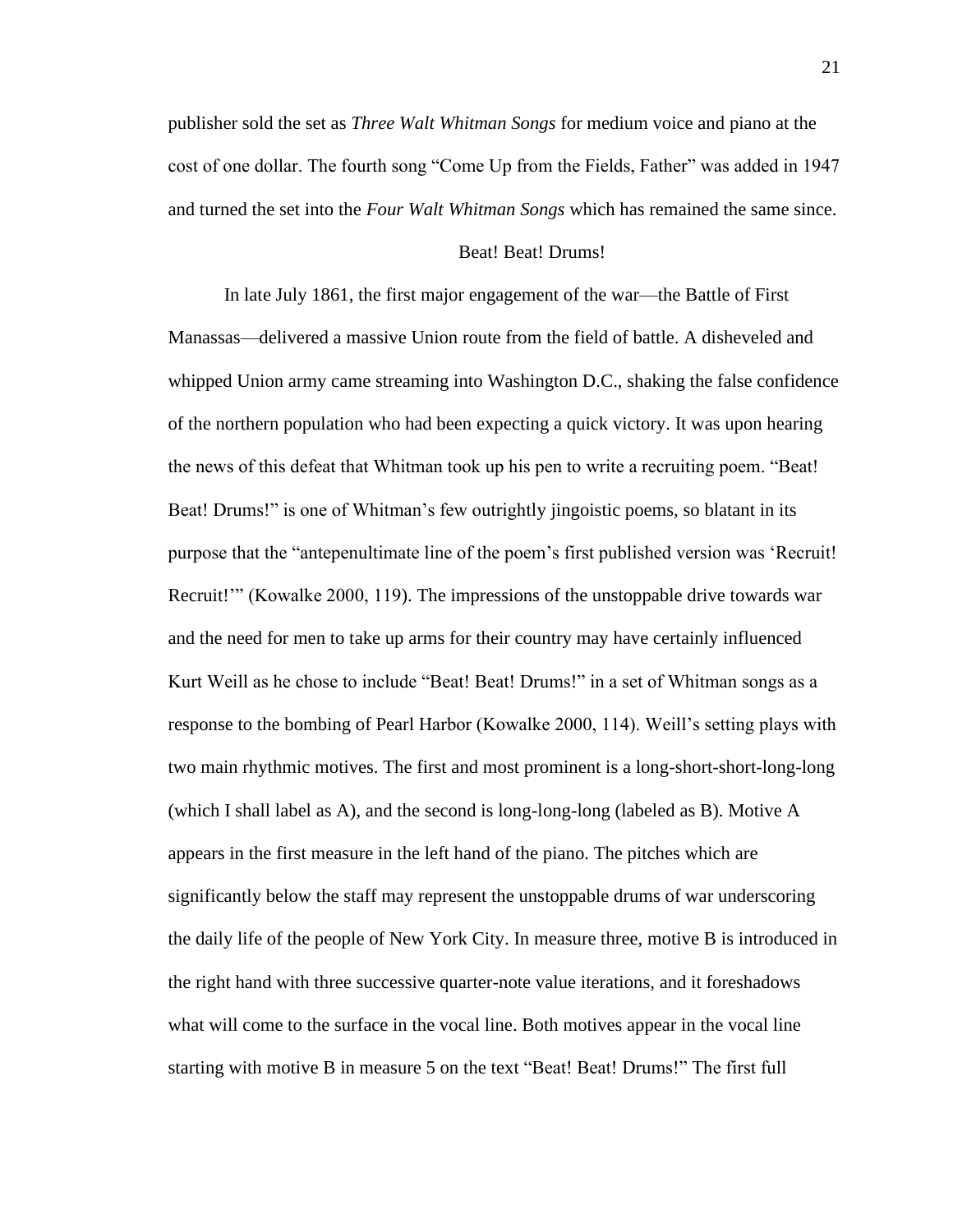publisher sold the set as *Three Walt Whitman Songs* for medium voice and piano at the cost of one dollar. The fourth song "Come Up from the Fields, Father" was added in 1947 and turned the set into the *Four Walt Whitman Songs* which has remained the same since.

## Beat! Beat! Drums!

In late July 1861, the first major engagement of the war—the Battle of First Manassas—delivered a massive Union route from the field of battle. A disheveled and whipped Union army came streaming into Washington D.C., shaking the false confidence of the northern population who had been expecting a quick victory. It was upon hearing the news of this defeat that Whitman took up his pen to write a recruiting poem. "Beat! Beat! Drums!" is one of Whitman's few outrightly jingoistic poems, so blatant in its purpose that the "antepenultimate line of the poem's first published version was 'Recruit! Recruit!'" (Kowalke 2000, 119). The impressions of the unstoppable drive towards war and the need for men to take up arms for their country may have certainly influenced Kurt Weill as he chose to include "Beat! Beat! Drums!" in a set of Whitman songs as a response to the bombing of Pearl Harbor (Kowalke 2000, 114). Weill's setting plays with two main rhythmic motives. The first and most prominent is a long-short-short-long-long (which I shall label as A), and the second is long-long-long (labeled as B). Motive A appears in the first measure in the left hand of the piano. The pitches which are significantly below the staff may represent the unstoppable drums of war underscoring the daily life of the people of New York City. In measure three, motive B is introduced in the right hand with three successive quarter-note value iterations, and it foreshadows what will come to the surface in the vocal line. Both motives appear in the vocal line starting with motive B in measure 5 on the text "Beat! Beat! Drums!" The first full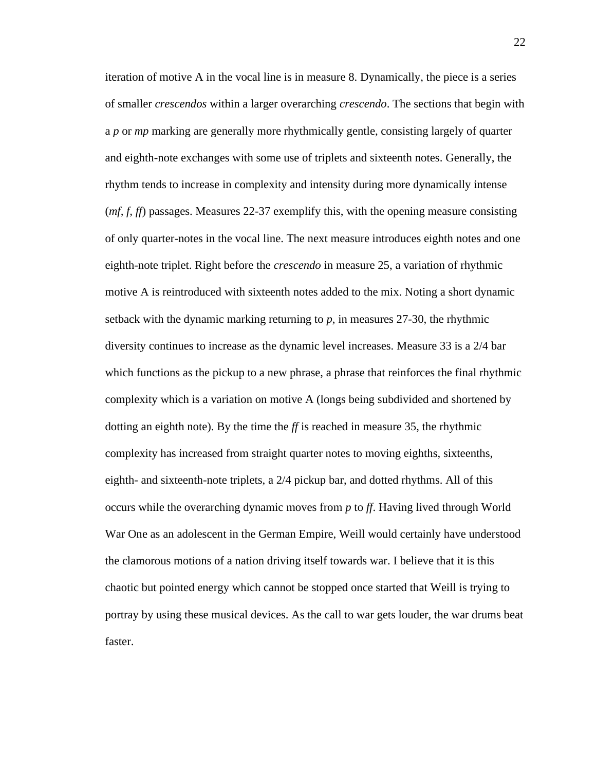iteration of motive A in the vocal line is in measure 8. Dynamically, the piece is a series of smaller *crescendos* within a larger overarching *crescendo*. The sections that begin with a *p* or *mp* marking are generally more rhythmically gentle, consisting largely of quarter and eighth-note exchanges with some use of triplets and sixteenth notes. Generally, the rhythm tends to increase in complexity and intensity during more dynamically intense (*mf, f, ff*) passages. Measures 22-37 exemplify this, with the opening measure consisting of only quarter-notes in the vocal line. The next measure introduces eighth notes and one eighth-note triplet. Right before the *crescendo* in measure 25, a variation of rhythmic motive A is reintroduced with sixteenth notes added to the mix. Noting a short dynamic setback with the dynamic marking returning to *p*, in measures 27-30, the rhythmic diversity continues to increase as the dynamic level increases. Measure 33 is a 2/4 bar which functions as the pickup to a new phrase, a phrase that reinforces the final rhythmic complexity which is a variation on motive A (longs being subdivided and shortened by dotting an eighth note). By the time the *ff* is reached in measure 35, the rhythmic complexity has increased from straight quarter notes to moving eighths, sixteenths, eighth- and sixteenth-note triplets, a 2/4 pickup bar, and dotted rhythms. All of this occurs while the overarching dynamic moves from *p* to *ff*. Having lived through World War One as an adolescent in the German Empire, Weill would certainly have understood the clamorous motions of a nation driving itself towards war. I believe that it is this chaotic but pointed energy which cannot be stopped once started that Weill is trying to portray by using these musical devices. As the call to war gets louder, the war drums beat faster.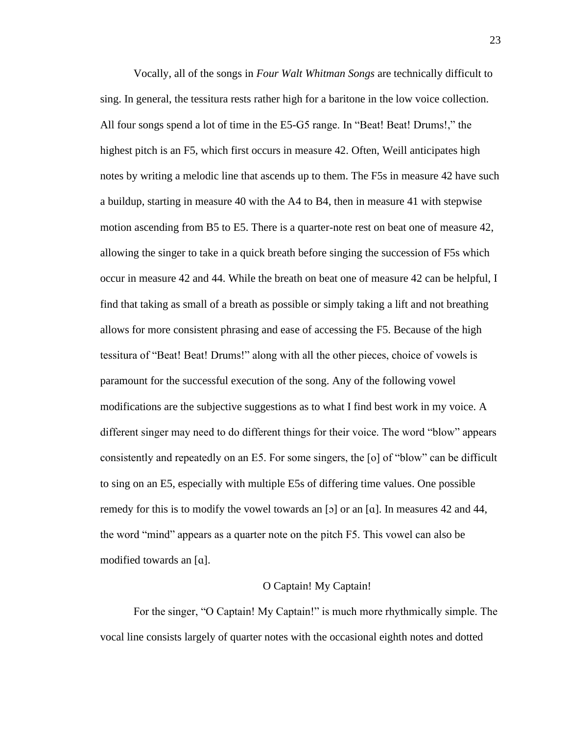Vocally, all of the songs in *Four Walt Whitman Songs* are technically difficult to sing. In general, the tessitura rests rather high for a baritone in the low voice collection. All four songs spend a lot of time in the E5-G5 range. In "Beat! Beat! Drums!," the highest pitch is an F5, which first occurs in measure 42. Often, Weill anticipates high notes by writing a melodic line that ascends up to them. The F5s in measure 42 have such a buildup, starting in measure 40 with the A4 to B4, then in measure 41 with stepwise motion ascending from B5 to E5. There is a quarter-note rest on beat one of measure 42, allowing the singer to take in a quick breath before singing the succession of F5s which occur in measure 42 and 44. While the breath on beat one of measure 42 can be helpful, I find that taking as small of a breath as possible or simply taking a lift and not breathing allows for more consistent phrasing and ease of accessing the F5. Because of the high tessitura of "Beat! Beat! Drums!" along with all the other pieces, choice of vowels is paramount for the successful execution of the song. Any of the following vowel modifications are the subjective suggestions as to what I find best work in my voice. A different singer may need to do different things for their voice. The word "blow" appears consistently and repeatedly on an E5. For some singers, the [o] of "blow" can be difficult to sing on an E5, especially with multiple E5s of differing time values. One possible remedy for this is to modify the vowel towards an [ɔ] or an [ɑ]. In measures 42 and 44, the word "mind" appears as a quarter note on the pitch F5. This vowel can also be modified towards an [ɑ].

## O Captain! My Captain!

For the singer, "O Captain! My Captain!" is much more rhythmically simple. The vocal line consists largely of quarter notes with the occasional eighth notes and dotted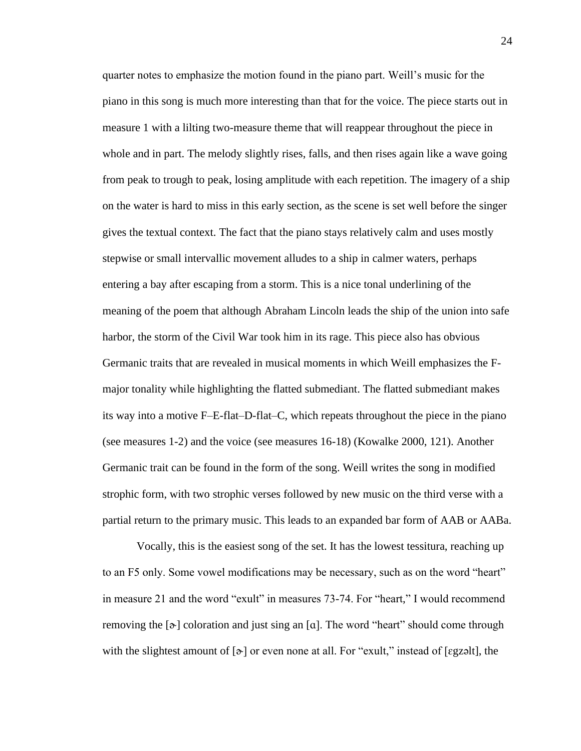quarter notes to emphasize the motion found in the piano part. Weill's music for the piano in this song is much more interesting than that for the voice. The piece starts out in measure 1 with a lilting two-measure theme that will reappear throughout the piece in whole and in part. The melody slightly rises, falls, and then rises again like a wave going from peak to trough to peak, losing amplitude with each repetition. The imagery of a ship on the water is hard to miss in this early section, as the scene is set well before the singer gives the textual context. The fact that the piano stays relatively calm and uses mostly stepwise or small intervallic movement alludes to a ship in calmer waters, perhaps entering a bay after escaping from a storm. This is a nice tonal underlining of the meaning of the poem that although Abraham Lincoln leads the ship of the union into safe harbor, the storm of the Civil War took him in its rage. This piece also has obvious Germanic traits that are revealed in musical moments in which Weill emphasizes the F-major tonality while highlighting the flatted submediant. The flatted submediant makes its way into a motive F–E-flat–D-flat–C, which repeats throughout the piece in the piano (see measures 1-2) and the voice (see measures 16-18) (Kowalke 2000, 121). Another Germanic trait can be found in the form of the song. Weill writes the song in modified strophic form, with two strophic verses followed by new music on the third verse with a partial return to the primary music. This leads to an expanded bar form of AAB or AABa.

Vocally, this is the easiest song of the set. It has the lowest tessitura, reaching up to an F5 only. Some vowel modifications may be necessary, such as on the word "heart" in measure 21 and the word "exult" in measures 73-74. For "heart," I would recommend removing the [ɚ] coloration and just sing an [ɑ]. The word "heart" should come through with the slightest amount of [ɚ] or even none at all. For "exult," instead of [ɛgzəlt], the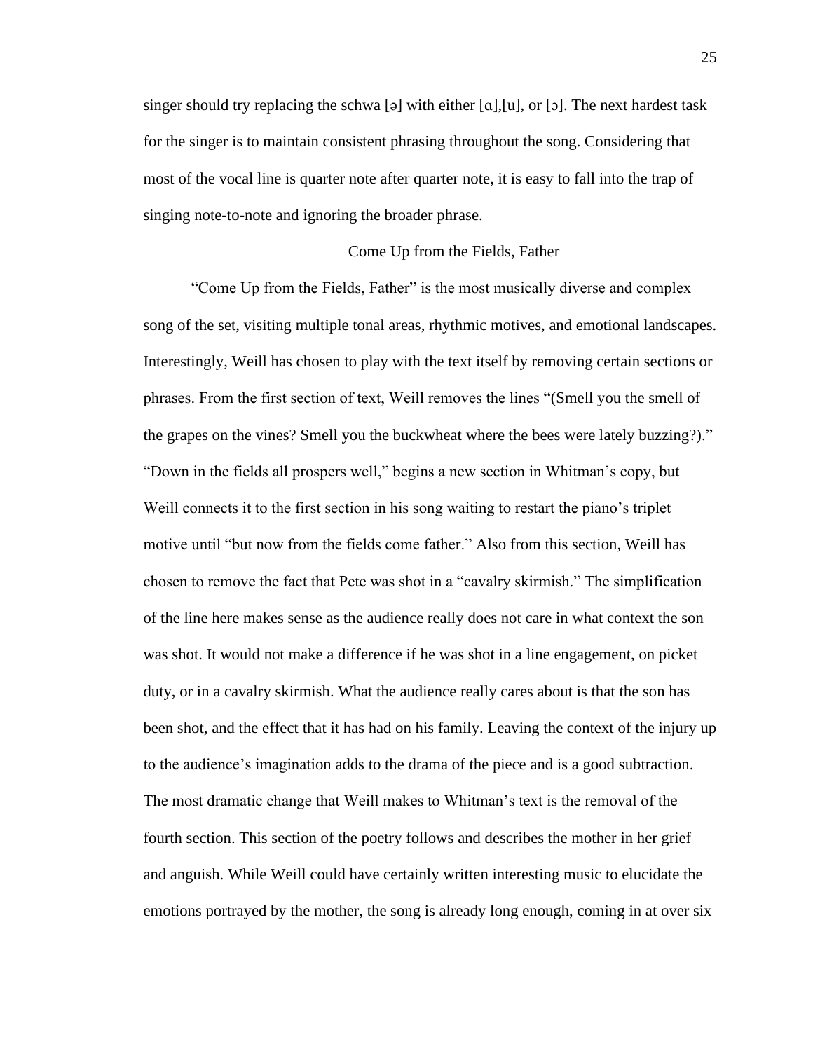singer should try replacing the schwa [ə] with either [ɑ],[u], or [ɔ]. The next hardest task for the singer is to maintain consistent phrasing throughout the song. Considering that most of the vocal line is quarter note after quarter note, it is easy to fall into the trap of singing note-to-note and ignoring the broader phrase.

## Come Up from the Fields, Father

"Come Up from the Fields, Father" is the most musically diverse and complex song of the set, visiting multiple tonal areas, rhythmic motives, and emotional landscapes. Interestingly, Weill has chosen to play with the text itself by removing certain sections or phrases. From the first section of text, Weill removes the lines "(Smell you the smell of the grapes on the vines? Smell you the buckwheat where the bees were lately buzzing?)." "Down in the fields all prospers well," begins a new section in Whitman's copy, but Weill connects it to the first section in his song waiting to restart the piano's triplet motive until "but now from the fields come father." Also from this section, Weill has chosen to remove the fact that Pete was shot in a "cavalry skirmish." The simplification of the line here makes sense as the audience really does not care in what context the son was shot. It would not make a difference if he was shot in a line engagement, on picket duty, or in a cavalry skirmish. What the audience really cares about is that the son has been shot, and the effect that it has had on his family. Leaving the context of the injury up to the audience's imagination adds to the drama of the piece and is a good subtraction. The most dramatic change that Weill makes to Whitman's text is the removal of the fourth section. This section of the poetry follows and describes the mother in her grief and anguish. While Weill could have certainly written interesting music to elucidate the emotions portrayed by the mother, the song is already long enough, coming in at over six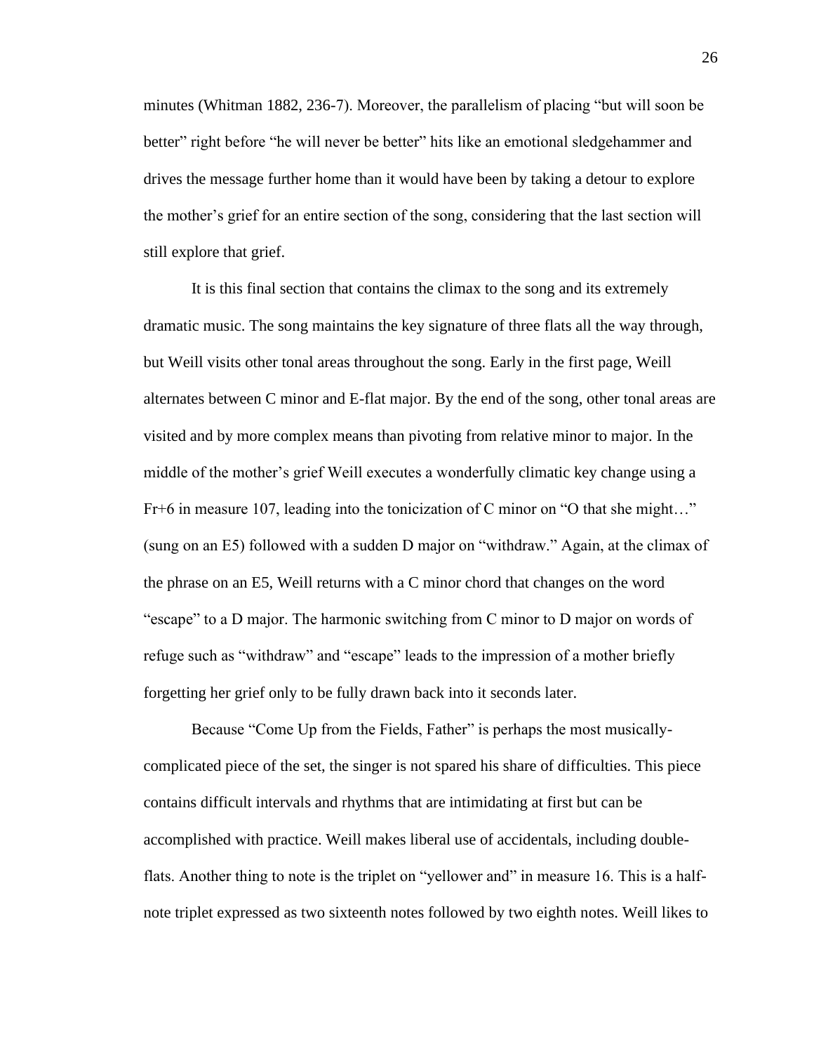minutes (Whitman 1882, 236-7). Moreover, the parallelism of placing "but will soon be better" right before "he will never be better" hits like an emotional sledgehammer and drives the message further home than it would have been by taking a detour to explore the mother's grief for an entire section of the song, considering that the last section will still explore that grief.

It is this final section that contains the climax to the song and its extremely dramatic music. The song maintains the key signature of three flats all the way through, but Weill visits other tonal areas throughout the song. Early in the first page, Weill alternates between C minor and E-flat major. By the end of the song, other tonal areas are visited and by more complex means than pivoting from relative minor to major. In the middle of the mother's grief Weill executes a wonderfully climatic key change using a Fr+6 in measure 107, leading into the tonicization of C minor on "O that she might…" (sung on an E5) followed with a sudden D major on "withdraw." Again, at the climax of the phrase on an E5, Weill returns with a C minor chord that changes on the word "escape" to a D major. The harmonic switching from C minor to D major on words of refuge such as "withdraw" and "escape" leads to the impression of a mother briefly forgetting her grief only to be fully drawn back into it seconds later.

Because "Come Up from the Fields, Father" is perhaps the most musically-complicated piece of the set, the singer is not spared his share of difficulties. This piece contains difficult intervals and rhythms that are intimidating at first but can be accomplished with practice. Weill makes liberal use of accidentals, including double-flats. Another thing to note is the triplet on "yellower and" in measure 16. This is a half-note triplet expressed as two sixteenth notes followed by two eighth notes. Weill likes to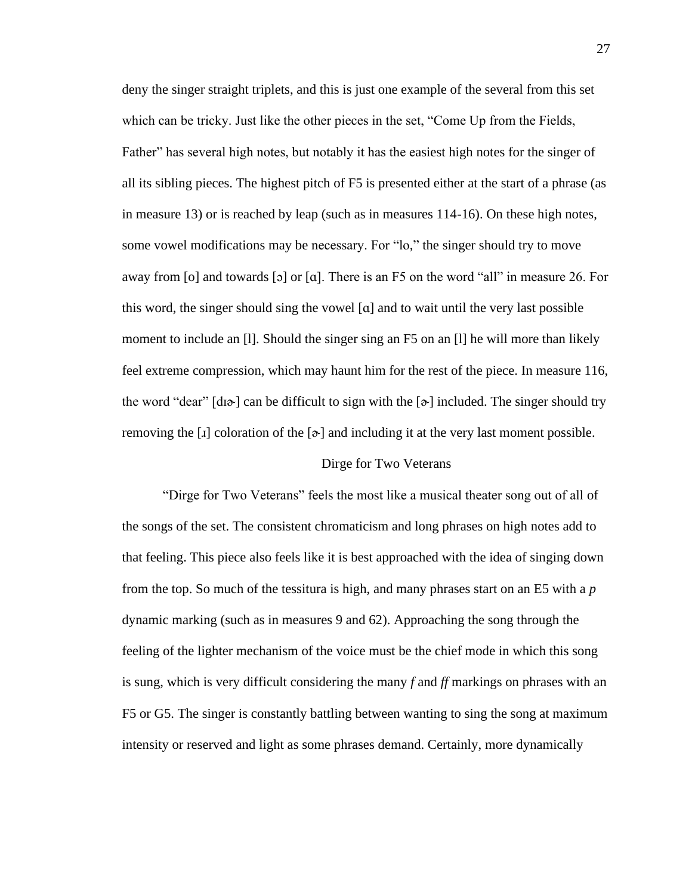deny the singer straight triplets, and this is just one example of the several from this set which can be tricky. Just like the other pieces in the set, "Come Up from the Fields, Father" has several high notes, but notably it has the easiest high notes for the singer of all its sibling pieces. The highest pitch of F5 is presented either at the start of a phrase (as in measure 13) or is reached by leap (such as in measures 114-16). On these high notes, some vowel modifications may be necessary. For "lo," the singer should try to move away from [o] and towards [ɔ] or [ɑ]. There is an F5 on the word "all" in measure 26. For this word, the singer should sing the vowel [ɑ] and to wait until the very last possible moment to include an [l]. Should the singer sing an F5 on an [l] he will more than likely feel extreme compression, which may haunt him for the rest of the piece. In measure 116, the word "dear" [dɪɚ] can be difficult to sign with the [ɚ] included. The singer should try removing the [ɹ] coloration of the [ɚ] and including it at the very last moment possible.

## Dirge for Two Veterans

"Dirge for Two Veterans" feels the most like a musical theater song out of all of the songs of the set. The consistent chromaticism and long phrases on high notes add to that feeling. This piece also feels like it is best approached with the idea of singing down from the top. So much of the tessitura is high, and many phrases start on an E5 with a *p* dynamic marking (such as in measures 9 and 62). Approaching the song through the feeling of the lighter mechanism of the voice must be the chief mode in which this song is sung, which is very difficult considering the many *f* and *ff* markings on phrases with an F5 or G5. The singer is constantly battling between wanting to sing the song at maximum intensity or reserved and light as some phrases demand. Certainly, more dynamically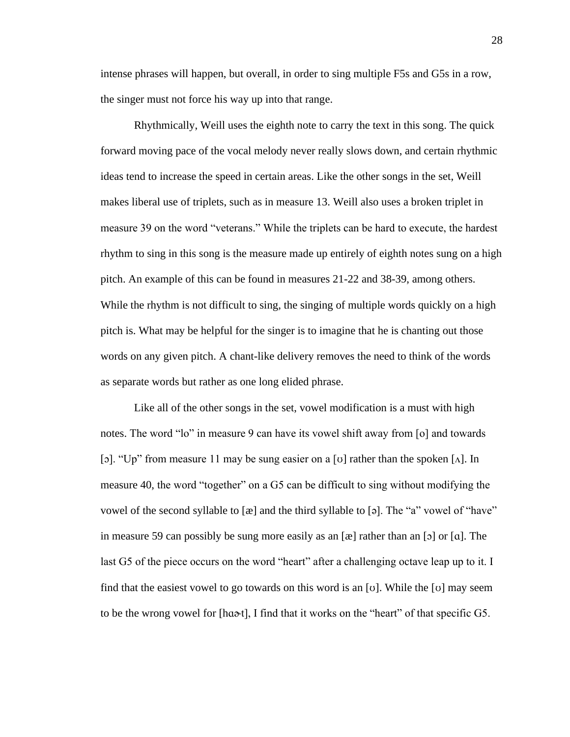intense phrases will happen, but overall, in order to sing multiple F5s and G5s in a row, the singer must not force his way up into that range.

Rhythmically, Weill uses the eighth note to carry the text in this song. The quick forward moving pace of the vocal melody never really slows down, and certain rhythmic ideas tend to increase the speed in certain areas. Like the other songs in the set, Weill makes liberal use of triplets, such as in measure 13. Weill also uses a broken triplet in measure 39 on the word "veterans." While the triplets can be hard to execute, the hardest rhythm to sing in this song is the measure made up entirely of eighth notes sung on a high pitch. An example of this can be found in measures 21-22 and 38-39, among others. While the rhythm is not difficult to sing, the singing of multiple words quickly on a high pitch is. What may be helpful for the singer is to imagine that he is chanting out those words on any given pitch. A chant-like delivery removes the need to think of the words as separate words but rather as one long elided phrase.

Like all of the other songs in the set, vowel modification is a must with high notes. The word "lo" in measure 9 can have its vowel shift away from [o] and towards [ɔ]. "Up" from measure 11 may be sung easier on a [ʊ] rather than the spoken [ʌ]. In measure 40, the word "together" on a G5 can be difficult to sing without modifying the vowel of the second syllable to [æ] and the third syllable to [ə]. The "a" vowel of "have" in measure 59 can possibly be sung more easily as an [æ] rather than an [ɔ] or [ɑ]. The last G5 of the piece occurs on the word "heart" after a challenging octave leap up to it. I find that the easiest vowel to go towards on this word is an [ʊ]. While the [ʊ] may seem to be the wrong vowel for [hɑɚt], I find that it works on the "heart" of that specific G5.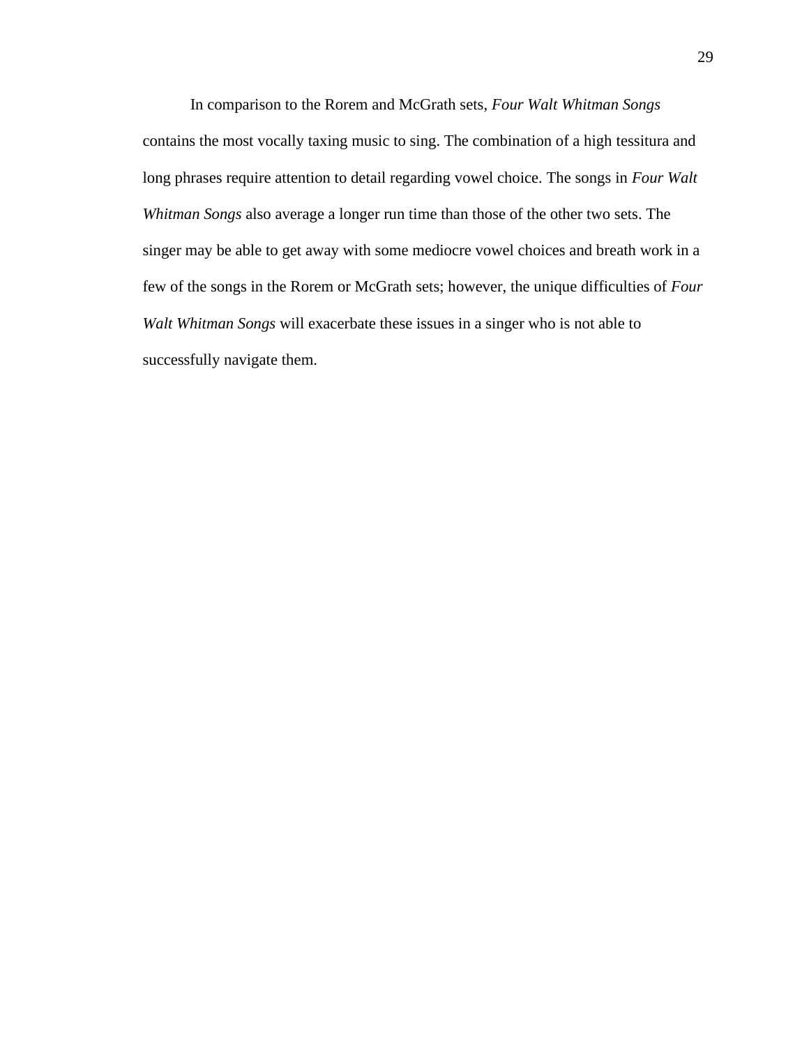In comparison to the Rorem and McGrath sets, *Four Walt Whitman Songs* contains the most vocally taxing music to sing. The combination of a high tessitura and long phrases require attention to detail regarding vowel choice. The songs in *Four Walt Whitman Songs* also average a longer run time than those of the other two sets. The singer may be able to get away with some mediocre vowel choices and breath work in a few of the songs in the Rorem or McGrath sets; however, the unique difficulties of *Four Walt Whitman Songs* will exacerbate these issues in a singer who is not able to successfully navigate them.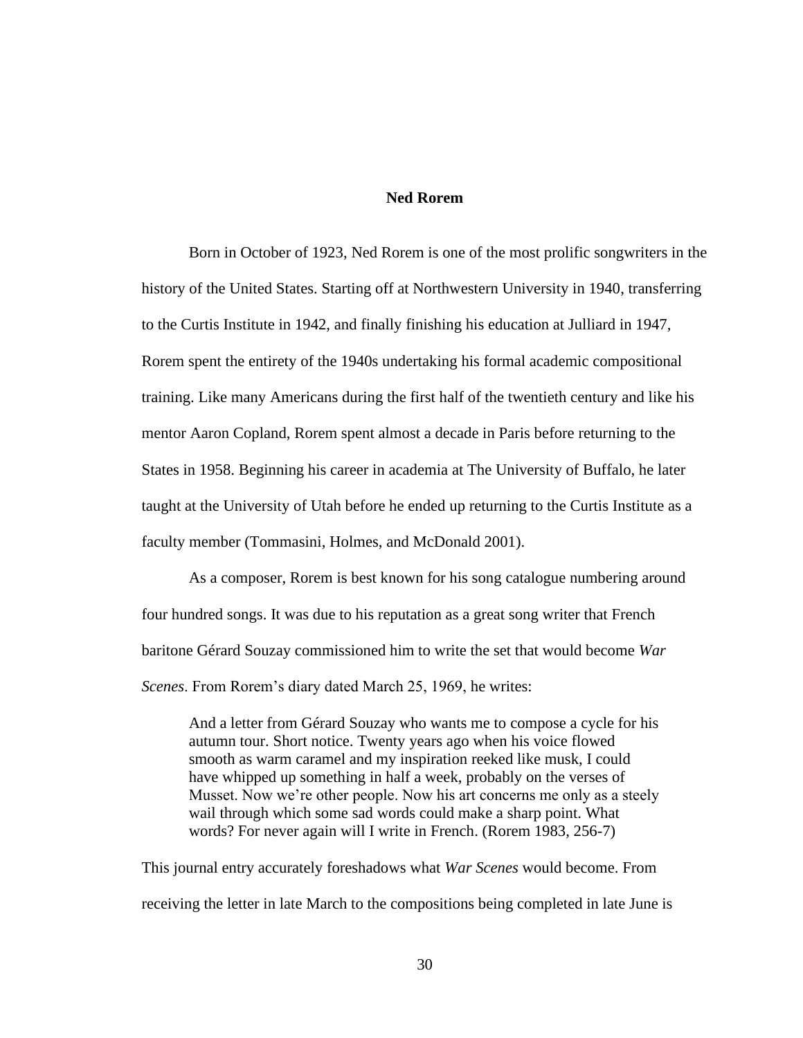## Ned Rorem

Born in October of 1923, Ned Rorem is one of the most prolific songwriters in the history of the United States. Starting off at Northwestern University in 1940, transferring to the Curtis Institute in 1942, and finally finishing his education at Julliard in 1947, Rorem spent the entirety of the 1940s undertaking his formal academic compositional training. Like many Americans during the first half of the twentieth century and like his mentor Aaron Copland, Rorem spent almost a decade in Paris before returning to the States in 1958. Beginning his career in academia at The University of Buffalo, he later taught at the University of Utah before he ended up returning to the Curtis Institute as a faculty member (Tommasini, Holmes, and McDonald 2001).

As a composer, Rorem is best known for his song catalogue numbering around four hundred songs. It was due to his reputation as a great song writer that French baritone Gérard Souzay commissioned him to write the set that would become *War Scenes*. From Rorem's diary dated March 25, 1969, he writes:

> And a letter from Gérard Souzay who wants me to compose a cycle for his autumn tour. Short notice. Twenty years ago when his voice flowed smooth as warm caramel and my inspiration reeked like musk, I could have whipped up something in half a week, probably on the verses of Musset. Now we're other people. Now his art concerns me only as a steely wail through which some sad words could make a sharp point. What words? For never again will I write in French. (Rorem 1983, 256-7)

This journal entry accurately foreshadows what *War Scenes* would become. From receiving the letter in late March to the compositions being completed in late June is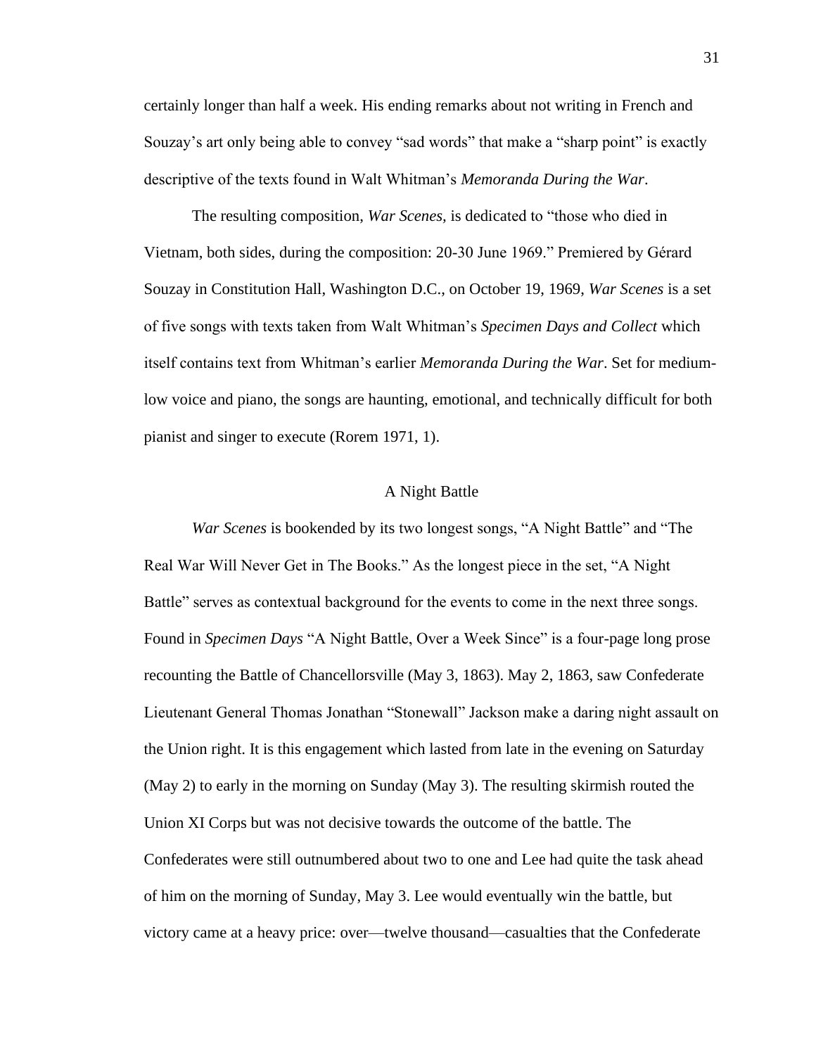certainly longer than half a week. His ending remarks about not writing in French and Souzay's art only being able to convey "sad words" that make a "sharp point" is exactly descriptive of the texts found in Walt Whitman's *Memoranda During the War*.

The resulting composition, *War Scenes,* is dedicated to "those who died in Vietnam, both sides, during the composition: 20-30 June 1969." Premiered by Gérard Souzay in Constitution Hall, Washington D.C., on October 19, 1969, *War Scenes* is a set of five songs with texts taken from Walt Whitman's *Specimen Days and Collect* which itself contains text from Whitman's earlier *Memoranda During the War*. Set for medium-low voice and piano, the songs are haunting, emotional, and technically difficult for both pianist and singer to execute (Rorem 1971, 1).

## A Night Battle

*War Scenes* is bookended by its two longest songs, "A Night Battle" and "The Real War Will Never Get in The Books." As the longest piece in the set, "A Night Battle" serves as contextual background for the events to come in the next three songs. Found in *Specimen Days* "A Night Battle, Over a Week Since" is a four-page long prose recounting the Battle of Chancellorsville (May 3, 1863). May 2, 1863, saw Confederate Lieutenant General Thomas Jonathan "Stonewall" Jackson make a daring night assault on the Union right. It is this engagement which lasted from late in the evening on Saturday (May 2) to early in the morning on Sunday (May 3). The resulting skirmish routed the Union XI Corps but was not decisive towards the outcome of the battle. The Confederates were still outnumbered about two to one and Lee had quite the task ahead of him on the morning of Sunday, May 3. Lee would eventually win the battle, but victory came at a heavy price: over—twelve thousand—casualties that the Confederate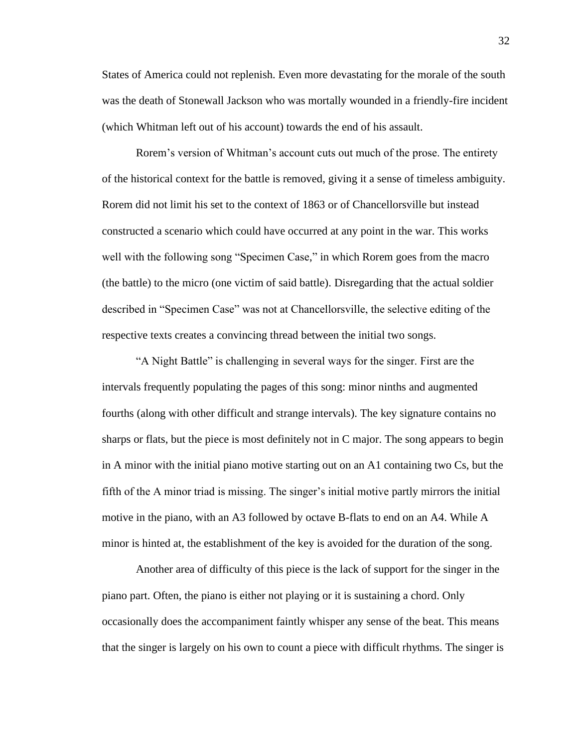States of America could not replenish. Even more devastating for the morale of the south was the death of Stonewall Jackson who was mortally wounded in a friendly-fire incident (which Whitman left out of his account) towards the end of his assault.

Rorem's version of Whitman's account cuts out much of the prose. The entirety of the historical context for the battle is removed, giving it a sense of timeless ambiguity. Rorem did not limit his set to the context of 1863 or of Chancellorsville but instead constructed a scenario which could have occurred at any point in the war. This works well with the following song "Specimen Case," in which Rorem goes from the macro (the battle) to the micro (one victim of said battle). Disregarding that the actual soldier described in "Specimen Case" was not at Chancellorsville, the selective editing of the respective texts creates a convincing thread between the initial two songs.

"A Night Battle" is challenging in several ways for the singer. First are the intervals frequently populating the pages of this song: minor ninths and augmented fourths (along with other difficult and strange intervals). The key signature contains no sharps or flats, but the piece is most definitely not in C major. The song appears to begin in A minor with the initial piano motive starting out on an A1 containing two Cs, but the fifth of the A minor triad is missing. The singer's initial motive partly mirrors the initial motive in the piano, with an A3 followed by octave B-flats to end on an A4. While A minor is hinted at, the establishment of the key is avoided for the duration of the song.

Another area of difficulty of this piece is the lack of support for the singer in the piano part. Often, the piano is either not playing or it is sustaining a chord. Only occasionally does the accompaniment faintly whisper any sense of the beat. This means that the singer is largely on his own to count a piece with difficult rhythms. The singer is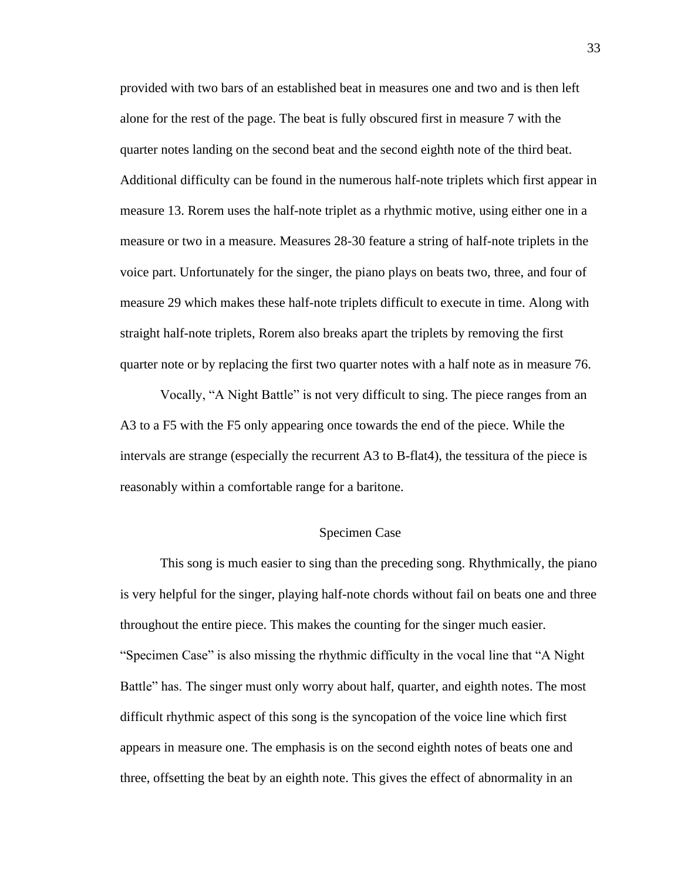provided with two bars of an established beat in measures one and two and is then left alone for the rest of the page. The beat is fully obscured first in measure 7 with the quarter notes landing on the second beat and the second eighth note of the third beat. Additional difficulty can be found in the numerous half-note triplets which first appear in measure 13. Rorem uses the half-note triplet as a rhythmic motive, using either one in a measure or two in a measure. Measures 28-30 feature a string of half-note triplets in the voice part. Unfortunately for the singer, the piano plays on beats two, three, and four of measure 29 which makes these half-note triplets difficult to execute in time. Along with straight half-note triplets, Rorem also breaks apart the triplets by removing the first quarter note or by replacing the first two quarter notes with a half note as in measure 76.

Vocally, "A Night Battle" is not very difficult to sing. The piece ranges from an A3 to a F5 with the F5 only appearing once towards the end of the piece. While the intervals are strange (especially the recurrent A3 to B-flat4), the tessitura of the piece is reasonably within a comfortable range for a baritone.

## Specimen Case

This song is much easier to sing than the preceding song. Rhythmically, the piano is very helpful for the singer, playing half-note chords without fail on beats one and three throughout the entire piece. This makes the counting for the singer much easier. "Specimen Case" is also missing the rhythmic difficulty in the vocal line that "A Night Battle" has. The singer must only worry about half, quarter, and eighth notes. The most difficult rhythmic aspect of this song is the syncopation of the voice line which first appears in measure one. The emphasis is on the second eighth notes of beats one and three, offsetting the beat by an eighth note. This gives the effect of abnormality in an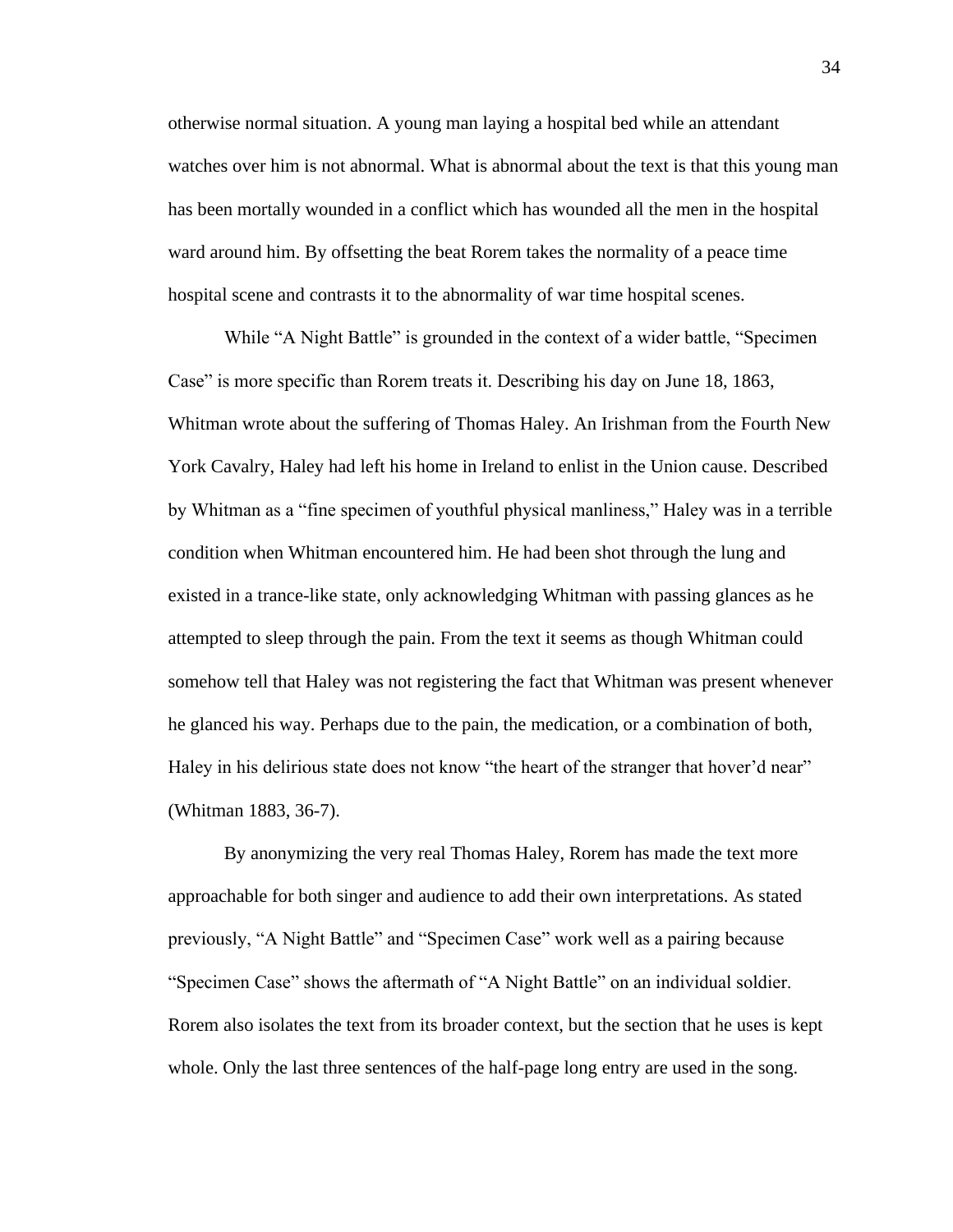otherwise normal situation. A young man laying a hospital bed while an attendant watches over him is not abnormal. What is abnormal about the text is that this young man has been mortally wounded in a conflict which has wounded all the men in the hospital ward around him. By offsetting the beat Rorem takes the normality of a peace time hospital scene and contrasts it to the abnormality of war time hospital scenes.

While "A Night Battle" is grounded in the context of a wider battle, "Specimen Case" is more specific than Rorem treats it. Describing his day on June 18, 1863, Whitman wrote about the suffering of Thomas Haley. An Irishman from the Fourth New York Cavalry, Haley had left his home in Ireland to enlist in the Union cause. Described by Whitman as a "fine specimen of youthful physical manliness," Haley was in a terrible condition when Whitman encountered him. He had been shot through the lung and existed in a trance-like state, only acknowledging Whitman with passing glances as he attempted to sleep through the pain. From the text it seems as though Whitman could somehow tell that Haley was not registering the fact that Whitman was present whenever he glanced his way. Perhaps due to the pain, the medication, or a combination of both, Haley in his delirious state does not know "the heart of the stranger that hover'd near" (Whitman 1883, 36-7).

By anonymizing the very real Thomas Haley, Rorem has made the text more approachable for both singer and audience to add their own interpretations. As stated previously, "A Night Battle" and "Specimen Case" work well as a pairing because "Specimen Case" shows the aftermath of "A Night Battle" on an individual soldier. Rorem also isolates the text from its broader context, but the section that he uses is kept whole. Only the last three sentences of the half-page long entry are used in the song.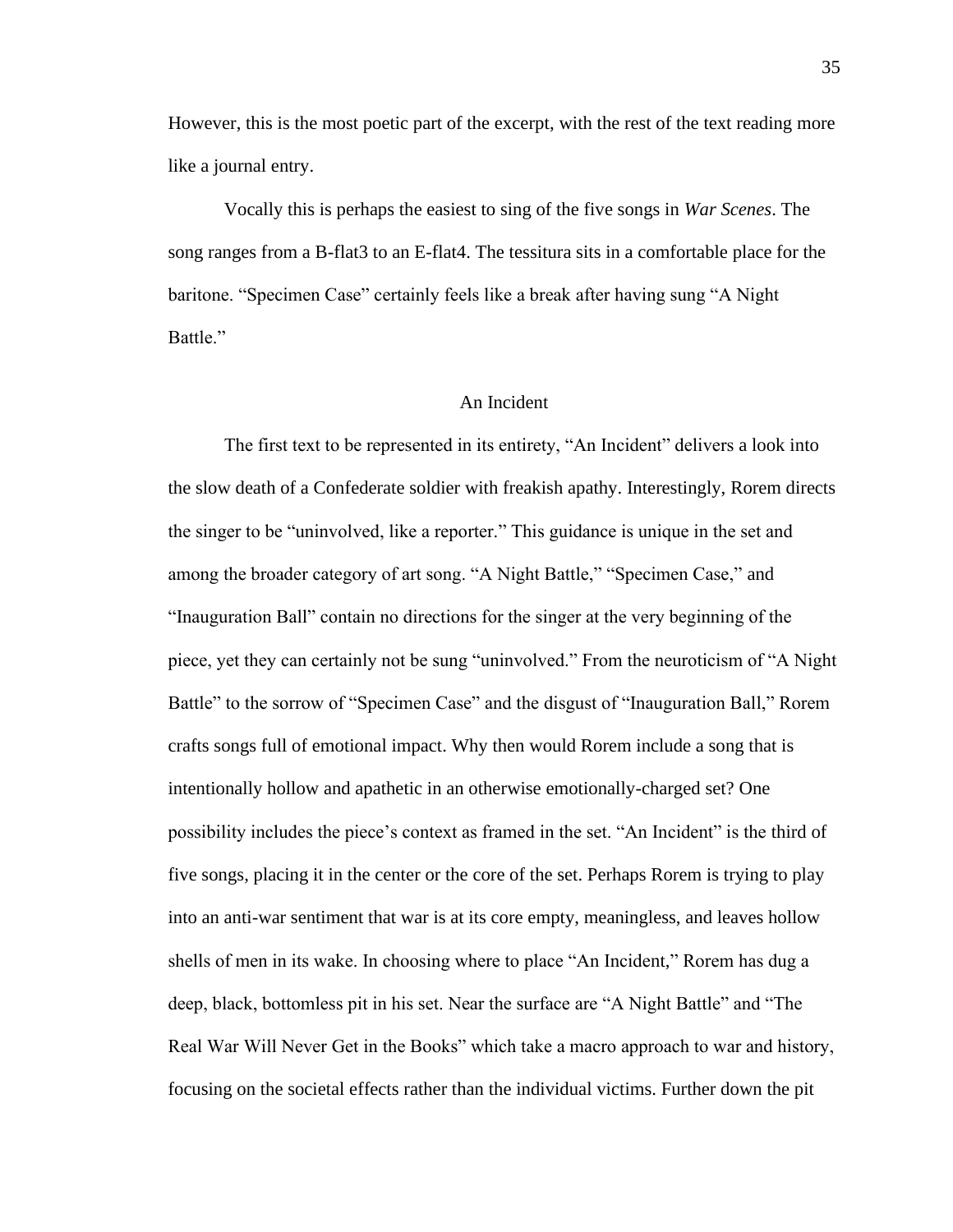However, this is the most poetic part of the excerpt, with the rest of the text reading more like a journal entry.

Vocally this is perhaps the easiest to sing of the five songs in *War Scenes*. The song ranges from a B-flat3 to an E-flat4. The tessitura sits in a comfortable place for the baritone. "Specimen Case" certainly feels like a break after having sung "A Night Battle."

## An Incident

The first text to be represented in its entirety, "An Incident" delivers a look into the slow death of a Confederate soldier with freakish apathy. Interestingly, Rorem directs the singer to be "uninvolved, like a reporter." This guidance is unique in the set and among the broader category of art song. "A Night Battle," "Specimen Case," and "Inauguration Ball" contain no directions for the singer at the very beginning of the piece, yet they can certainly not be sung "uninvolved." From the neuroticism of "A Night Battle" to the sorrow of "Specimen Case" and the disgust of "Inauguration Ball," Rorem crafts songs full of emotional impact. Why then would Rorem include a song that is intentionally hollow and apathetic in an otherwise emotionally-charged set? One possibility includes the piece's context as framed in the set. "An Incident" is the third of five songs, placing it in the center or the core of the set. Perhaps Rorem is trying to play into an anti-war sentiment that war is at its core empty, meaningless, and leaves hollow shells of men in its wake. In choosing where to place "An Incident," Rorem has dug a deep, black, bottomless pit in his set. Near the surface are "A Night Battle" and "The Real War Will Never Get in the Books" which take a macro approach to war and history, focusing on the societal effects rather than the individual victims. Further down the pit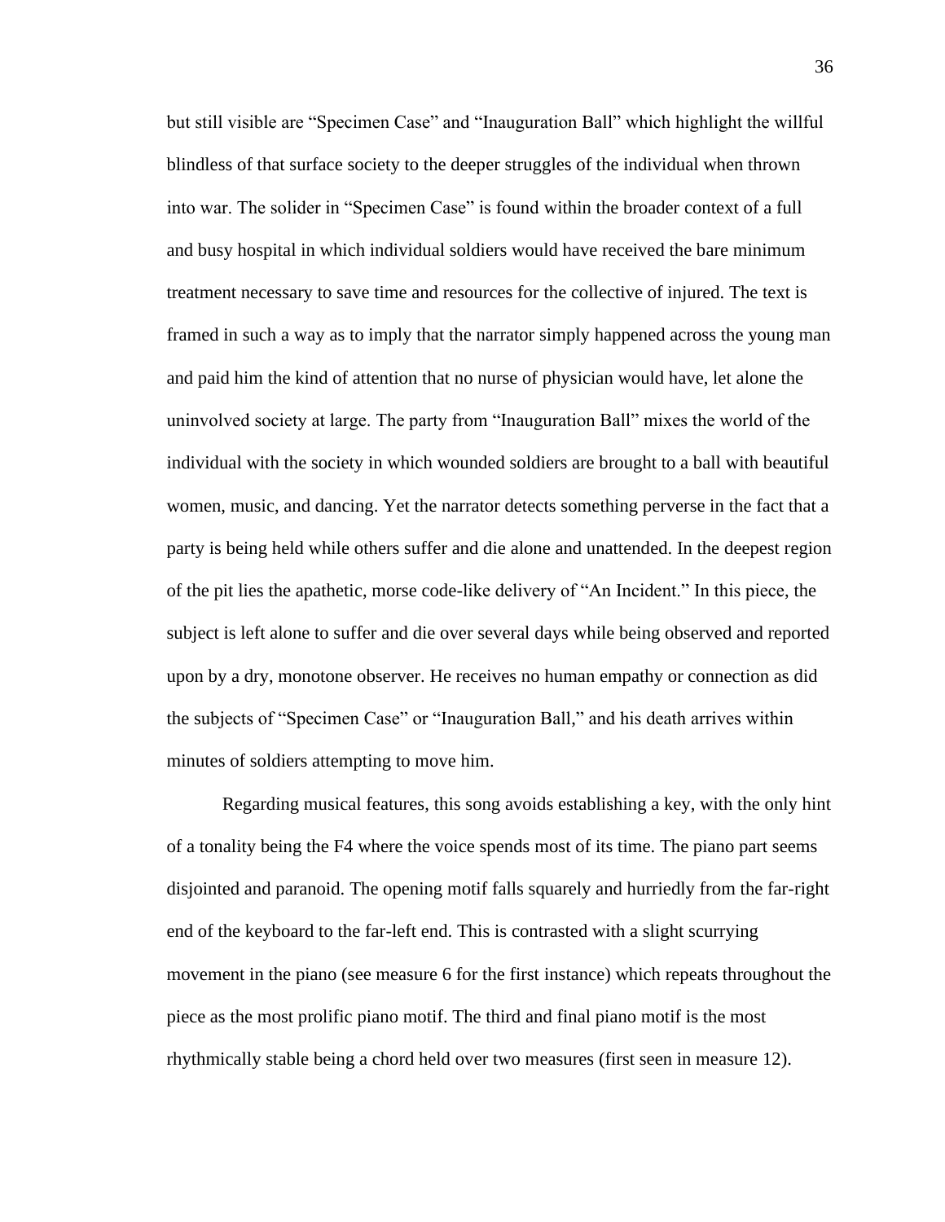but still visible are "Specimen Case" and "Inauguration Ball" which highlight the willful blindless of that surface society to the deeper struggles of the individual when thrown into war. The solider in "Specimen Case" is found within the broader context of a full and busy hospital in which individual soldiers would have received the bare minimum treatment necessary to save time and resources for the collective of injured. The text is framed in such a way as to imply that the narrator simply happened across the young man and paid him the kind of attention that no nurse of physician would have, let alone the uninvolved society at large. The party from "Inauguration Ball" mixes the world of the individual with the society in which wounded soldiers are brought to a ball with beautiful women, music, and dancing. Yet the narrator detects something perverse in the fact that a party is being held while others suffer and die alone and unattended. In the deepest region of the pit lies the apathetic, morse code-like delivery of "An Incident." In this piece, the subject is left alone to suffer and die over several days while being observed and reported upon by a dry, monotone observer. He receives no human empathy or connection as did the subjects of "Specimen Case" or "Inauguration Ball," and his death arrives within minutes of soldiers attempting to move him.

Regarding musical features, this song avoids establishing a key, with the only hint of a tonality being the F4 where the voice spends most of its time. The piano part seems disjointed and paranoid. The opening motif falls squarely and hurriedly from the far-right end of the keyboard to the far-left end. This is contrasted with a slight scurrying movement in the piano (see measure 6 for the first instance) which repeats throughout the piece as the most prolific piano motif. The third and final piano motif is the most rhythmically stable being a chord held over two measures (first seen in measure 12).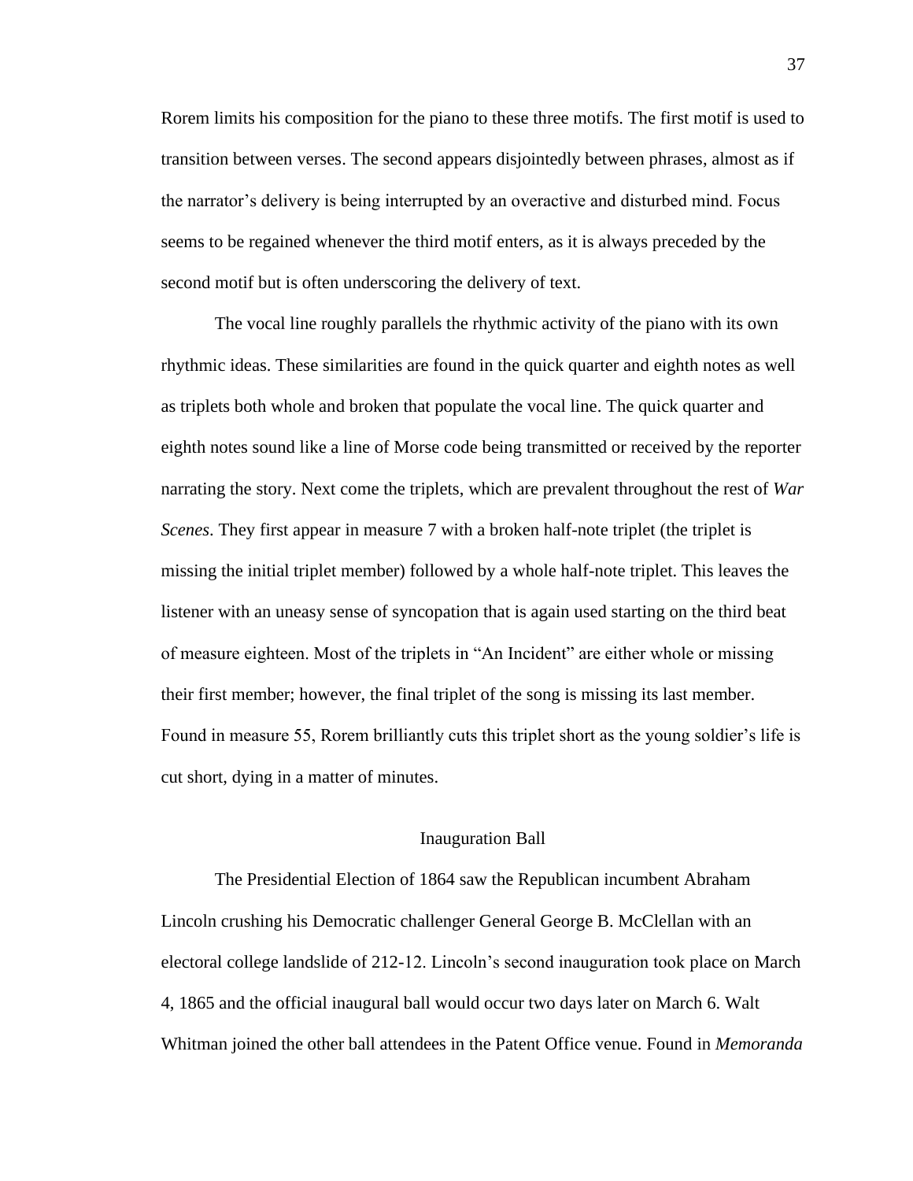Rorem limits his composition for the piano to these three motifs. The first motif is used to transition between verses. The second appears disjointedly between phrases, almost as if the narrator's delivery is being interrupted by an overactive and disturbed mind. Focus seems to be regained whenever the third motif enters, as it is always preceded by the second motif but is often underscoring the delivery of text.

The vocal line roughly parallels the rhythmic activity of the piano with its own rhythmic ideas. These similarities are found in the quick quarter and eighth notes as well as triplets both whole and broken that populate the vocal line. The quick quarter and eighth notes sound like a line of Morse code being transmitted or received by the reporter narrating the story. Next come the triplets, which are prevalent throughout the rest of *War Scenes*. They first appear in measure 7 with a broken half-note triplet (the triplet is missing the initial triplet member) followed by a whole half-note triplet. This leaves the listener with an uneasy sense of syncopation that is again used starting on the third beat of measure eighteen. Most of the triplets in "An Incident" are either whole or missing their first member; however, the final triplet of the song is missing its last member. Found in measure 55, Rorem brilliantly cuts this triplet short as the young soldier's life is cut short, dying in a matter of minutes.

## Inauguration Ball

The Presidential Election of 1864 saw the Republican incumbent Abraham Lincoln crushing his Democratic challenger General George B. McClellan with an electoral college landslide of 212-12. Lincoln's second inauguration took place on March 4, 1865 and the official inaugural ball would occur two days later on March 6. Walt Whitman joined the other ball attendees in the Patent Office venue. Found in *Memoranda*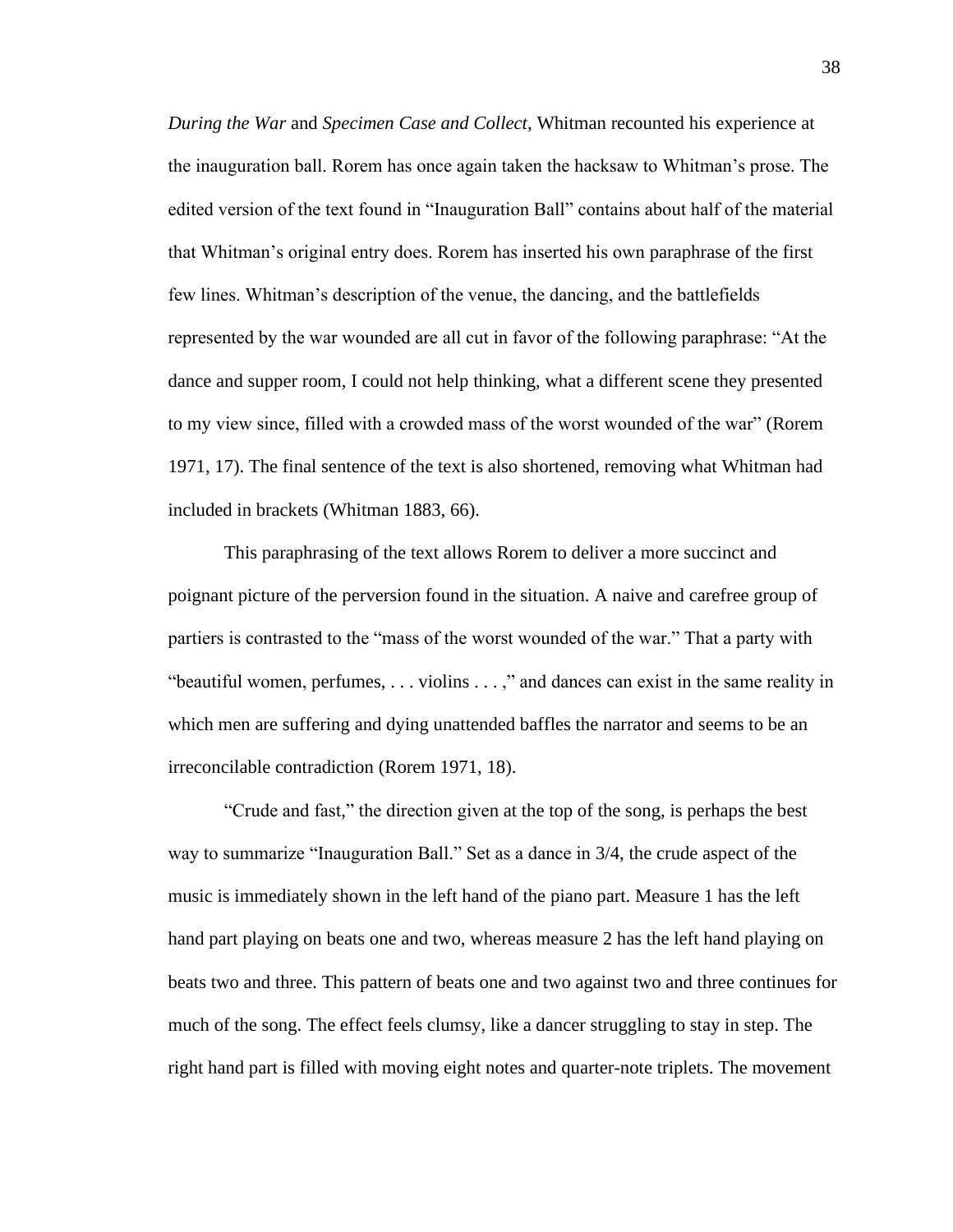*During the War* and *Specimen Case and Collect*, Whitman recounted his experience at the inauguration ball. Rorem has once again taken the hacksaw to Whitman's prose. The edited version of the text found in "Inauguration Ball" contains about half of the material that Whitman's original entry does. Rorem has inserted his own paraphrase of the first few lines. Whitman's description of the venue, the dancing, and the battlefields represented by the war wounded are all cut in favor of the following paraphrase: "At the dance and supper room, I could not help thinking, what a different scene they presented to my view since, filled with a crowded mass of the worst wounded of the war" (Rorem 1971, 17). The final sentence of the text is also shortened, removing what Whitman had included in brackets (Whitman 1883, 66).

This paraphrasing of the text allows Rorem to deliver a more succinct and poignant picture of the perversion found in the situation. A naive and carefree group of partiers is contrasted to the "mass of the worst wounded of the war." That a party with "beautiful women, perfumes, . . . violins . . . ," and dances can exist in the same reality in which men are suffering and dying unattended baffles the narrator and seems to be an irreconcilable contradiction (Rorem 1971, 18).

"Crude and fast," the direction given at the top of the song, is perhaps the best way to summarize "Inauguration Ball." Set as a dance in 3/4, the crude aspect of the music is immediately shown in the left hand of the piano part. Measure 1 has the left hand part playing on beats one and two, whereas measure 2 has the left hand playing on beats two and three. This pattern of beats one and two against two and three continues for much of the song. The effect feels clumsy, like a dancer struggling to stay in step. The right hand part is filled with moving eight notes and quarter-note triplets. The movement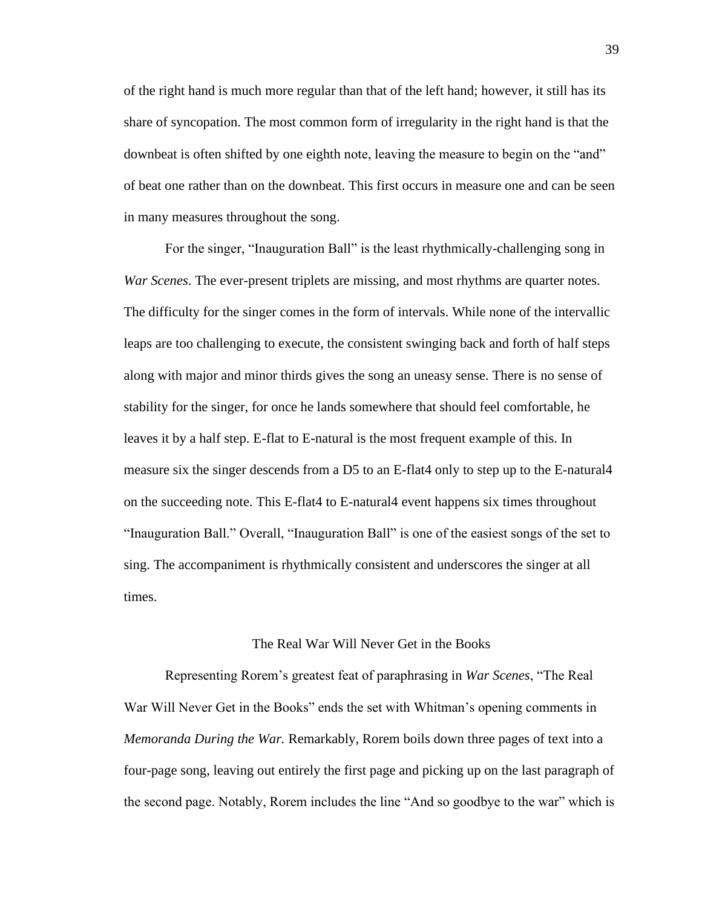of the right hand is much more regular than that of the left hand; however, it still has its share of syncopation. The most common form of irregularity in the right hand is that the downbeat is often shifted by one eighth note, leaving the measure to begin on the "and" of beat one rather than on the downbeat. This first occurs in measure one and can be seen in many measures throughout the song.

For the singer, "Inauguration Ball" is the least rhythmically-challenging song in *War Scenes*. The ever-present triplets are missing, and most rhythms are quarter notes. The difficulty for the singer comes in the form of intervals. While none of the intervallic leaps are too challenging to execute, the consistent swinging back and forth of half steps along with major and minor thirds gives the song an uneasy sense. There is no sense of stability for the singer, for once he lands somewhere that should feel comfortable, he leaves it by a half step. E-flat to E-natural is the most frequent example of this. In measure six the singer descends from a D5 to an E-flat4 only to step up to the E-natural4 on the succeeding note. This E-flat4 to E-natural4 event happens six times throughout "Inauguration Ball." Overall, "Inauguration Ball" is one of the easiest songs of the set to sing. The accompaniment is rhythmically consistent and underscores the singer at all times.

### The Real War Will Never Get in the Books

Representing Rorem's greatest feat of paraphrasing in *War Scenes*, "The Real War Will Never Get in the Books" ends the set with Whitman's opening comments in *Memoranda During the War.* Remarkably, Rorem boils down three pages of text into a four-page song, leaving out entirely the first page and picking up on the last paragraph of the second page. Notably, Rorem includes the line "And so goodbye to the war" which is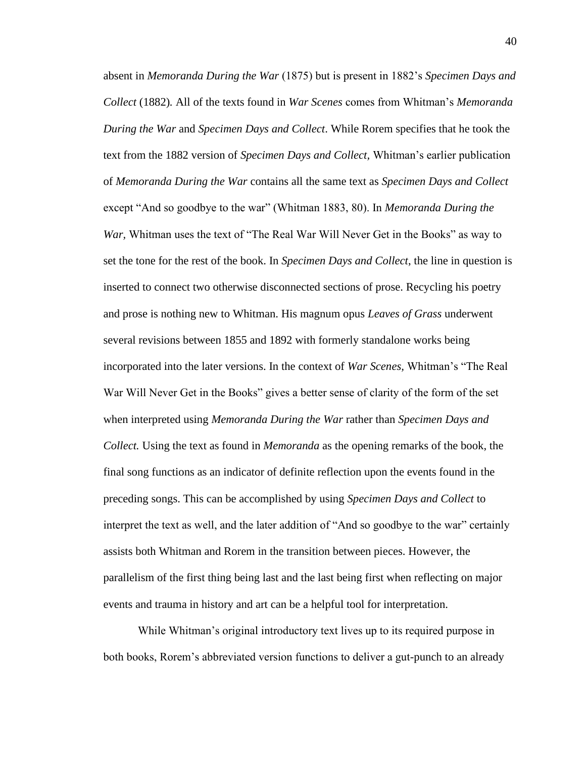absent in *Memoranda During the War* (1875) but is present in 1882's *Specimen Days and Collect* (1882). All of the texts found in *War Scenes* comes from Whitman's *Memoranda During the War* and *Specimen Days and Collect*. While Rorem specifies that he took the text from the 1882 version of *Specimen Days and Collect*, Whitman's earlier publication of *Memoranda During the War* contains all the same text as *Specimen Days and Collect* except "And so goodbye to the war" (Whitman 1883, 80). In *Memoranda During the War*, Whitman uses the text of "The Real War Will Never Get in the Books" as way to set the tone for the rest of the book. In *Specimen Days and Collect*, the line in question is inserted to connect two otherwise disconnected sections of prose. Recycling his poetry and prose is nothing new to Whitman. His magnum opus *Leaves of Grass* underwent several revisions between 1855 and 1892 with formerly standalone works being incorporated into the later versions. In the context of *War Scenes*, Whitman's "The Real War Will Never Get in the Books" gives a better sense of clarity of the form of the set when interpreted using *Memoranda During the War* rather than *Specimen Days and Collect.* Using the text as found in *Memoranda* as the opening remarks of the book, the final song functions as an indicator of definite reflection upon the events found in the preceding songs. This can be accomplished by using *Specimen Days and Collect* to interpret the text as well, and the later addition of "And so goodbye to the war" certainly assists both Whitman and Rorem in the transition between pieces. However, the parallelism of the first thing being last and the last being first when reflecting on major events and trauma in history and art can be a helpful tool for interpretation.

While Whitman's original introductory text lives up to its required purpose in both books, Rorem's abbreviated version functions to deliver a gut-punch to an already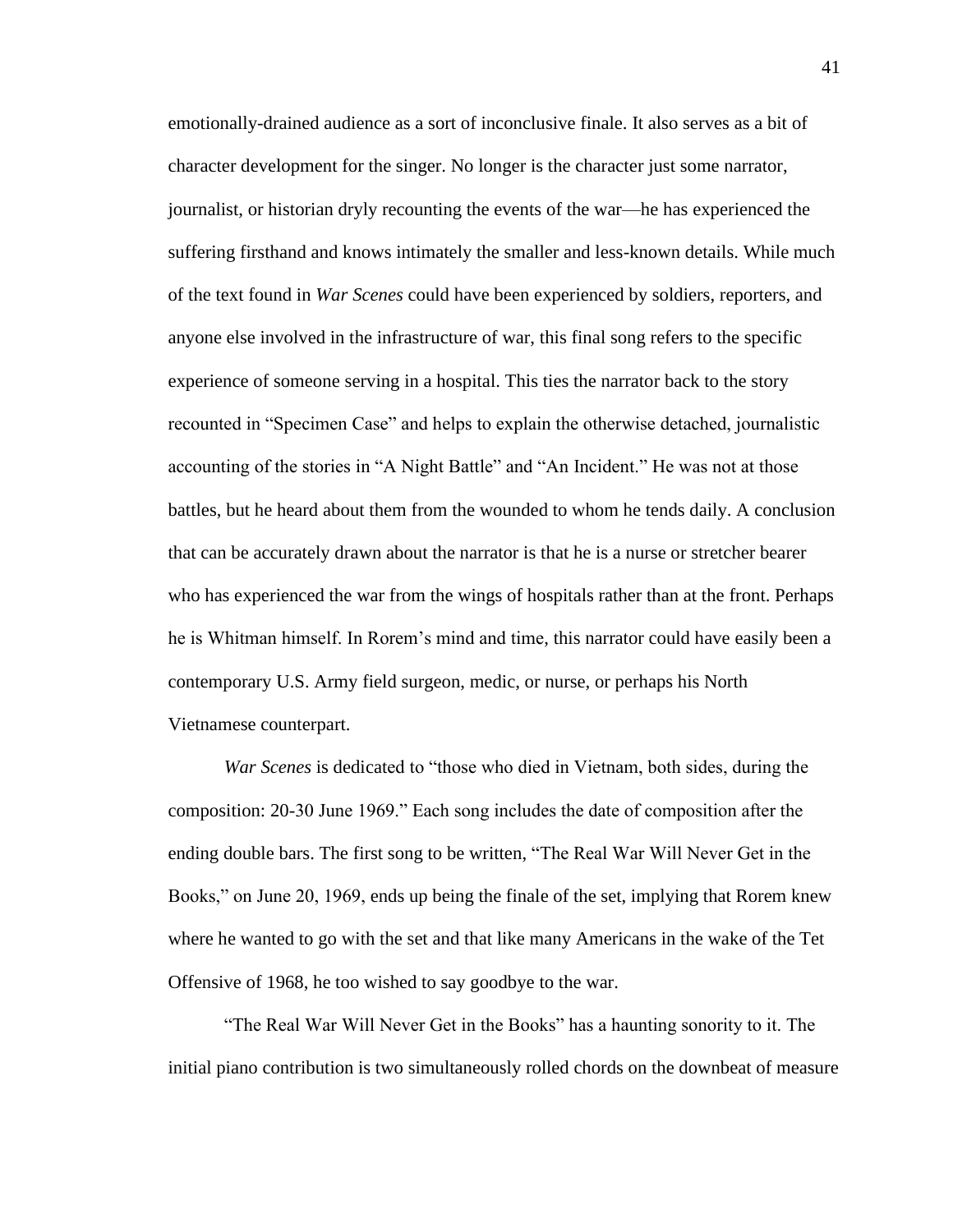emotionally-drained audience as a sort of inconclusive finale. It also serves as a bit of character development for the singer. No longer is the character just some narrator, journalist, or historian dryly recounting the events of the war—he has experienced the suffering firsthand and knows intimately the smaller and less-known details. While much of the text found in *War Scenes* could have been experienced by soldiers, reporters, and anyone else involved in the infrastructure of war, this final song refers to the specific experience of someone serving in a hospital. This ties the narrator back to the story recounted in "Specimen Case" and helps to explain the otherwise detached, journalistic accounting of the stories in "A Night Battle" and "An Incident." He was not at those battles, but he heard about them from the wounded to whom he tends daily. A conclusion that can be accurately drawn about the narrator is that he is a nurse or stretcher bearer who has experienced the war from the wings of hospitals rather than at the front. Perhaps he is Whitman himself. In Rorem's mind and time, this narrator could have easily been a contemporary U.S. Army field surgeon, medic, or nurse, or perhaps his North Vietnamese counterpart.

*War Scenes* is dedicated to "those who died in Vietnam, both sides, during the composition: 20-30 June 1969." Each song includes the date of composition after the ending double bars. The first song to be written, "The Real War Will Never Get in the Books," on June 20, 1969, ends up being the finale of the set, implying that Rorem knew where he wanted to go with the set and that like many Americans in the wake of the Tet Offensive of 1968, he too wished to say goodbye to the war.

"The Real War Will Never Get in the Books" has a haunting sonority to it. The initial piano contribution is two simultaneously rolled chords on the downbeat of measure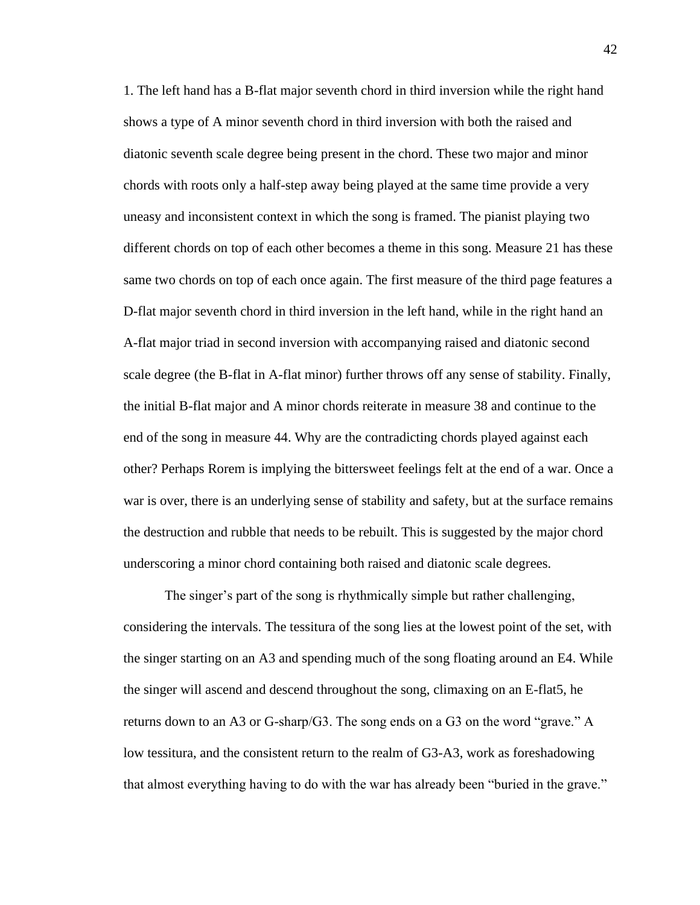1. The left hand has a B-flat major seventh chord in third inversion while the right hand shows a type of A minor seventh chord in third inversion with both the raised and diatonic seventh scale degree being present in the chord. These two major and minor chords with roots only a half-step away being played at the same time provide a very uneasy and inconsistent context in which the song is framed. The pianist playing two different chords on top of each other becomes a theme in this song. Measure 21 has these same two chords on top of each once again. The first measure of the third page features a D-flat major seventh chord in third inversion in the left hand, while in the right hand an A-flat major triad in second inversion with accompanying raised and diatonic second scale degree (the B-flat in A-flat minor) further throws off any sense of stability. Finally, the initial B-flat major and A minor chords reiterate in measure 38 and continue to the end of the song in measure 44. Why are the contradicting chords played against each other? Perhaps Rorem is implying the bittersweet feelings felt at the end of a war. Once a war is over, there is an underlying sense of stability and safety, but at the surface remains the destruction and rubble that needs to be rebuilt. This is suggested by the major chord underscoring a minor chord containing both raised and diatonic scale degrees.

The singer's part of the song is rhythmically simple but rather challenging, considering the intervals. The tessitura of the song lies at the lowest point of the set, with the singer starting on an A3 and spending much of the song floating around an E4. While the singer will ascend and descend throughout the song, climaxing on an E-flat5, he returns down to an A3 or G-sharp/G3. The song ends on a G3 on the word "grave." A low tessitura, and the consistent return to the realm of G3-A3, work as foreshadowing that almost everything having to do with the war has already been "buried in the grave."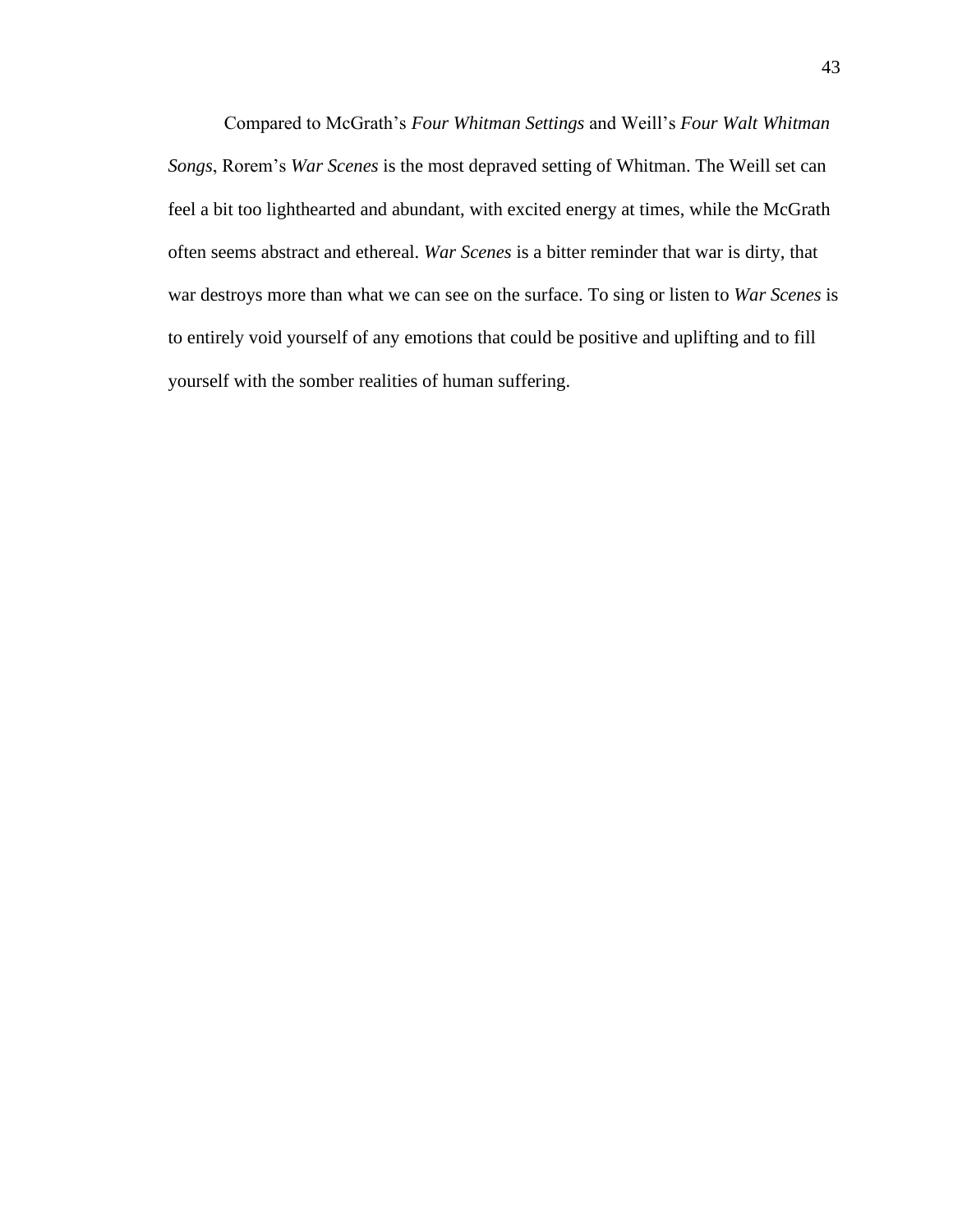Compared to McGrath's *Four Whitman Settings* and Weill's *Four Walt Whitman Songs*, Rorem's *War Scenes* is the most depraved setting of Whitman. The Weill set can feel a bit too lighthearted and abundant, with excited energy at times, while the McGrath often seems abstract and ethereal. *War Scenes* is a bitter reminder that war is dirty, that war destroys more than what we can see on the surface. To sing or listen to *War Scenes* is to entirely void yourself of any emotions that could be positive and uplifting and to fill yourself with the somber realities of human suffering.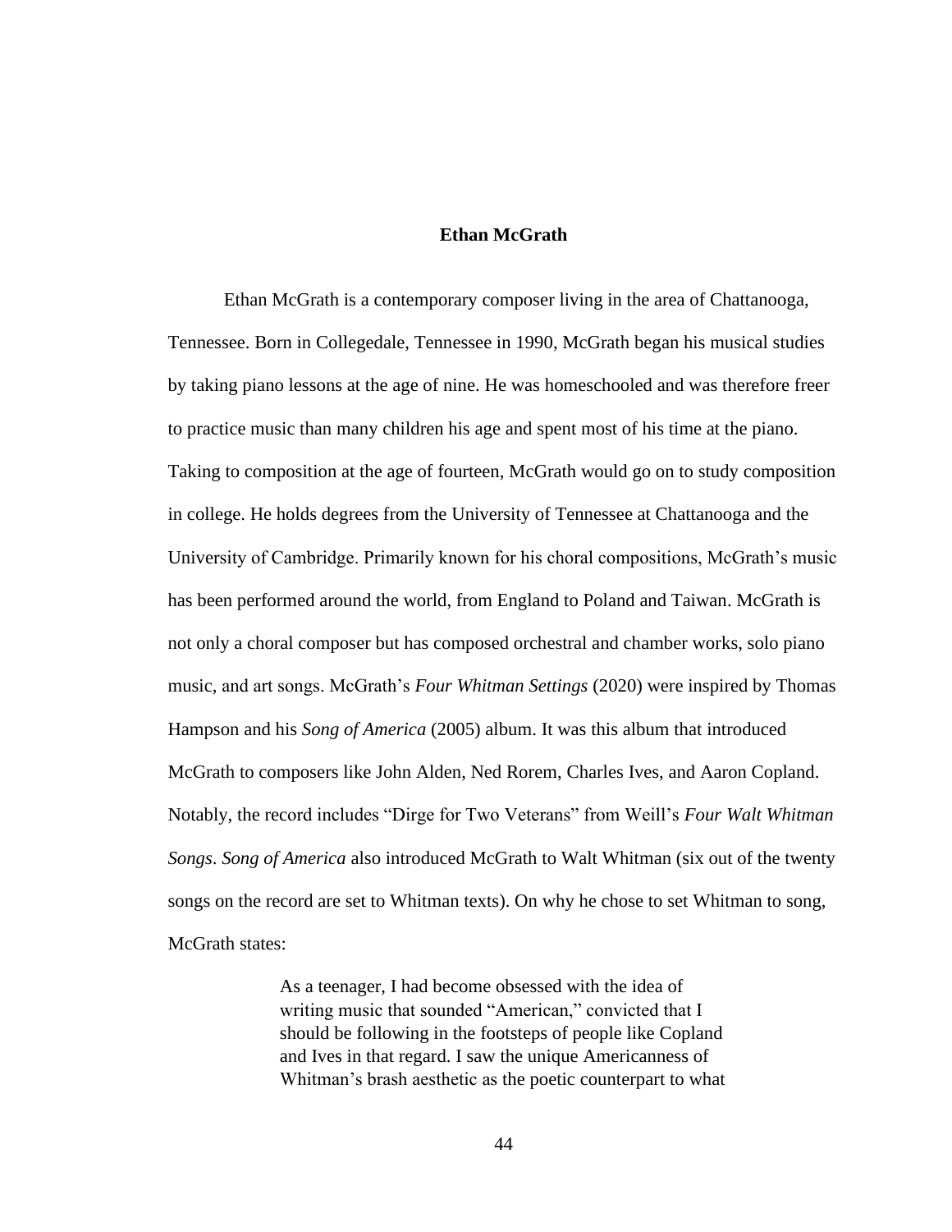## Ethan McGrath

Ethan McGrath is a contemporary composer living in the area of Chattanooga, Tennessee. Born in Collegedale, Tennessee in 1990, McGrath began his musical studies by taking piano lessons at the age of nine. He was homeschooled and was therefore freer to practice music than many children his age and spent most of his time at the piano. Taking to composition at the age of fourteen, McGrath would go on to study composition in college. He holds degrees from the University of Tennessee at Chattanooga and the University of Cambridge. Primarily known for his choral compositions, McGrath's music has been performed around the world, from England to Poland and Taiwan. McGrath is not only a choral composer but has composed orchestral and chamber works, solo piano music, and art songs. McGrath's *Four Whitman Settings* (2020) were inspired by Thomas Hampson and his *Song of America* (2005) album. It was this album that introduced McGrath to composers like John Alden, Ned Rorem, Charles Ives, and Aaron Copland. Notably, the record includes "Dirge for Two Veterans" from Weill's *Four Walt Whitman Songs*. *Song of America* also introduced McGrath to Walt Whitman (six out of the twenty songs on the record are set to Whitman texts). On why he chose to set Whitman to song, McGrath states:

> As a teenager, I had become obsessed with the idea of writing music that sounded "American," convicted that I should be following in the footsteps of people like Copland and Ives in that regard. I saw the unique Americanness of Whitman's brash aesthetic as the poetic counterpart to what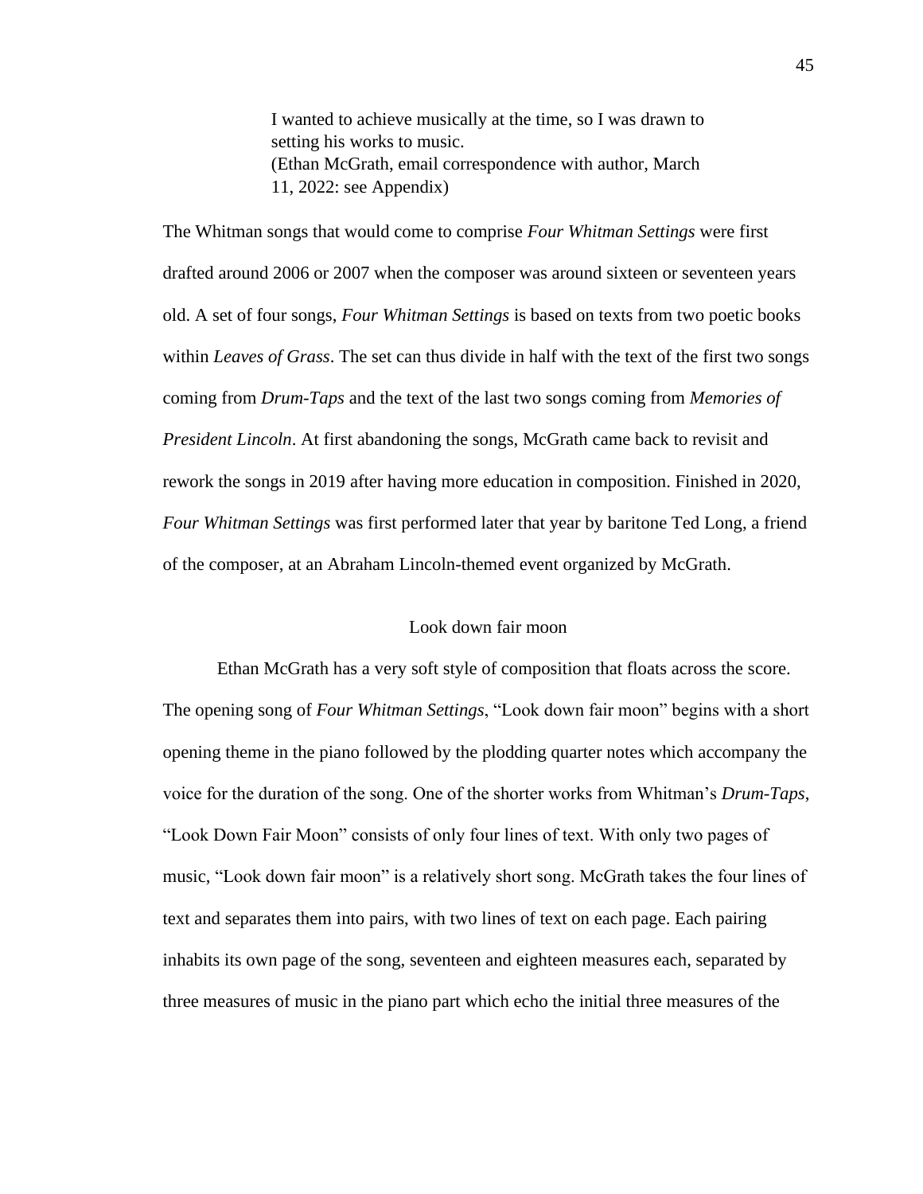> I wanted to achieve musically at the time, so I was drawn to setting his works to music.
> (Ethan McGrath, email correspondence with author, March 11, 2022: see Appendix)

The Whitman songs that would come to comprise *Four Whitman Settings* were first drafted around 2006 or 2007 when the composer was around sixteen or seventeen years old. A set of four songs, *Four Whitman Settings* is based on texts from two poetic books within *Leaves of Grass*. The set can thus divide in half with the text of the first two songs coming from *Drum-Taps* and the text of the last two songs coming from *Memories of President Lincoln*. At first abandoning the songs, McGrath came back to revisit and rework the songs in 2019 after having more education in composition. Finished in 2020, *Four Whitman Settings* was first performed later that year by baritone Ted Long, a friend of the composer, at an Abraham Lincoln-themed event organized by McGrath.

### Look down fair moon

Ethan McGrath has a very soft style of composition that floats across the score. The opening song of *Four Whitman Settings*, "Look down fair moon" begins with a short opening theme in the piano followed by the plodding quarter notes which accompany the voice for the duration of the song. One of the shorter works from Whitman's *Drum-Taps*, "Look Down Fair Moon" consists of only four lines of text. With only two pages of music, "Look down fair moon" is a relatively short song. McGrath takes the four lines of text and separates them into pairs, with two lines of text on each page. Each pairing inhabits its own page of the song, seventeen and eighteen measures each, separated by three measures of music in the piano part which echo the initial three measures of the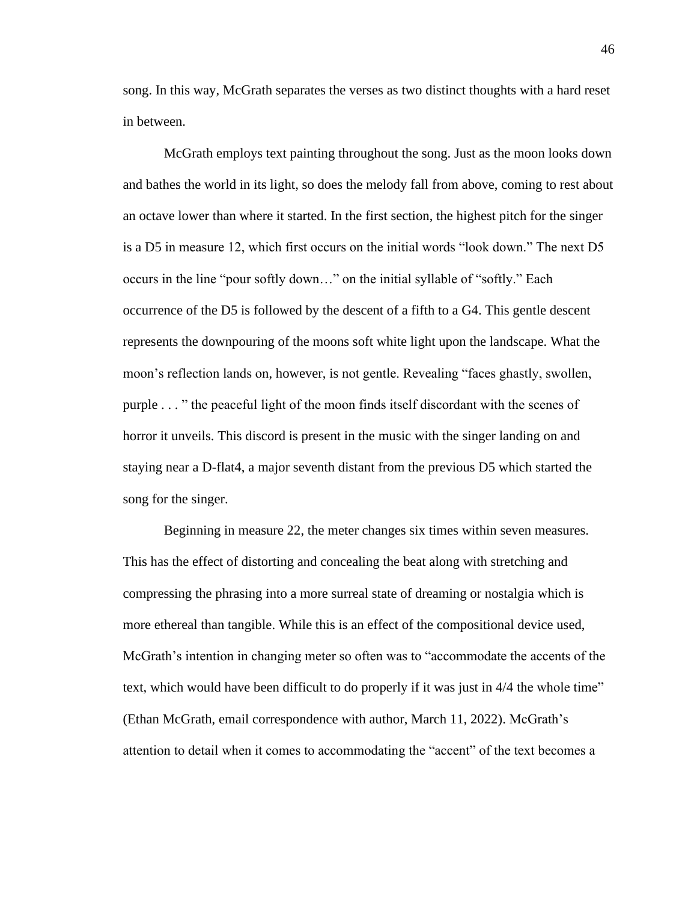song. In this way, McGrath separates the verses as two distinct thoughts with a hard reset in between.

McGrath employs text painting throughout the song. Just as the moon looks down and bathes the world in its light, so does the melody fall from above, coming to rest about an octave lower than where it started. In the first section, the highest pitch for the singer is a D5 in measure 12, which first occurs on the initial words "look down." The next D5 occurs in the line "pour softly down…" on the initial syllable of "softly." Each occurrence of the D5 is followed by the descent of a fifth to a G4. This gentle descent represents the downpouring of the moons soft white light upon the landscape. What the moon's reflection lands on, however, is not gentle. Revealing "faces ghastly, swollen, purple . . . " the peaceful light of the moon finds itself discordant with the scenes of horror it unveils. This discord is present in the music with the singer landing on and staying near a D-flat4, a major seventh distant from the previous D5 which started the song for the singer.

Beginning in measure 22, the meter changes six times within seven measures. This has the effect of distorting and concealing the beat along with stretching and compressing the phrasing into a more surreal state of dreaming or nostalgia which is more ethereal than tangible. While this is an effect of the compositional device used, McGrath's intention in changing meter so often was to "accommodate the accents of the text, which would have been difficult to do properly if it was just in 4/4 the whole time" (Ethan McGrath, email correspondence with author, March 11, 2022). McGrath's attention to detail when it comes to accommodating the "accent" of the text becomes a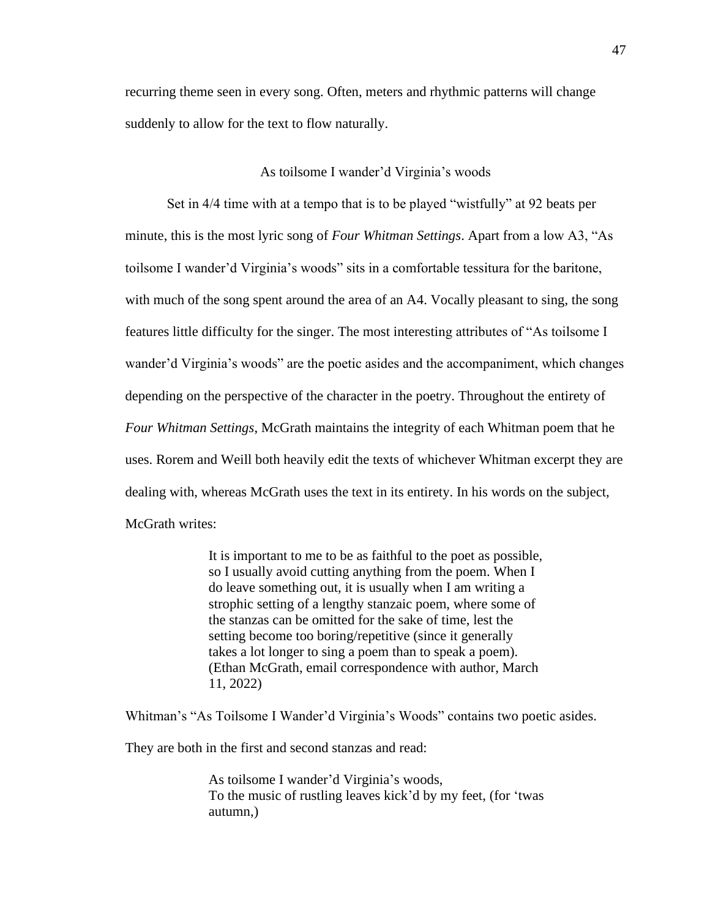recurring theme seen in every song. Often, meters and rhythmic patterns will change suddenly to allow for the text to flow naturally.

### As toilsome I wander'd Virginia's woods

Set in 4/4 time with at a tempo that is to be played "wistfully" at 92 beats per minute, this is the most lyric song of *Four Whitman Settings*. Apart from a low A3, "As toilsome I wander'd Virginia's woods" sits in a comfortable tessitura for the baritone, with much of the song spent around the area of an A4. Vocally pleasant to sing, the song features little difficulty for the singer. The most interesting attributes of "As toilsome I wander'd Virginia's woods" are the poetic asides and the accompaniment, which changes depending on the perspective of the character in the poetry. Throughout the entirety of *Four Whitman Settings*, McGrath maintains the integrity of each Whitman poem that he uses. Rorem and Weill both heavily edit the texts of whichever Whitman excerpt they are dealing with, whereas McGrath uses the text in its entirety. In his words on the subject, McGrath writes:

> It is important to me to be as faithful to the poet as possible, so I usually avoid cutting anything from the poem. When I do leave something out, it is usually when I am writing a strophic setting of a lengthy stanzaic poem, where some of the stanzas can be omitted for the sake of time, lest the setting become too boring/repetitive (since it generally takes a lot longer to sing a poem than to speak a poem). (Ethan McGrath, email correspondence with author, March 11, 2022)

Whitman's "As Toilsome I Wander'd Virginia's Woods" contains two poetic asides. They are both in the first and second stanzas and read:

> As toilsome I wander'd Virginia's woods,
> To the music of rustling leaves kick'd by my feet, (for 'twas autumn,)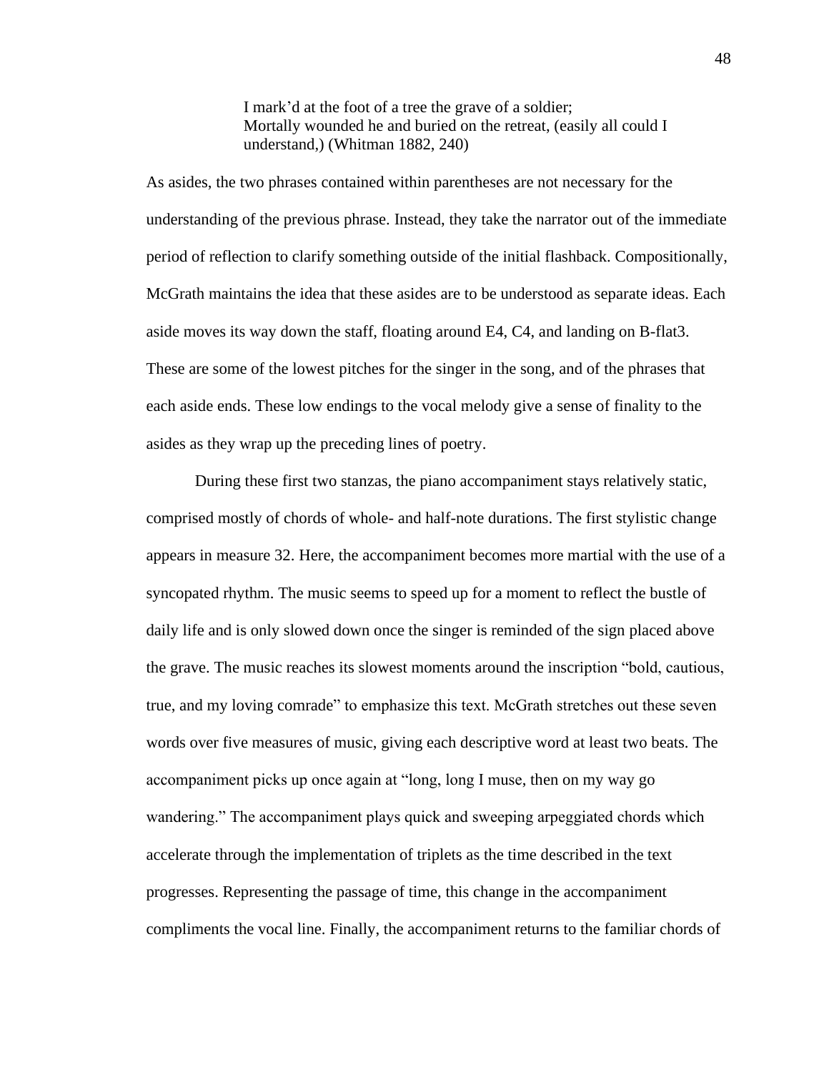> I mark'd at the foot of a tree the grave of a soldier;
> Mortally wounded he and buried on the retreat, (easily all could I understand,) (Whitman 1882, 240)

As asides, the two phrases contained within parentheses are not necessary for the understanding of the previous phrase. Instead, they take the narrator out of the immediate period of reflection to clarify something outside of the initial flashback. Compositionally, McGrath maintains the idea that these asides are to be understood as separate ideas. Each aside moves its way down the staff, floating around E4, C4, and landing on B-flat3. These are some of the lowest pitches for the singer in the song, and of the phrases that each aside ends. These low endings to the vocal melody give a sense of finality to the asides as they wrap up the preceding lines of poetry.

During these first two stanzas, the piano accompaniment stays relatively static, comprised mostly of chords of whole- and half-note durations. The first stylistic change appears in measure 32. Here, the accompaniment becomes more martial with the use of a syncopated rhythm. The music seems to speed up for a moment to reflect the bustle of daily life and is only slowed down once the singer is reminded of the sign placed above the grave. The music reaches its slowest moments around the inscription "bold, cautious, true, and my loving comrade" to emphasize this text. McGrath stretches out these seven words over five measures of music, giving each descriptive word at least two beats. The accompaniment picks up once again at "long, long I muse, then on my way go wandering." The accompaniment plays quick and sweeping arpeggiated chords which accelerate through the implementation of triplets as the time described in the text progresses. Representing the passage of time, this change in the accompaniment compliments the vocal line. Finally, the accompaniment returns to the familiar chords of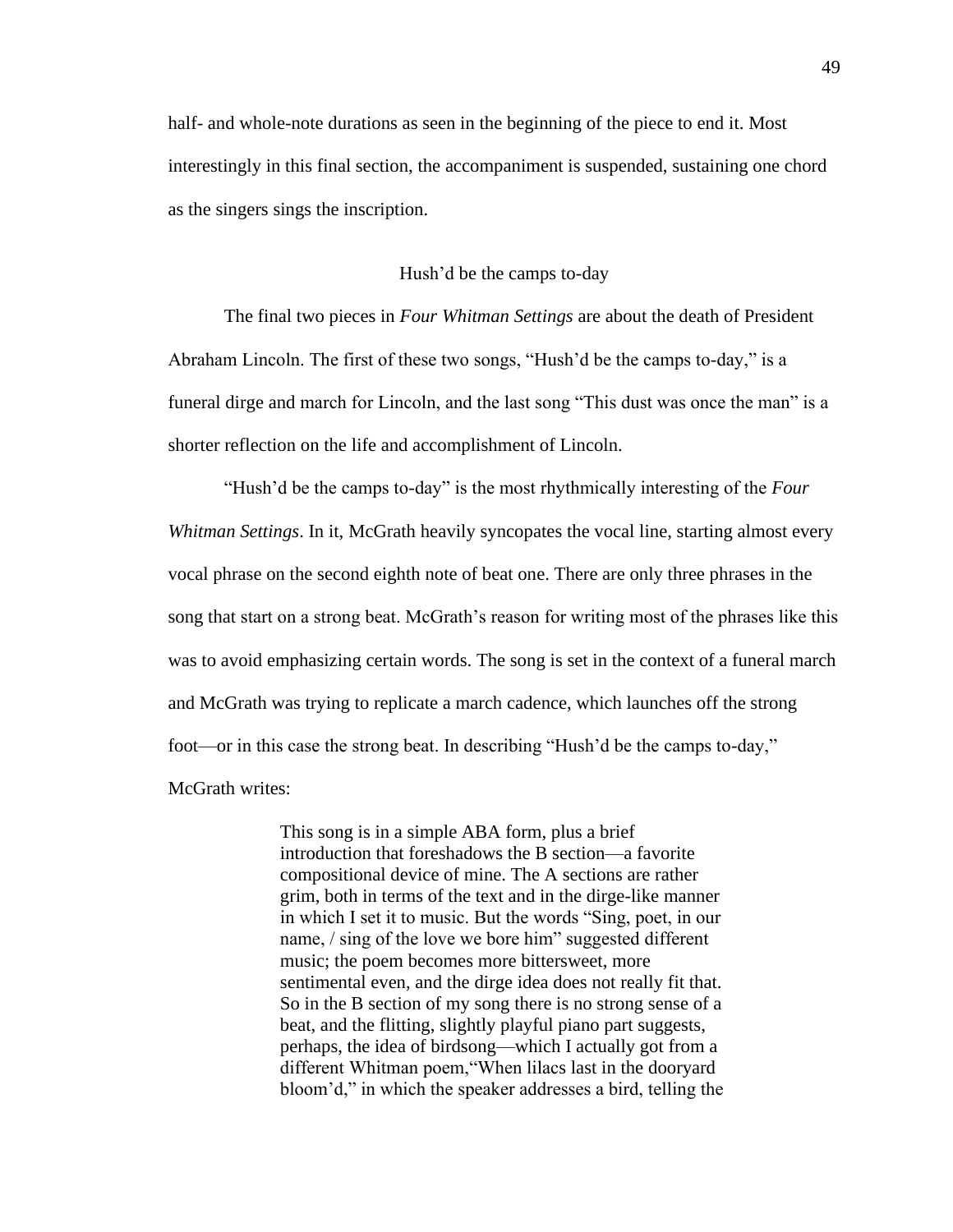half- and whole-note durations as seen in the beginning of the piece to end it. Most interestingly in this final section, the accompaniment is suspended, sustaining one chord as the singers sings the inscription.

### Hush'd be the camps to-day

The final two pieces in *Four Whitman Settings* are about the death of President Abraham Lincoln. The first of these two songs, "Hush'd be the camps to-day," is a funeral dirge and march for Lincoln, and the last song "This dust was once the man" is a shorter reflection on the life and accomplishment of Lincoln.

"Hush'd be the camps to-day" is the most rhythmically interesting of the *Four Whitman Settings*. In it, McGrath heavily syncopates the vocal line, starting almost every vocal phrase on the second eighth note of beat one. There are only three phrases in the song that start on a strong beat. McGrath's reason for writing most of the phrases like this was to avoid emphasizing certain words. The song is set in the context of a funeral march and McGrath was trying to replicate a march cadence, which launches off the strong foot—or in this case the strong beat. In describing "Hush'd be the camps to-day," McGrath writes:

> This song is in a simple ABA form, plus a brief introduction that foreshadows the B section—a favorite compositional device of mine. The A sections are rather grim, both in terms of the text and in the dirge-like manner in which I set it to music. But the words "Sing, poet, in our name, / sing of the love we bore him" suggested different music; the poem becomes more bittersweet, more sentimental even, and the dirge idea does not really fit that. So in the B section of my song there is no strong sense of a beat, and the flitting, slightly playful piano part suggests, perhaps, the idea of birdsong—which I actually got from a different Whitman poem,"When lilacs last in the dooryard bloom'd," in which the speaker addresses a bird, telling the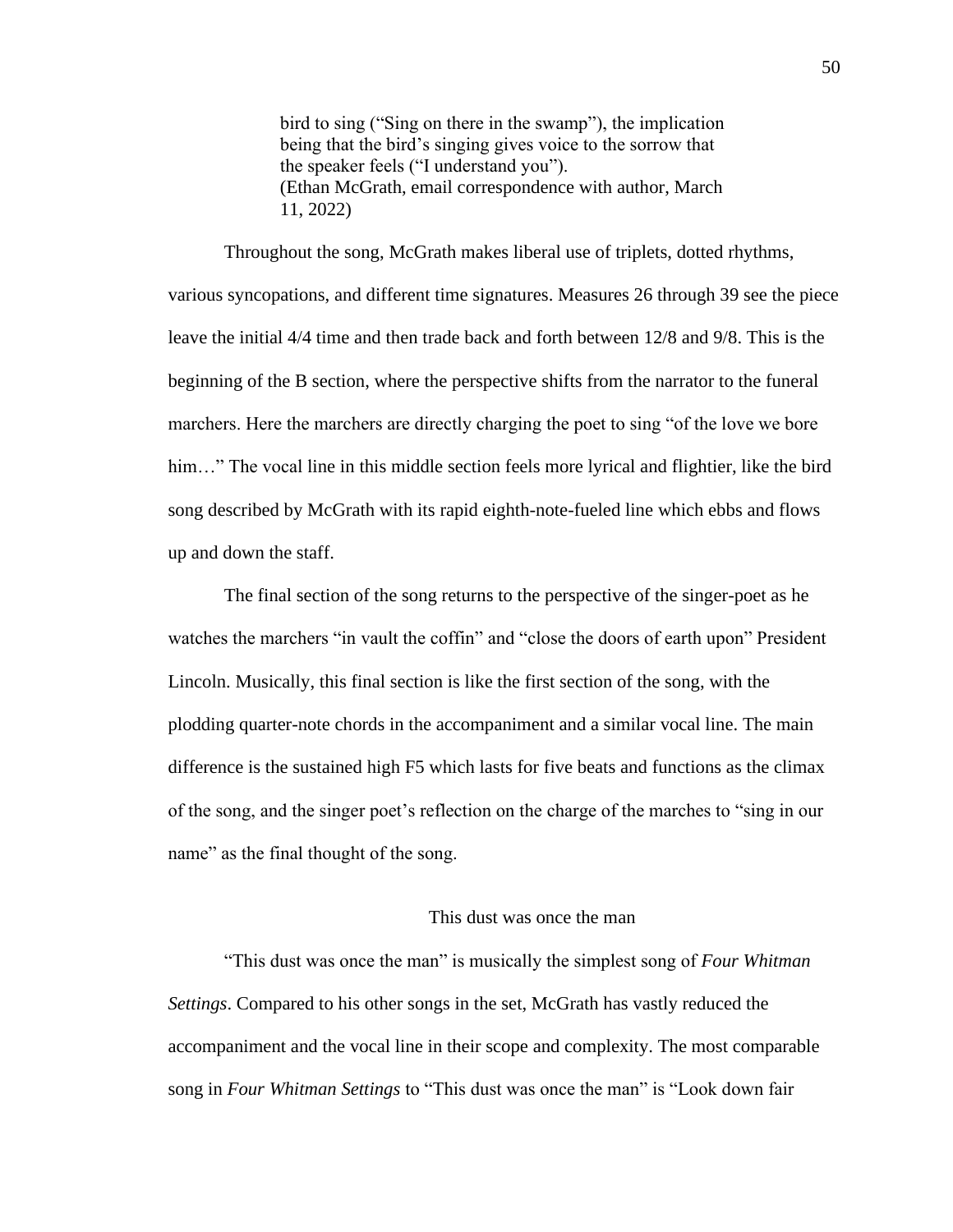> bird to sing ("Sing on there in the swamp"), the implication being that the bird's singing gives voice to the sorrow that the speaker feels ("I understand you").
> (Ethan McGrath, email correspondence with author, March 11, 2022)

Throughout the song, McGrath makes liberal use of triplets, dotted rhythms, various syncopations, and different time signatures. Measures 26 through 39 see the piece leave the initial 4/4 time and then trade back and forth between 12/8 and 9/8. This is the beginning of the B section, where the perspective shifts from the narrator to the funeral marchers. Here the marchers are directly charging the poet to sing "of the love we bore him…" The vocal line in this middle section feels more lyrical and flightier, like the bird song described by McGrath with its rapid eighth-note-fueled line which ebbs and flows up and down the staff.

The final section of the song returns to the perspective of the singer-poet as he watches the marchers "in vault the coffin" and "close the doors of earth upon" President Lincoln. Musically, this final section is like the first section of the song, with the plodding quarter-note chords in the accompaniment and a similar vocal line. The main difference is the sustained high F5 which lasts for five beats and functions as the climax of the song, and the singer poet's reflection on the charge of the marches to "sing in our name" as the final thought of the song.

## This dust was once the man

"This dust was once the man" is musically the simplest song of *Four Whitman Settings*. Compared to his other songs in the set, McGrath has vastly reduced the accompaniment and the vocal line in their scope and complexity. The most comparable song in *Four Whitman Settings* to "This dust was once the man" is "Look down fair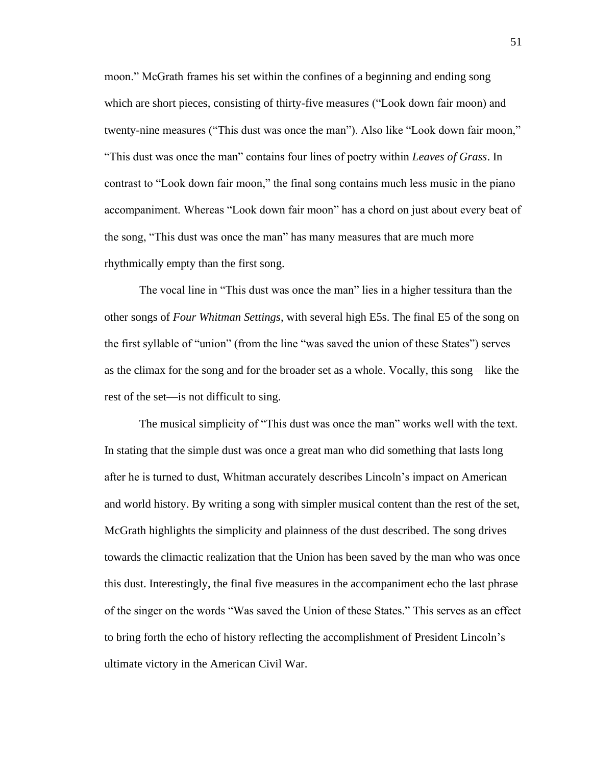moon." McGrath frames his set within the confines of a beginning and ending song which are short pieces, consisting of thirty-five measures ("Look down fair moon) and twenty-nine measures ("This dust was once the man"). Also like "Look down fair moon," "This dust was once the man" contains four lines of poetry within *Leaves of Grass*. In contrast to "Look down fair moon," the final song contains much less music in the piano accompaniment. Whereas "Look down fair moon" has a chord on just about every beat of the song, "This dust was once the man" has many measures that are much more rhythmically empty than the first song.

The vocal line in "This dust was once the man" lies in a higher tessitura than the other songs of *Four Whitman Settings*, with several high E5s. The final E5 of the song on the first syllable of "union" (from the line "was saved the union of these States") serves as the climax for the song and for the broader set as a whole. Vocally, this song—like the rest of the set—is not difficult to sing.

The musical simplicity of "This dust was once the man" works well with the text. In stating that the simple dust was once a great man who did something that lasts long after he is turned to dust, Whitman accurately describes Lincoln's impact on American and world history. By writing a song with simpler musical content than the rest of the set, McGrath highlights the simplicity and plainness of the dust described. The song drives towards the climactic realization that the Union has been saved by the man who was once this dust. Interestingly, the final five measures in the accompaniment echo the last phrase of the singer on the words "Was saved the Union of these States." This serves as an effect to bring forth the echo of history reflecting the accomplishment of President Lincoln's ultimate victory in the American Civil War.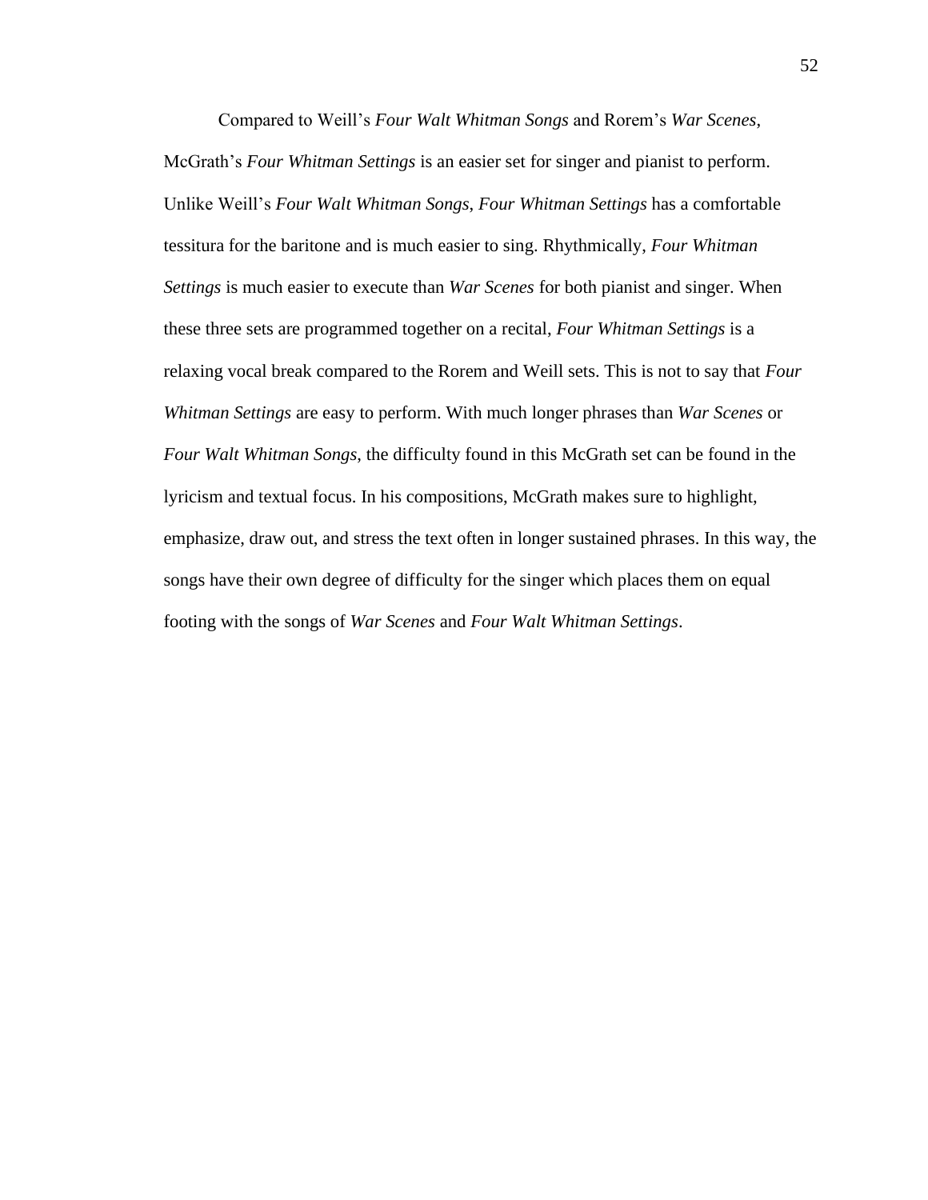Compared to Weill's *Four Walt Whitman Songs* and Rorem's *War Scenes*, McGrath's *Four Whitman Settings* is an easier set for singer and pianist to perform. Unlike Weill's *Four Walt Whitman Songs*, *Four Whitman Settings* has a comfortable tessitura for the baritone and is much easier to sing. Rhythmically, *Four Whitman Settings* is much easier to execute than *War Scenes* for both pianist and singer. When these three sets are programmed together on a recital, *Four Whitman Settings* is a relaxing vocal break compared to the Rorem and Weill sets. This is not to say that *Four Whitman Settings* are easy to perform. With much longer phrases than *War Scenes* or *Four Walt Whitman Songs*, the difficulty found in this McGrath set can be found in the lyricism and textual focus. In his compositions, McGrath makes sure to highlight, emphasize, draw out, and stress the text often in longer sustained phrases. In this way, the songs have their own degree of difficulty for the singer which places them on equal footing with the songs of *War Scenes* and *Four Walt Whitman Settings*.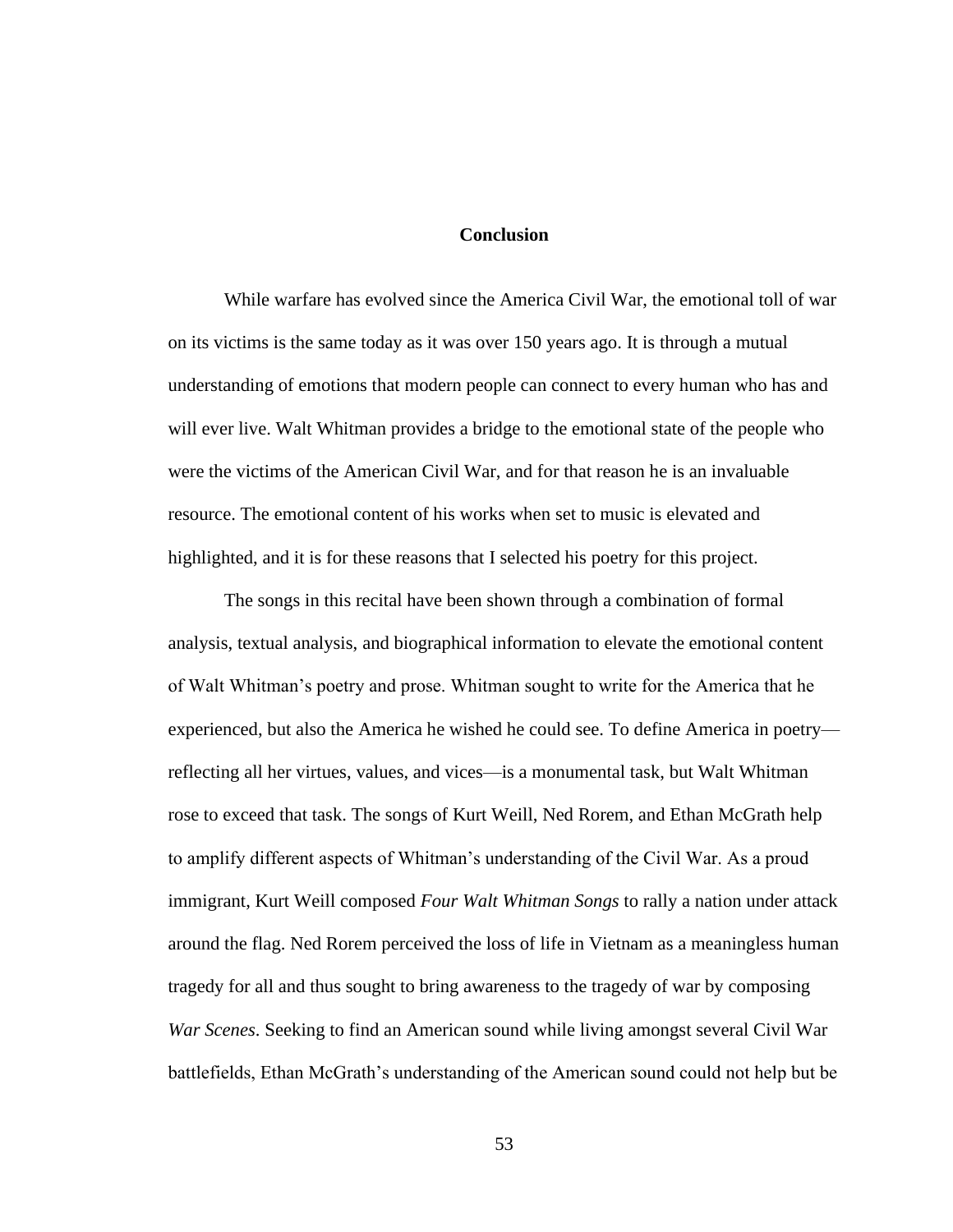# Conclusion

While warfare has evolved since the America Civil War, the emotional toll of war on its victims is the same today as it was over 150 years ago. It is through a mutual understanding of emotions that modern people can connect to every human who has and will ever live. Walt Whitman provides a bridge to the emotional state of the people who were the victims of the American Civil War, and for that reason he is an invaluable resource. The emotional content of his works when set to music is elevated and highlighted, and it is for these reasons that I selected his poetry for this project.

The songs in this recital have been shown through a combination of formal analysis, textual analysis, and biographical information to elevate the emotional content of Walt Whitman's poetry and prose. Whitman sought to write for the America that he experienced, but also the America he wished he could see. To define America in poetry—reflecting all her virtues, values, and vices—is a monumental task, but Walt Whitman rose to exceed that task. The songs of Kurt Weill, Ned Rorem, and Ethan McGrath help to amplify different aspects of Whitman's understanding of the Civil War. As a proud immigrant, Kurt Weill composed *Four Walt Whitman Songs* to rally a nation under attack around the flag. Ned Rorem perceived the loss of life in Vietnam as a meaningless human tragedy for all and thus sought to bring awareness to the tragedy of war by composing *War Scenes*. Seeking to find an American sound while living amongst several Civil War battlefields, Ethan McGrath's understanding of the American sound could not help but be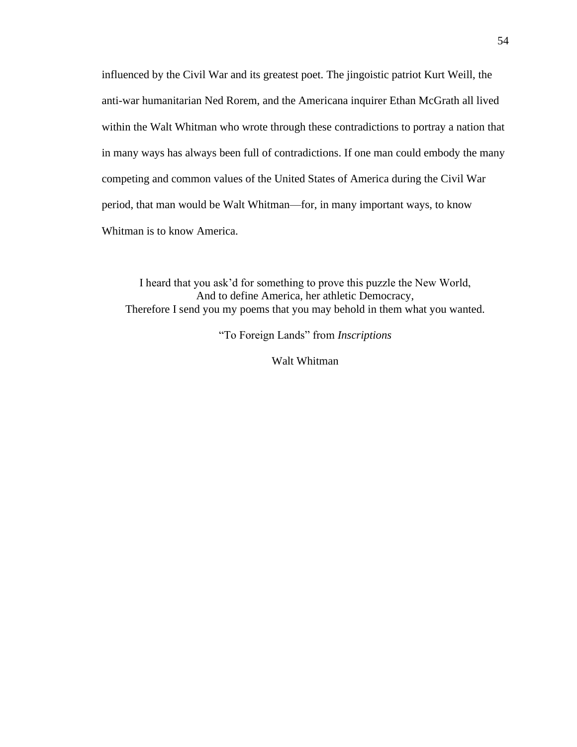influenced by the Civil War and its greatest poet. The jingoistic patriot Kurt Weill, the anti-war humanitarian Ned Rorem, and the Americana inquirer Ethan McGrath all lived within the Walt Whitman who wrote through these contradictions to portray a nation that in many ways has always been full of contradictions. If one man could embody the many competing and common values of the United States of America during the Civil War period, that man would be Walt Whitman—for, in many important ways, to know Whitman is to know America.

I heard that you ask'd for something to prove this puzzle the New World,
And to define America, her athletic Democracy,
Therefore I send you my poems that you may behold in them what you wanted.

"To Foreign Lands" from *Inscriptions*

Walt Whitman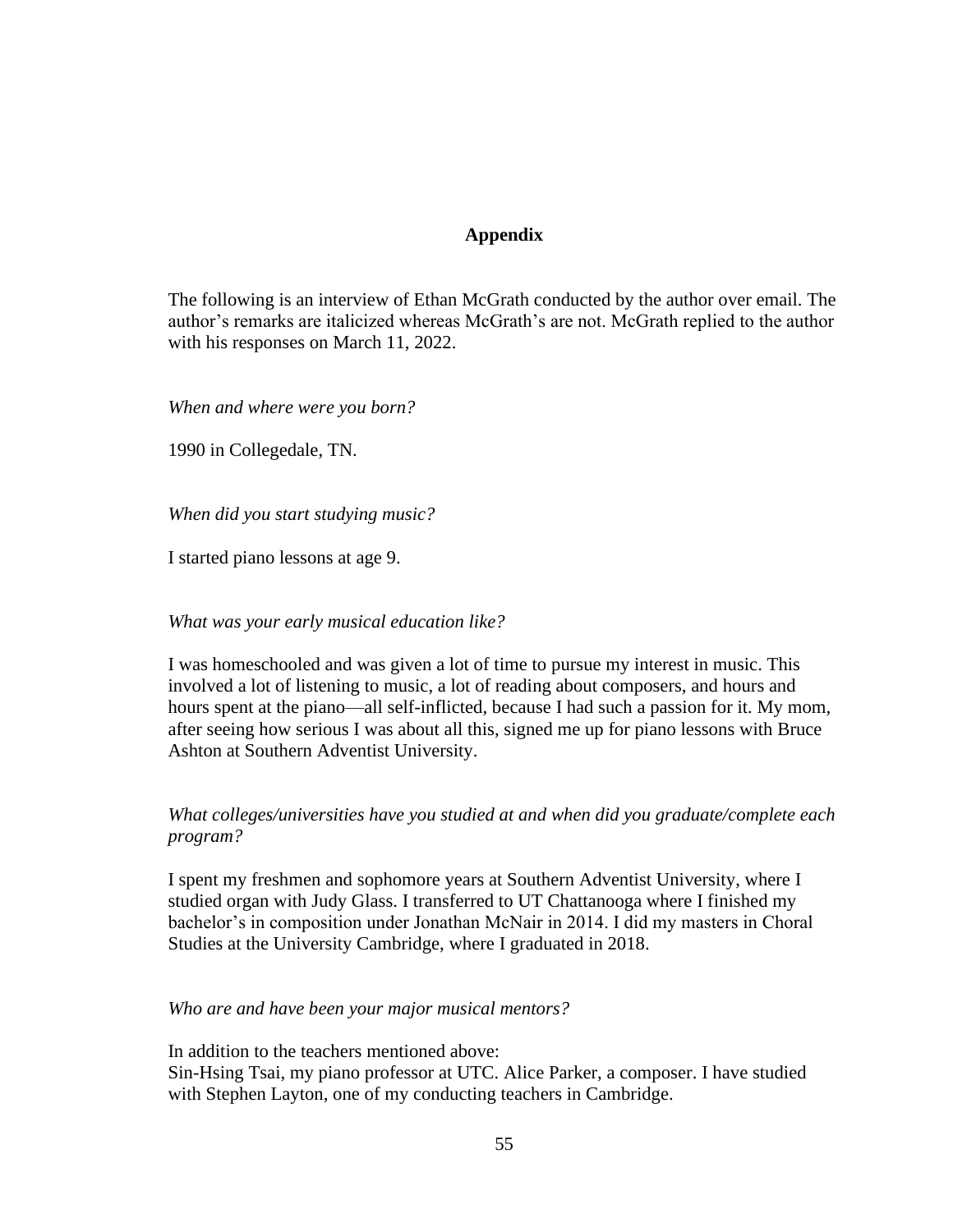# Appendix

The following is an interview of Ethan McGrath conducted by the author over email. The author's remarks are italicized whereas McGrath's are not. McGrath replied to the author with his responses on March 11, 2022.

*When and where were you born?*

1990 in Collegedale, TN.

*When did you start studying music?*

I started piano lessons at age 9.

*What was your early musical education like?*

I was homeschooled and was given a lot of time to pursue my interest in music. This involved a lot of listening to music, a lot of reading about composers, and hours and hours spent at the piano—all self-inflicted, because I had such a passion for it. My mom, after seeing how serious I was about all this, signed me up for piano lessons with Bruce Ashton at Southern Adventist University.

*What colleges/universities have you studied at and when did you graduate/complete each program?*

I spent my freshmen and sophomore years at Southern Adventist University, where I studied organ with Judy Glass. I transferred to UT Chattanooga where I finished my bachelor's in composition under Jonathan McNair in 2014. I did my masters in Choral Studies at the University Cambridge, where I graduated in 2018.

*Who are and have been your major musical mentors?*

In addition to the teachers mentioned above:
Sin-Hsing Tsai, my piano professor at UTC. Alice Parker, a composer. I have studied with Stephen Layton, one of my conducting teachers in Cambridge.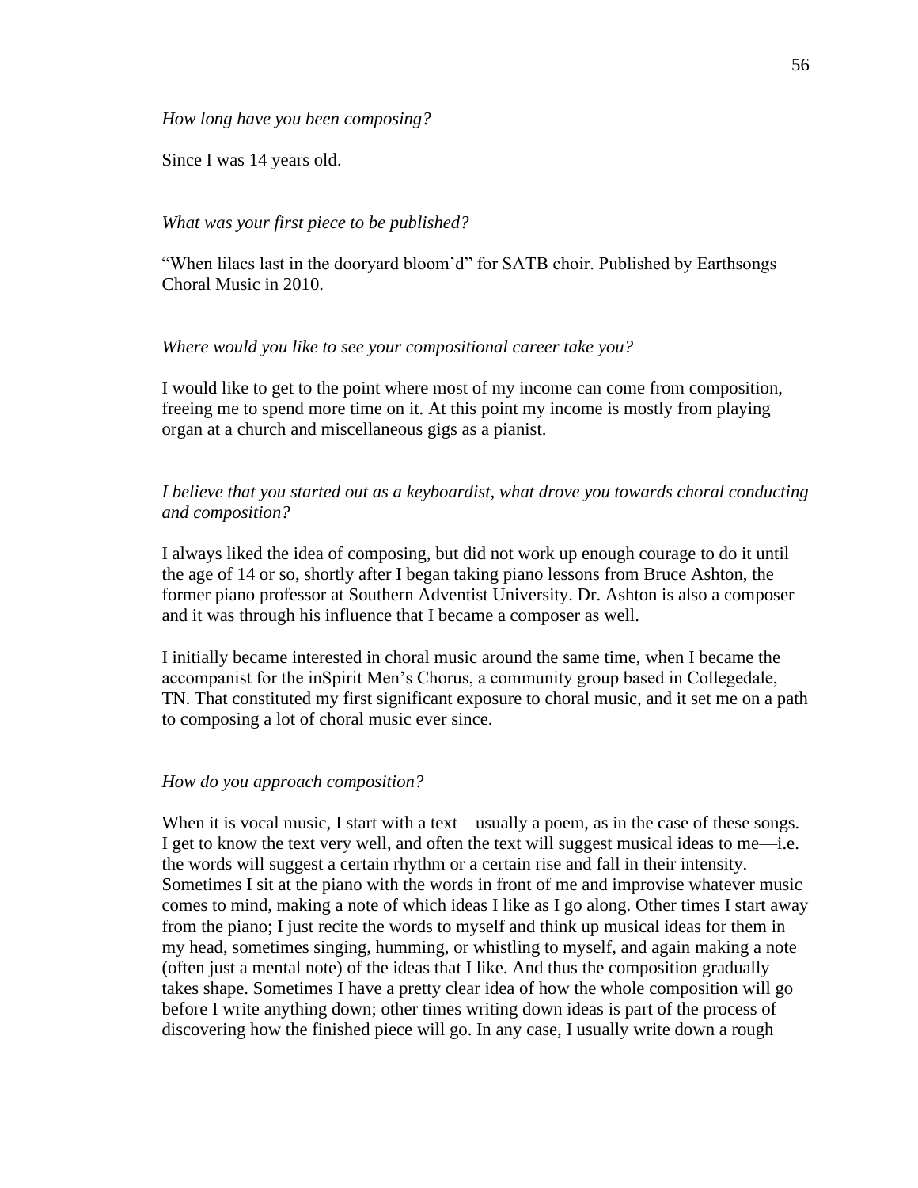*How long have you been composing?*

Since I was 14 years old.

*What was your first piece to be published?*

"When lilacs last in the dooryard bloom'd" for SATB choir. Published by Earthsongs Choral Music in 2010.

*Where would you like to see your compositional career take you?*

I would like to get to the point where most of my income can come from composition, freeing me to spend more time on it. At this point my income is mostly from playing organ at a church and miscellaneous gigs as a pianist.

*I believe that you started out as a keyboardist, what drove you towards choral conducting and composition?*

I always liked the idea of composing, but did not work up enough courage to do it until the age of 14 or so, shortly after I began taking piano lessons from Bruce Ashton, the former piano professor at Southern Adventist University. Dr. Ashton is also a composer and it was through his influence that I became a composer as well.

I initially became interested in choral music around the same time, when I became the accompanist for the inSpirit Men's Chorus, a community group based in Collegedale, TN. That constituted my first significant exposure to choral music, and it set me on a path to composing a lot of choral music ever since.

*How do you approach composition?*

When it is vocal music, I start with a text—usually a poem, as in the case of these songs. I get to know the text very well, and often the text will suggest musical ideas to me—i.e. the words will suggest a certain rhythm or a certain rise and fall in their intensity. Sometimes I sit at the piano with the words in front of me and improvise whatever music comes to mind, making a note of which ideas I like as I go along. Other times I start away from the piano; I just recite the words to myself and think up musical ideas for them in my head, sometimes singing, humming, or whistling to myself, and again making a note (often just a mental note) of the ideas that I like. And thus the composition gradually takes shape. Sometimes I have a pretty clear idea of how the whole composition will go before I write anything down; other times writing down ideas is part of the process of discovering how the finished piece will go. In any case, I usually write down a rough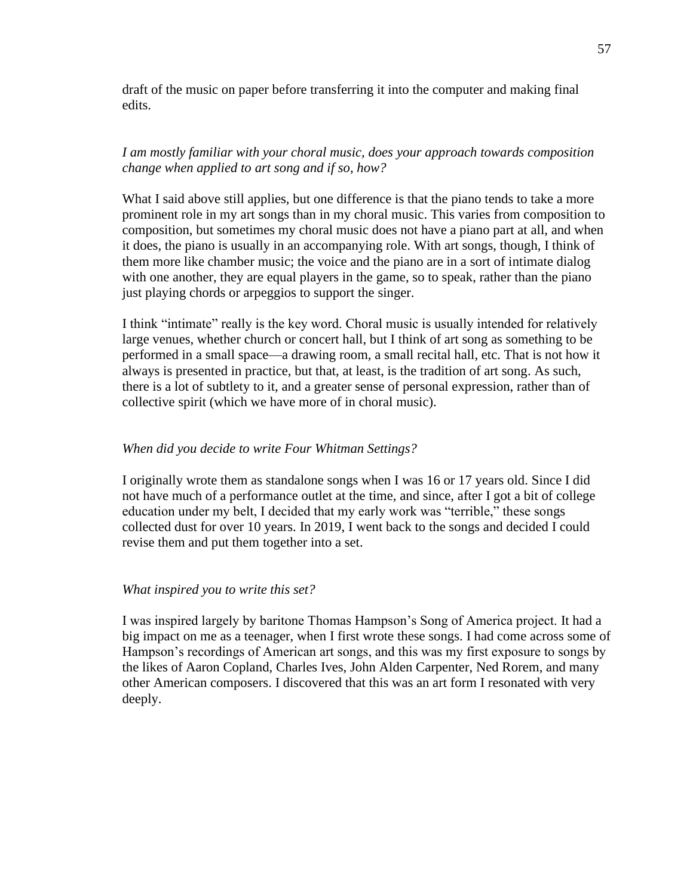draft of the music on paper before transferring it into the computer and making final edits.

*I am mostly familiar with your choral music, does your approach towards composition change when applied to art song and if so, how?*

What I said above still applies, but one difference is that the piano tends to take a more prominent role in my art songs than in my choral music. This varies from composition to composition, but sometimes my choral music does not have a piano part at all, and when it does, the piano is usually in an accompanying role. With art songs, though, I think of them more like chamber music; the voice and the piano are in a sort of intimate dialog with one another, they are equal players in the game, so to speak, rather than the piano just playing chords or arpeggios to support the singer.

I think "intimate" really is the key word. Choral music is usually intended for relatively large venues, whether church or concert hall, but I think of art song as something to be performed in a small space—a drawing room, a small recital hall, etc. That is not how it always is presented in practice, but that, at least, is the tradition of art song. As such, there is a lot of subtlety to it, and a greater sense of personal expression, rather than of collective spirit (which we have more of in choral music).

*When did you decide to write Four Whitman Settings?*

I originally wrote them as standalone songs when I was 16 or 17 years old. Since I did not have much of a performance outlet at the time, and since, after I got a bit of college education under my belt, I decided that my early work was "terrible," these songs collected dust for over 10 years. In 2019, I went back to the songs and decided I could revise them and put them together into a set.

*What inspired you to write this set?*

I was inspired largely by baritone Thomas Hampson's Song of America project. It had a big impact on me as a teenager, when I first wrote these songs. I had come across some of Hampson's recordings of American art songs, and this was my first exposure to songs by the likes of Aaron Copland, Charles Ives, John Alden Carpenter, Ned Rorem, and many other American composers. I discovered that this was an art form I resonated with very deeply.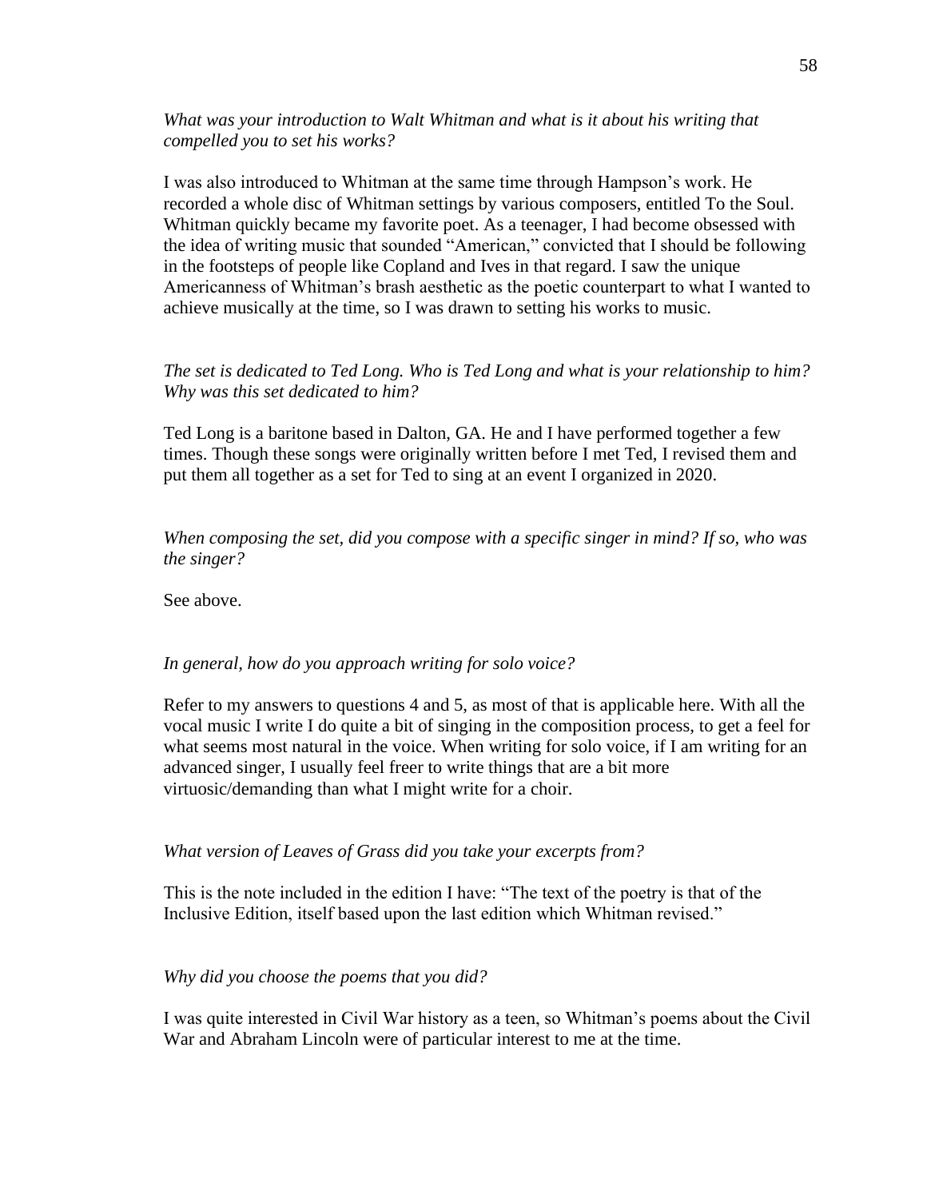*What was your introduction to Walt Whitman and what is it about his writing that compelled you to set his works?*

I was also introduced to Whitman at the same time through Hampson's work. He recorded a whole disc of Whitman settings by various composers, entitled To the Soul. Whitman quickly became my favorite poet. As a teenager, I had become obsessed with the idea of writing music that sounded "American," convicted that I should be following in the footsteps of people like Copland and Ives in that regard. I saw the unique Americanness of Whitman's brash aesthetic as the poetic counterpart to what I wanted to achieve musically at the time, so I was drawn to setting his works to music.

*The set is dedicated to Ted Long. Who is Ted Long and what is your relationship to him? Why was this set dedicated to him?*

Ted Long is a baritone based in Dalton, GA. He and I have performed together a few times. Though these songs were originally written before I met Ted, I revised them and put them all together as a set for Ted to sing at an event I organized in 2020.

*When composing the set, did you compose with a specific singer in mind? If so, who was the singer?*

See above.

*In general, how do you approach writing for solo voice?*

Refer to my answers to questions 4 and 5, as most of that is applicable here. With all the vocal music I write I do quite a bit of singing in the composition process, to get a feel for what seems most natural in the voice. When writing for solo voice, if I am writing for an advanced singer, I usually feel freer to write things that are a bit more virtuosic/demanding than what I might write for a choir.

*What version of Leaves of Grass did you take your excerpts from?*

This is the note included in the edition I have: "The text of the poetry is that of the Inclusive Edition, itself based upon the last edition which Whitman revised."

*Why did you choose the poems that you did?*

I was quite interested in Civil War history as a teen, so Whitman's poems about the Civil War and Abraham Lincoln were of particular interest to me at the time.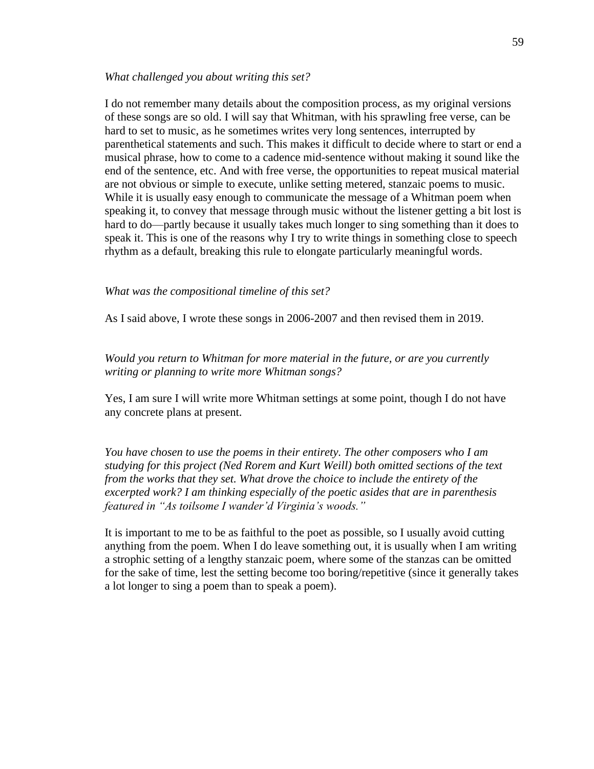*What challenged you about writing this set?*

I do not remember many details about the composition process, as my original versions of these songs are so old. I will say that Whitman, with his sprawling free verse, can be hard to set to music, as he sometimes writes very long sentences, interrupted by parenthetical statements and such. This makes it difficult to decide where to start or end a musical phrase, how to come to a cadence mid-sentence without making it sound like the end of the sentence, etc. And with free verse, the opportunities to repeat musical material are not obvious or simple to execute, unlike setting metered, stanzaic poems to music. While it is usually easy enough to communicate the message of a Whitman poem when speaking it, to convey that message through music without the listener getting a bit lost is hard to do—partly because it usually takes much longer to sing something than it does to speak it. This is one of the reasons why I try to write things in something close to speech rhythm as a default, breaking this rule to elongate particularly meaningful words.

*What was the compositional timeline of this set?*

As I said above, I wrote these songs in 2006-2007 and then revised them in 2019.

*Would you return to Whitman for more material in the future, or are you currently writing or planning to write more Whitman songs?*

Yes, I am sure I will write more Whitman settings at some point, though I do not have any concrete plans at present.

*You have chosen to use the poems in their entirety. The other composers who I am studying for this project (Ned Rorem and Kurt Weill) both omitted sections of the text from the works that they set. What drove the choice to include the entirety of the excerpted work? I am thinking especially of the poetic asides that are in parenthesis featured in "As toilsome I wander'd Virginia's woods."*

It is important to me to be as faithful to the poet as possible, so I usually avoid cutting anything from the poem. When I do leave something out, it is usually when I am writing a strophic setting of a lengthy stanzaic poem, where some of the stanzas can be omitted for the sake of time, lest the setting become too boring/repetitive (since it generally takes a lot longer to sing a poem than to speak a poem).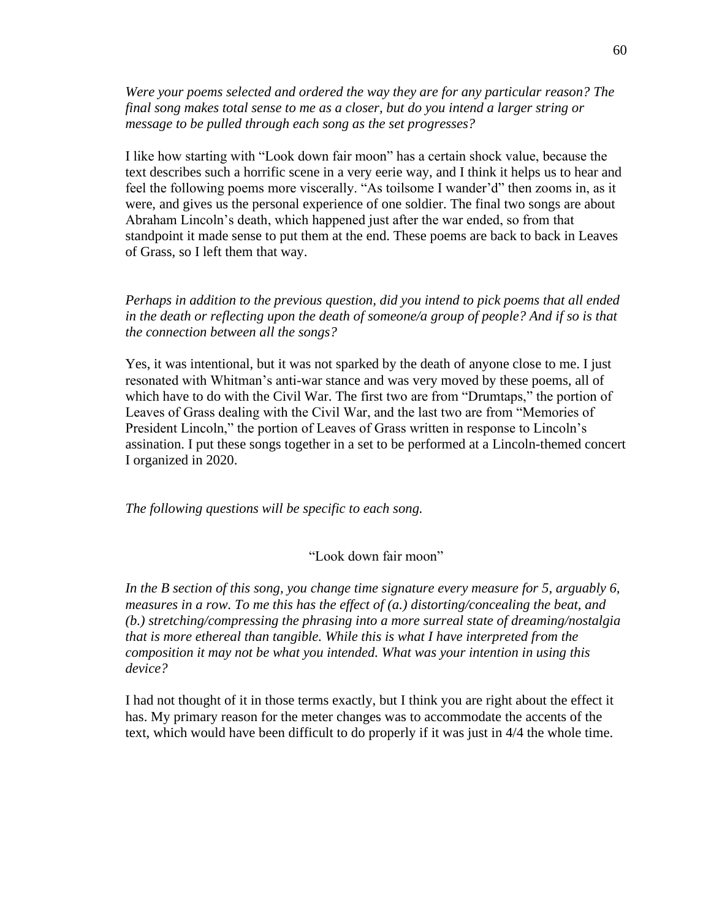*Were your poems selected and ordered the way they are for any particular reason? The final song makes total sense to me as a closer, but do you intend a larger string or message to be pulled through each song as the set progresses?*

I like how starting with "Look down fair moon" has a certain shock value, because the text describes such a horrific scene in a very eerie way, and I think it helps us to hear and feel the following poems more viscerally. "As toilsome I wander'd" then zooms in, as it were, and gives us the personal experience of one soldier. The final two songs are about Abraham Lincoln's death, which happened just after the war ended, so from that standpoint it made sense to put them at the end. These poems are back to back in Leaves of Grass, so I left them that way.

*Perhaps in addition to the previous question, did you intend to pick poems that all ended in the death or reflecting upon the death of someone/a group of people? And if so is that the connection between all the songs?*

Yes, it was intentional, but it was not sparked by the death of anyone close to me. I just resonated with Whitman's anti-war stance and was very moved by these poems, all of which have to do with the Civil War. The first two are from "Drumtaps," the portion of Leaves of Grass dealing with the Civil War, and the last two are from "Memories of President Lincoln," the portion of Leaves of Grass written in response to Lincoln's assination. I put these songs together in a set to be performed at a Lincoln-themed concert I organized in 2020.

*The following questions will be specific to each song.*

### "Look down fair moon"

*In the B section of this song, you change time signature every measure for 5, arguably 6, measures in a row. To me this has the effect of (a.) distorting/concealing the beat, and (b.) stretching/compressing the phrasing into a more surreal state of dreaming/nostalgia that is more ethereal than tangible. While this is what I have interpreted from the composition it may not be what you intended. What was your intention in using this device?*

I had not thought of it in those terms exactly, but I think you are right about the effect it has. My primary reason for the meter changes was to accommodate the accents of the text, which would have been difficult to do properly if it was just in 4/4 the whole time.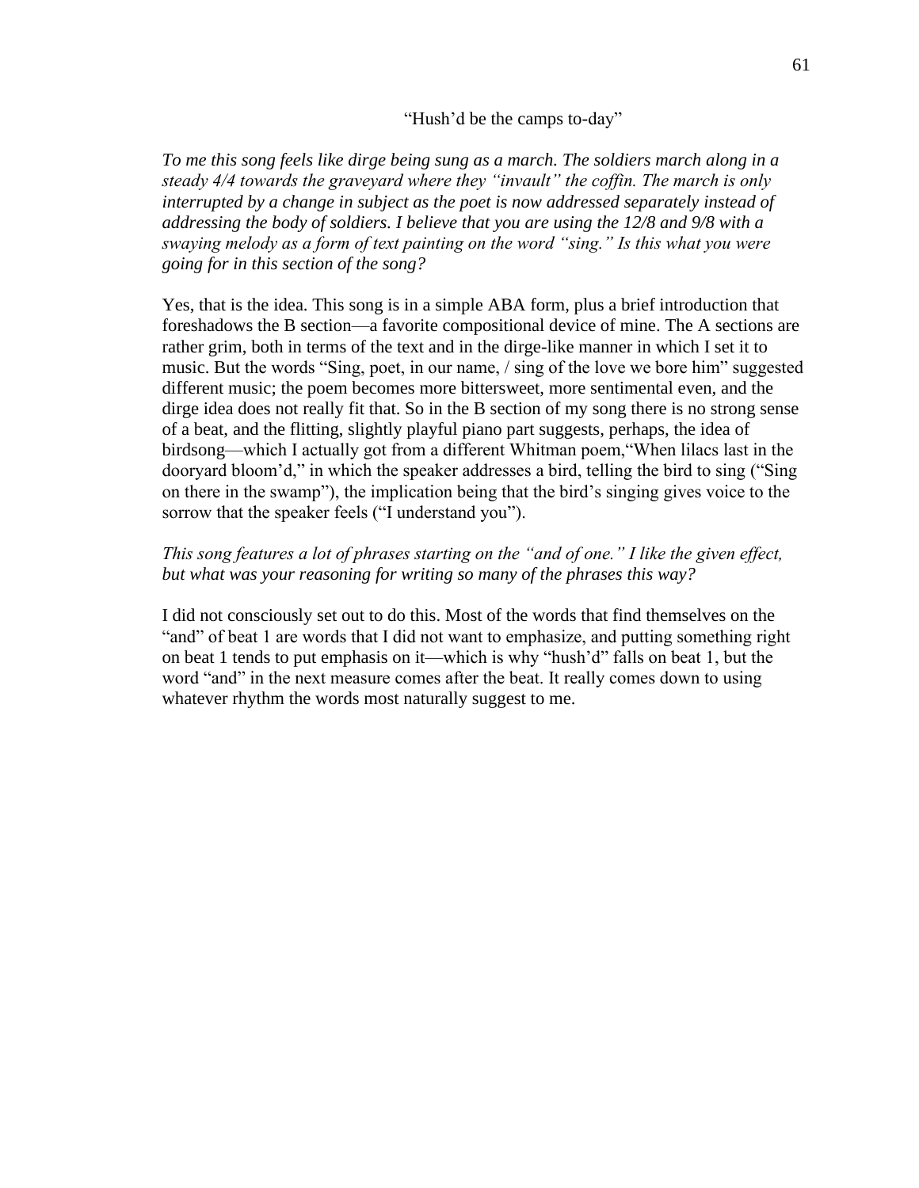"Hush'd be the camps to-day"

*To me this song feels like dirge being sung as a march. The soldiers march along in a steady 4/4 towards the graveyard where they "invault" the coffin. The march is only interrupted by a change in subject as the poet is now addressed separately instead of addressing the body of soldiers. I believe that you are using the 12/8 and 9/8 with a swaying melody as a form of text painting on the word "sing." Is this what you were going for in this section of the song?*

Yes, that is the idea. This song is in a simple ABA form, plus a brief introduction that foreshadows the B section—a favorite compositional device of mine. The A sections are rather grim, both in terms of the text and in the dirge-like manner in which I set it to music. But the words "Sing, poet, in our name, / sing of the love we bore him" suggested different music; the poem becomes more bittersweet, more sentimental even, and the dirge idea does not really fit that. So in the B section of my song there is no strong sense of a beat, and the flitting, slightly playful piano part suggests, perhaps, the idea of birdsong—which I actually got from a different Whitman poem,"When lilacs last in the dooryard bloom'd," in which the speaker addresses a bird, telling the bird to sing ("Sing on there in the swamp"), the implication being that the bird's singing gives voice to the sorrow that the speaker feels ("I understand you").

*This song features a lot of phrases starting on the "and of one." I like the given effect, but what was your reasoning for writing so many of the phrases this way?*

I did not consciously set out to do this. Most of the words that find themselves on the "and" of beat 1 are words that I did not want to emphasize, and putting something right on beat 1 tends to put emphasis on it—which is why "hush'd" falls on beat 1, but the word "and" in the next measure comes after the beat. It really comes down to using whatever rhythm the words most naturally suggest to me.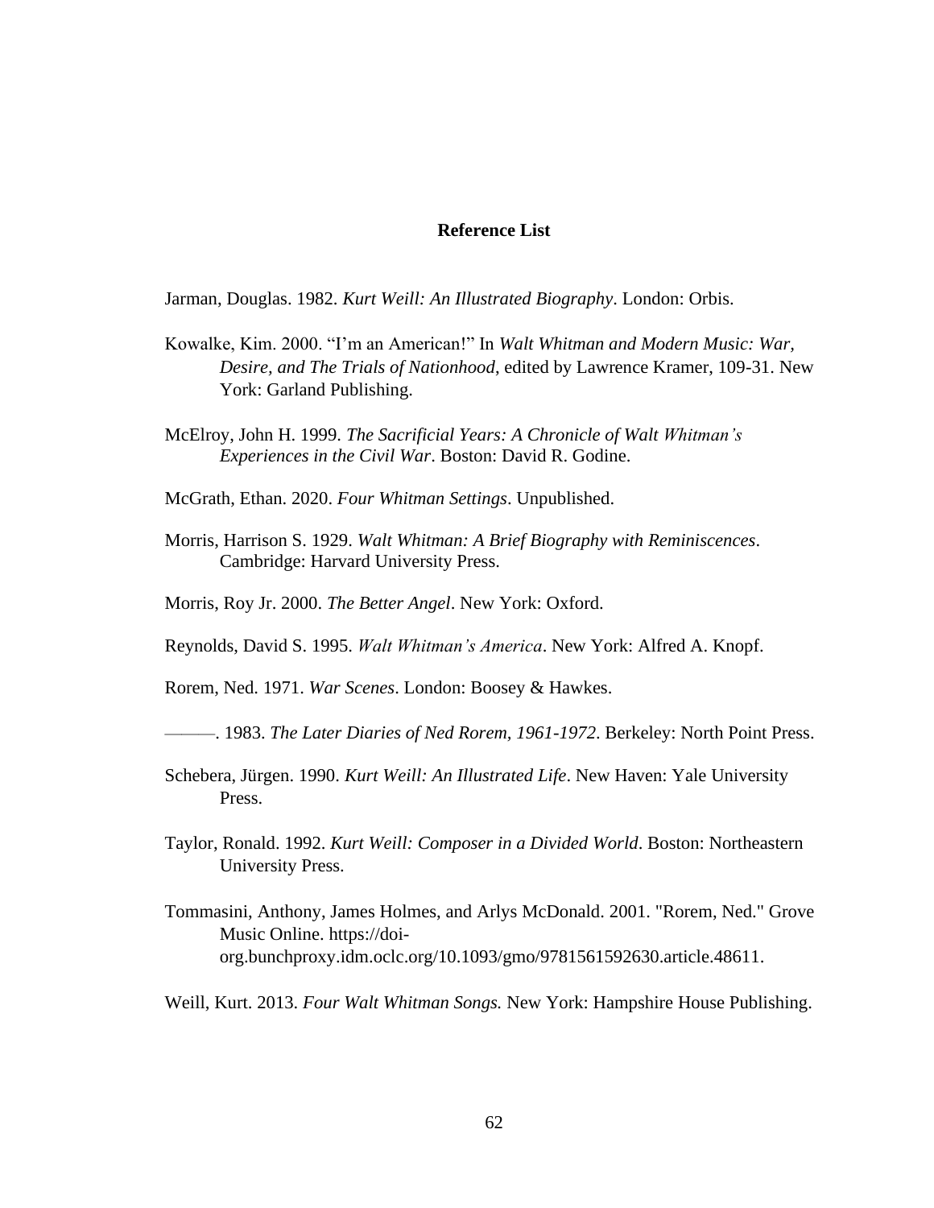## Reference List

Jarman, Douglas. 1982. *Kurt Weill: An Illustrated Biography*. London: Orbis.

Kowalke, Kim. 2000. "I'm an American!" In *Walt Whitman and Modern Music: War, Desire, and The Trials of Nationhood*, edited by Lawrence Kramer, 109-31. New York: Garland Publishing.

McElroy, John H. 1999. *The Sacrificial Years: A Chronicle of Walt Whitman's Experiences in the Civil War*. Boston: David R. Godine.

McGrath, Ethan. 2020. *Four Whitman Settings*. Unpublished.

Morris, Harrison S. 1929. *Walt Whitman: A Brief Biography with Reminiscences*. Cambridge: Harvard University Press.

Morris, Roy Jr. 2000. *The Better Angel*. New York: Oxford.

Reynolds, David S. 1995. *Walt Whitman's America*. New York: Alfred A. Knopf.

Rorem, Ned. 1971. *War Scenes*. London: Boosey & Hawkes.

———. 1983. *The Later Diaries of Ned Rorem, 1961-1972*. Berkeley: North Point Press.

Schebera, Jürgen. 1990. *Kurt Weill: An Illustrated Life*. New Haven: Yale University Press.

Taylor, Ronald. 1992. *Kurt Weill: Composer in a Divided World*. Boston: Northeastern University Press.

Tommasini, Anthony, James Holmes, and Arlys McDonald. 2001. "Rorem, Ned." Grove Music Online. https://doi-org.bunchproxy.idm.oclc.org/10.1093/gmo/9781561592630.article.48611.

Weill, Kurt. 2013. *Four Walt Whitman Songs.* New York: Hampshire House Publishing.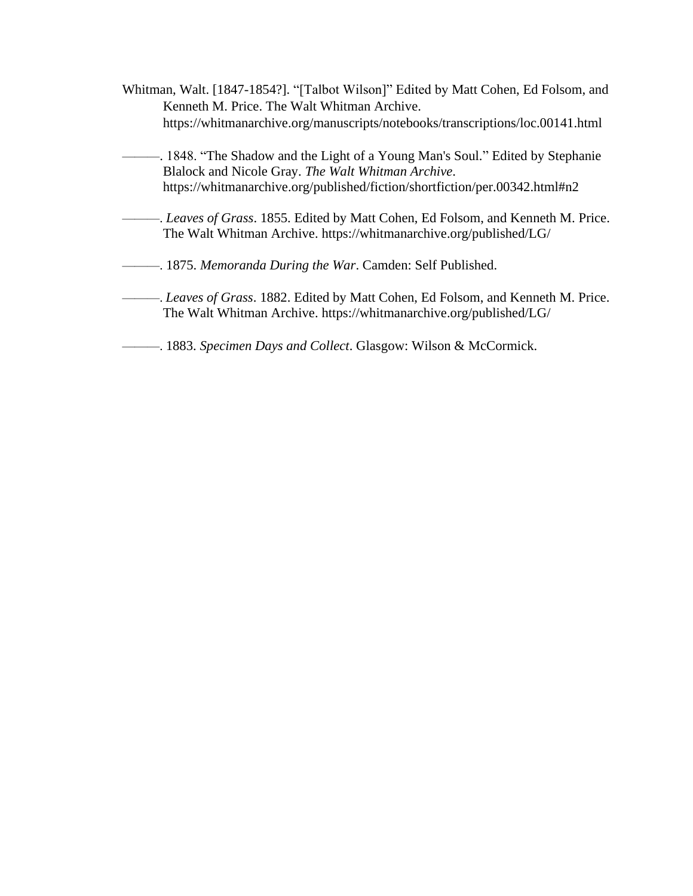Whitman, Walt. [1847-1854?]. "[Talbot Wilson]" Edited by Matt Cohen, Ed Folsom, and Kenneth M. Price. The Walt Whitman Archive. https://whitmanarchive.org/manuscripts/notebooks/transcriptions/loc.00141.html

———. 1848. "The Shadow and the Light of a Young Man's Soul." Edited by Stephanie Blalock and Nicole Gray. *The Walt Whitman Archive*. https://whitmanarchive.org/published/fiction/shortfiction/per.00342.html#n2

———. *Leaves of Grass*. 1855. Edited by Matt Cohen, Ed Folsom, and Kenneth M. Price. The Walt Whitman Archive. https://whitmanarchive.org/published/LG/

———. 1875. *Memoranda During the War*. Camden: Self Published.

———. *Leaves of Grass*. 1882. Edited by Matt Cohen, Ed Folsom, and Kenneth M. Price. The Walt Whitman Archive. https://whitmanarchive.org/published/LG/

———. 1883. *Specimen Days and Collect*. Glasgow: Wilson & McCormick.